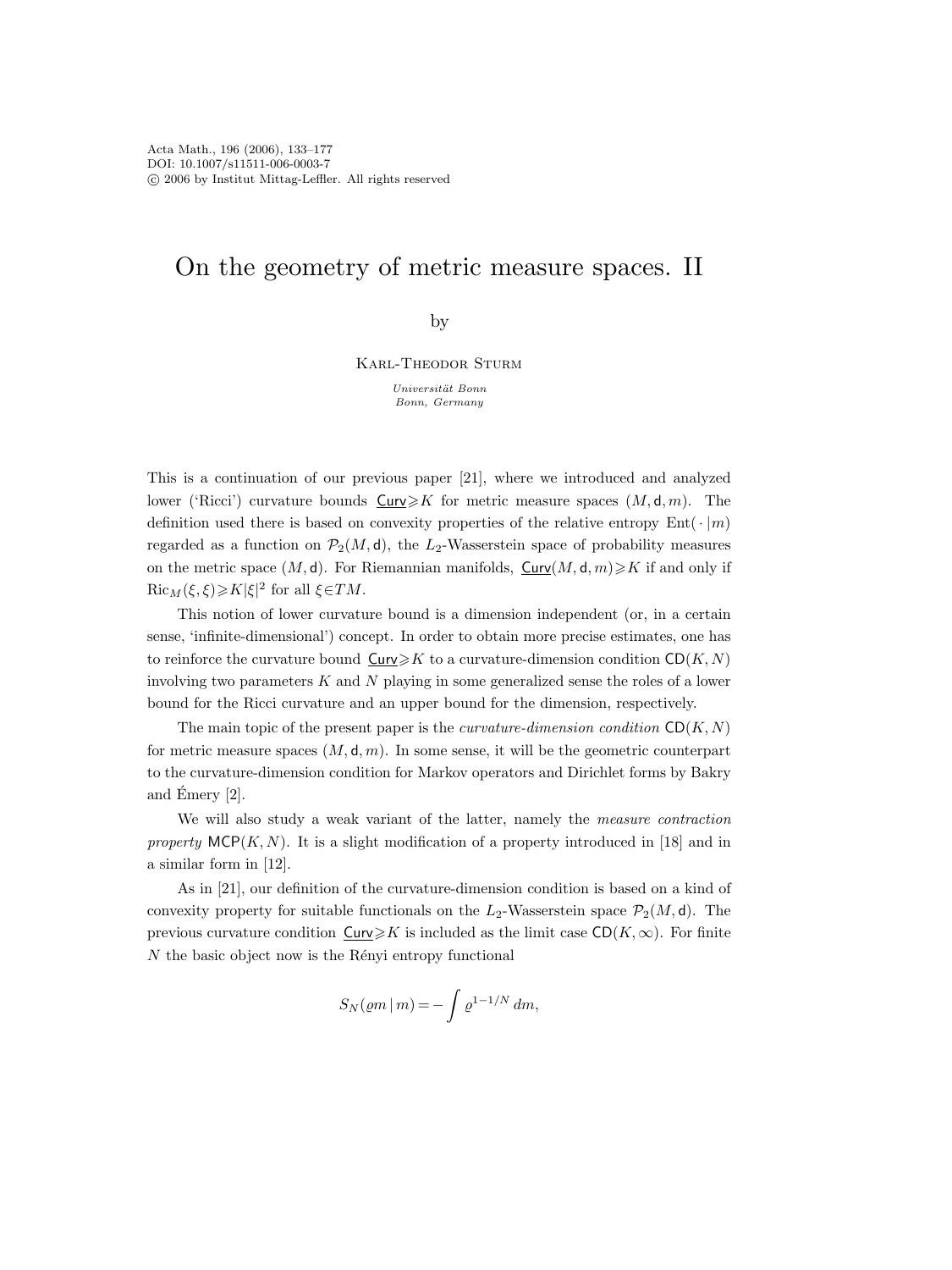# On the geometry of metric measure spaces. II

by

Karl-Theodor Sturm

*Universität Bonn*
*Bonn, Germany*

This is a continuation of our previous paper [21], where we introduced and analyzed lower ('Ricci') curvature bounds $\underline{\mathsf{Curv}} \geqslant K$ for metric measure spaces $(M, \mathsf{d}, m)$. The definition used there is based on convexity properties of the relative entropy $\mathrm{Ent}(\cdot\,|m)$ regarded as a function on $\mathcal{P}_2(M, \mathsf{d})$, the $L_2$-Wasserstein space of probability measures on the metric space $(M, \mathsf{d})$. For Riemannian manifolds, $\underline{\mathsf{Curv}}(M, \mathsf{d}, m) \geqslant K$ if and only if $\mathrm{Ric}_M(\xi, \xi) \geqslant K|\xi|^2$ for all $\xi \in TM$.

This notion of lower curvature bound is a dimension independent (or, in a certain sense, 'infinite-dimensional') concept. In order to obtain more precise estimates, one has to reinforce the curvature bound $\underline{\mathsf{Curv}} \geqslant K$ to a curvature-dimension condition $\mathsf{CD}(K, N)$ involving two parameters $K$ and $N$ playing in some generalized sense the roles of a lower bound for the Ricci curvature and an upper bound for the dimension, respectively.

The main topic of the present paper is the *curvature-dimension condition* $\mathsf{CD}(K, N)$ for metric measure spaces $(M, \mathsf{d}, m)$. In some sense, it will be the geometric counterpart to the curvature-dimension condition for Markov operators and Dirichlet forms by Bakry and Émery [2].

We will also study a weak variant of the latter, namely the *measure contraction property* $\mathsf{MCP}(K, N)$. It is a slight modification of a property introduced in [18] and in a similar form in [12].

As in [21], our definition of the curvature-dimension condition is based on a kind of convexity property for suitable functionals on the $L_2$-Wasserstein space $\mathcal{P}_2(M, \mathsf{d})$. The previous curvature condition $\underline{\mathsf{Curv}} \geqslant K$ is included as the limit case $\mathsf{CD}(K, \infty)$. For finite $N$ the basic object now is the Rényi entropy functional

$$S_N(\varrho m \,|\, m) = -\int \varrho^{1-1/N}\, dm,$$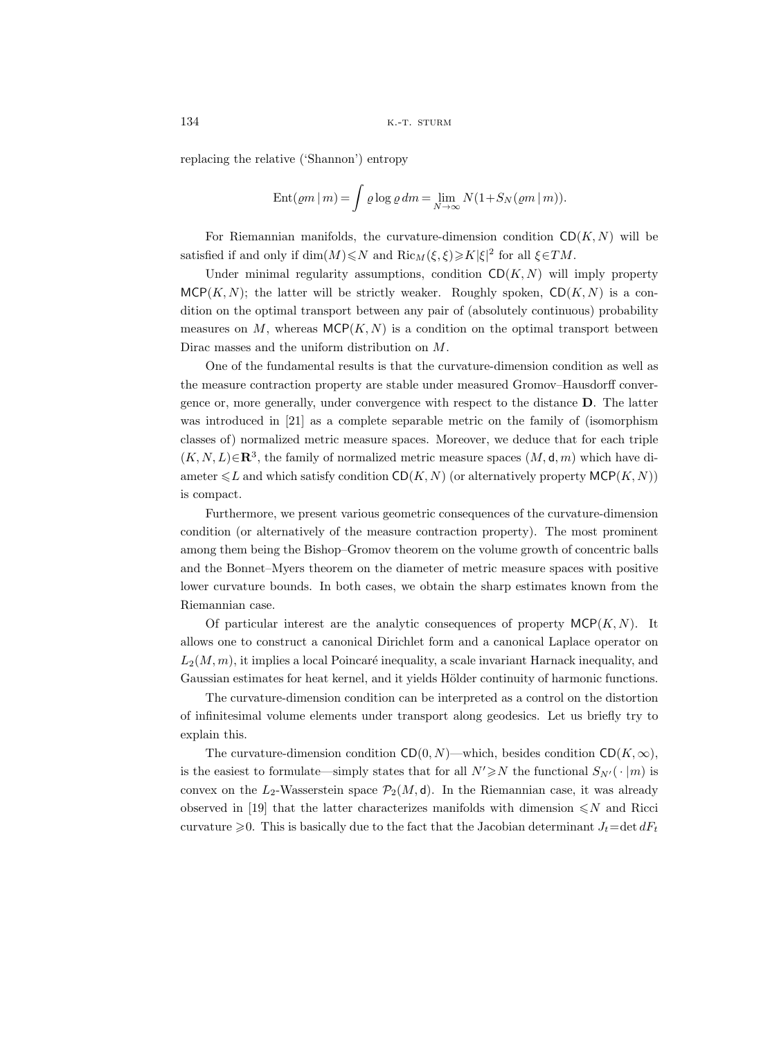replacing the relative ('Shannon') entropy

$$\mathrm{Ent}(\varrho m \,|\, m) = \int \varrho \log \varrho \, dm = \lim_{N\to\infty} N(1+S_N(\varrho m \,|\, m)).$$

For Riemannian manifolds, the curvature-dimension condition $\mathsf{CD}(K,N)$ will be satisfied if and only if $\dim(M)\leqslant N$ and $\mathrm{Ric}_M(\xi,\xi)\geqslant K|\xi|^2$ for all $\xi\in TM$.

Under minimal regularity assumptions, condition $\mathsf{CD}(K,N)$ will imply property $\mathsf{MCP}(K,N)$; the latter will be strictly weaker. Roughly spoken, $\mathsf{CD}(K,N)$ is a condition on the optimal transport between any pair of (absolutely continuous) probability measures on $M$, whereas $\mathsf{MCP}(K,N)$ is a condition on the optimal transport between Dirac masses and the uniform distribution on $M$.

One of the fundamental results is that the curvature-dimension condition as well as the measure contraction property are stable under measured Gromov–Hausdorff convergence or, more generally, under convergence with respect to the distance $\mathbf{D}$. The latter was introduced in [21] as a complete separable metric on the family of (isomorphism classes of) normalized metric measure spaces. Moreover, we deduce that for each triple $(K,N,L)\in\mathbf{R}^3$, the family of normalized metric measure spaces $(M,\mathsf{d},m)$ which have diameter $\leqslant L$ and which satisfy condition $\mathsf{CD}(K,N)$ (or alternatively property $\mathsf{MCP}(K,N)$) is compact.

Furthermore, we present various geometric consequences of the curvature-dimension condition (or alternatively of the measure contraction property). The most prominent among them being the Bishop–Gromov theorem on the volume growth of concentric balls and the Bonnet–Myers theorem on the diameter of metric measure spaces with positive lower curvature bounds. In both cases, we obtain the sharp estimates known from the Riemannian case.

Of particular interest are the analytic consequences of property $\mathsf{MCP}(K,N)$. It allows one to construct a canonical Dirichlet form and a canonical Laplace operator on $L_2(M,m)$, it implies a local Poincaré inequality, a scale invariant Harnack inequality, and Gaussian estimates for heat kernel, and it yields Hölder continuity of harmonic functions.

The curvature-dimension condition can be interpreted as a control on the distortion of infinitesimal volume elements under transport along geodesics. Let us briefly try to explain this.

The curvature-dimension condition $\mathsf{CD}(0,N)$—which, besides condition $\mathsf{CD}(K,\infty)$, is the easiest to formulate—simply states that for all $N'\geqslant N$ the functional $S_{N'}(\,\cdot\,|m)$ is convex on the $L_2$-Wasserstein space $\mathcal{P}_2(M,\mathsf{d})$. In the Riemannian case, it was already observed in [19] that the latter characterizes manifolds with dimension $\leqslant N$ and Ricci curvature $\geqslant 0$. This is basically due to the fact that the Jacobian determinant $J_t=\det dF_t$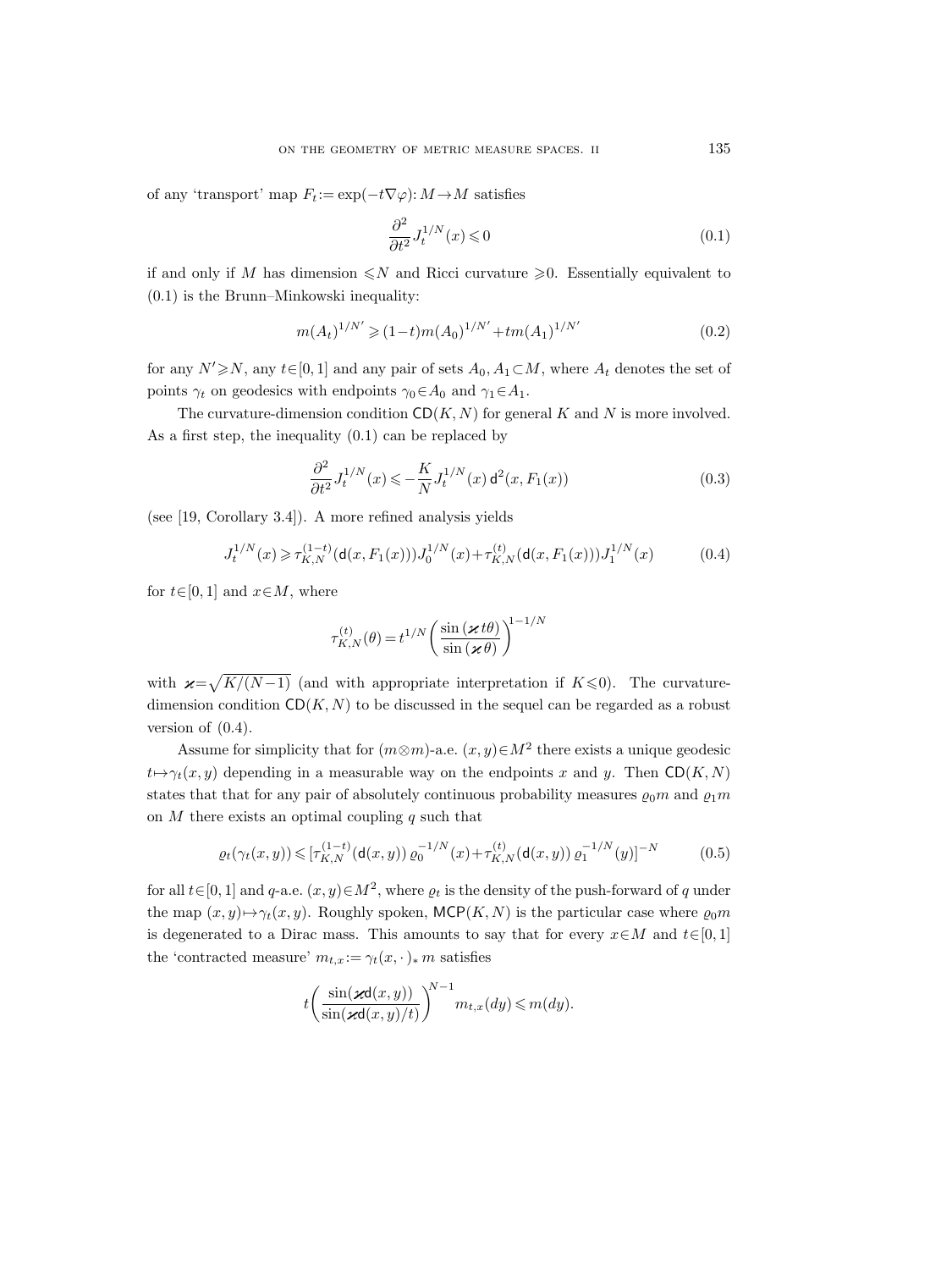of any 'transport' map $F_t := \exp(-t\nabla\varphi): M \to M$ satisfies

$$\frac{\partial^2}{\partial t^2} J_t^{1/N}(x) \leqslant 0 \tag{0.1}$$

if and only if $M$ has dimension $\leqslant N$ and Ricci curvature $\geqslant 0$. Essentially equivalent to (0.1) is the Brunn–Minkowski inequality:

$$m(A_t)^{1/N'} \geqslant (1-t) m(A_0)^{1/N'} + t m(A_1)^{1/N'} \tag{0.2}$$

for any $N' \geqslant N$, any $t \in [0,1]$ and any pair of sets $A_0, A_1 \subset M$, where $A_t$ denotes the set of points $\gamma_t$ on geodesics with endpoints $\gamma_0 \in A_0$ and $\gamma_1 \in A_1$.

The curvature-dimension condition $\mathsf{CD}(K,N)$ for general $K$ and $N$ is more involved. As a first step, the inequality (0.1) can be replaced by

$$\frac{\partial^2}{\partial t^2} J_t^{1/N}(x) \leqslant -\frac{K}{N} J_t^{1/N}(x)\, \mathsf{d}^2(x, F_1(x)) \tag{0.3}$$

(see [19, Corollary 3.4]). A more refined analysis yields

$$J_t^{1/N}(x) \geqslant \tau_{K,N}^{(1-t)}(\mathsf{d}(x, F_1(x))) J_0^{1/N}(x) + \tau_{K,N}^{(t)}(\mathsf{d}(x, F_1(x))) J_1^{1/N}(x) \tag{0.4}$$

for $t \in [0,1]$ and $x \in M$, where

$$\tau_{K,N}^{(t)}(\theta) = t^{1/N} \left( \frac{\sin(\varkappa t \theta)}{\sin(\varkappa \theta)} \right)^{1-1/N}$$

with $\varkappa = \sqrt{K/(N-1)}$ (and with appropriate interpretation if $K \leqslant 0$). The curvature-dimension condition $\mathsf{CD}(K,N)$ to be discussed in the sequel can be regarded as a robust version of (0.4).

Assume for simplicity that for $(m \otimes m)$-a.e. $(x,y) \in M^2$ there exists a unique geodesic $t \mapsto \gamma_t(x,y)$ depending in a measurable way on the endpoints $x$ and $y$. Then $\mathsf{CD}(K,N)$ states that that for any pair of absolutely continuous probability measures $\varrho_0 m$ and $\varrho_1 m$ on $M$ there exists an optimal coupling $q$ such that

$$\varrho_t(\gamma_t(x,y)) \leqslant [\tau_{K,N}^{(1-t)}(\mathsf{d}(x,y))\, \varrho_0^{-1/N}(x) + \tau_{K,N}^{(t)}(\mathsf{d}(x,y))\, \varrho_1^{-1/N}(y)]^{-N} \tag{0.5}$$

for all $t \in [0,1]$ and $q$-a.e. $(x,y) \in M^2$, where $\varrho_t$ is the density of the push-forward of $q$ under the map $(x,y) \mapsto \gamma_t(x,y)$. Roughly spoken, $\mathsf{MCP}(K,N)$ is the particular case where $\varrho_0 m$ is degenerated to a Dirac mass. This amounts to say that for every $x \in M$ and $t \in [0,1]$ the 'contracted measure' $m_{t,x} := \gamma_t(x, \cdot)_* \, m$ satisfies

$$t \left( \frac{\sin(\varkappa \mathsf{d}(x,y))}{\sin(\varkappa \mathsf{d}(x,y)/t)} \right)^{N-1} m_{t,x}(dy) \leqslant m(dy).$$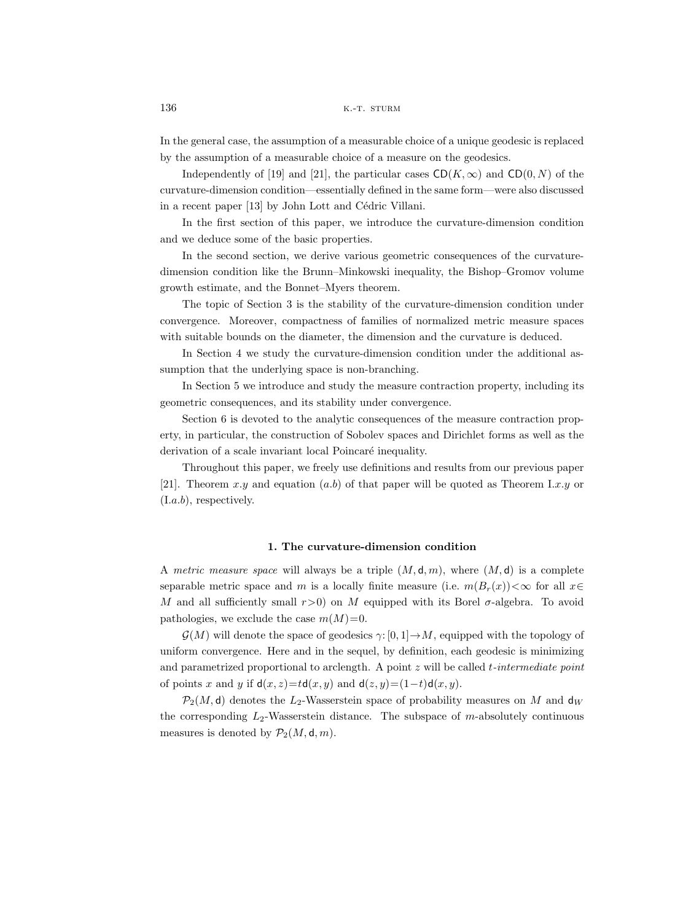In the general case, the assumption of a measurable choice of a unique geodesic is replaced by the assumption of a measurable choice of a measure on the geodesics.

Independently of [19] and [21], the particular cases $\mathsf{CD}(K,\infty)$ and $\mathsf{CD}(0,N)$ of the curvature-dimension condition—essentially defined in the same form—were also discussed in a recent paper [13] by John Lott and Cédric Villani.

In the first section of this paper, we introduce the curvature-dimension condition and we deduce some of the basic properties.

In the second section, we derive various geometric consequences of the curvature-dimension condition like the Brunn–Minkowski inequality, the Bishop–Gromov volume growth estimate, and the Bonnet–Myers theorem.

The topic of Section 3 is the stability of the curvature-dimension condition under convergence. Moreover, compactness of families of normalized metric measure spaces with suitable bounds on the diameter, the dimension and the curvature is deduced.

In Section 4 we study the curvature-dimension condition under the additional assumption that the underlying space is non-branching.

In Section 5 we introduce and study the measure contraction property, including its geometric consequences, and its stability under convergence.

Section 6 is devoted to the analytic consequences of the measure contraction property, in particular, the construction of Sobolev spaces and Dirichlet forms as well as the derivation of a scale invariant local Poincaré inequality.

Throughout this paper, we freely use definitions and results from our previous paper [21]. Theorem $x.y$ and equation $(a.b)$ of that paper will be quoted as Theorem I.$x.y$ or (I.$a.b$), respectively.

## 1. The curvature-dimension condition

A *metric measure space* will always be a triple $(M,\mathsf{d},m)$, where $(M,\mathsf{d})$ is a complete separable metric space and $m$ is a locally finite measure (i.e. $m(B_r(x))<\infty$ for all $x\in M$ and all sufficiently small $r>0$) on $M$ equipped with its Borel $\sigma$-algebra. To avoid pathologies, we exclude the case $m(M)=0$.

$\mathcal{G}(M)$ will denote the space of geodesics $\gamma\colon[0,1]\to M$, equipped with the topology of uniform convergence. Here and in the sequel, by definition, each geodesic is minimizing and parametrized proportional to arclength. A point $z$ will be called *$t$-intermediate point* of points $x$ and $y$ if $\mathsf{d}(x,z)=t\mathsf{d}(x,y)$ and $\mathsf{d}(z,y)=(1-t)\mathsf{d}(x,y)$.

$\mathcal{P}_2(M,\mathsf{d})$ denotes the $L_2$-Wasserstein space of probability measures on $M$ and $\mathsf{d}_W$ the corresponding $L_2$-Wasserstein distance. The subspace of $m$-absolutely continuous measures is denoted by $\mathcal{P}_2(M,\mathsf{d},m)$.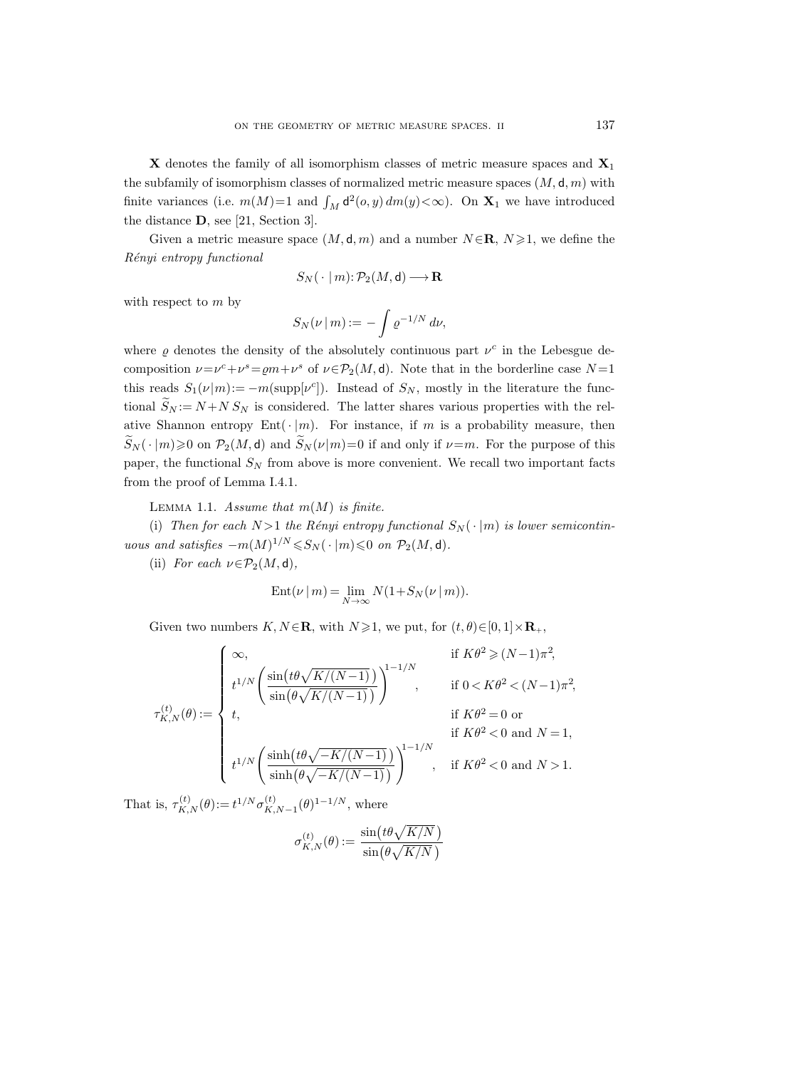$\mathbf{X}$ denotes the family of all isomorphism classes of metric measure spaces and $\mathbf{X}_1$ the subfamily of isomorphism classes of normalized metric measure spaces $(M, \mathsf{d}, m)$ with finite variances (i.e. $m(M)=1$ and $\int_M \mathsf{d}^2(o,y)\,dm(y)<\infty$). On $\mathbf{X}_1$ we have introduced the distance $\mathbf{D}$, see [21, Section 3].

Given a metric measure space $(M, \mathsf{d}, m)$ and a number $N\in\mathbf{R}$, $N\geqslant 1$, we define the *Rényi entropy functional*

$$S_N(\,\cdot\,|\,m)\colon \mathcal{P}_2(M,\mathsf{d}) \longrightarrow \mathbf{R}$$

with respect to $m$ by

$$S_N(\nu\,|\,m) := -\int \varrho^{-1/N}\,d\nu,$$

where $\varrho$ denotes the density of the absolutely continuous part $\nu^c$ in the Lebesgue decomposition $\nu=\nu^c+\nu^s=\varrho m+\nu^s$ of $\nu\in\mathcal{P}_2(M,\mathsf{d})$. Note that in the borderline case $N=1$ this reads $S_1(\nu|m):=-m(\operatorname{supp}[\nu^c])$. Instead of $S_N$, mostly in the literature the functional $\widetilde{S}_N:=N+N\,S_N$ is considered. The latter shares various properties with the relative Shannon entropy $\operatorname{Ent}(\,\cdot\,|m)$. For instance, if $m$ is a probability measure, then $\widetilde{S}_N(\,\cdot\,|m)\geqslant 0$ on $\mathcal{P}_2(M,\mathsf{d})$ and $\widetilde{S}_N(\nu|m)=0$ if and only if $\nu=m$. For the purpose of this paper, the functional $S_N$ from above is more convenient. We recall two important facts from the proof of Lemma I.4.1.

LEMMA 1.1. *Assume that $m(M)$ is finite.*

(i) *Then for each $N>1$ the Rényi entropy functional $S_N(\,\cdot\,|m)$ is lower semicontinuous and satisfies $-m(M)^{1/N}\leqslant S_N(\,\cdot\,|m)\leqslant 0$ on $\mathcal{P}_2(M,\mathsf{d})$.*

(ii) *For each $\nu\in\mathcal{P}_2(M,\mathsf{d})$,*

$$\operatorname{Ent}(\nu\,|\,m) = \lim_{N\to\infty} N(1+S_N(\nu\,|\,m)).$$

Given two numbers $K,N\in\mathbf{R}$, with $N\geqslant 1$, we put, for $(t,\theta)\in[0,1]\times\mathbf{R}_+$,

$$\tau_{K,N}^{(t)}(\theta) := \begin{cases} \infty, & \text{if } K\theta^2\geqslant (N-1)\pi^2,\\[4pt] t^{1/N}\left(\dfrac{\sin\big(t\theta\sqrt{K/(N-1)}\,\big)}{\sin\big(\theta\sqrt{K/(N-1)}\,\big)}\right)^{1-1/N}, & \text{if } 0<K\theta^2<(N-1)\pi^2,\\[4pt] t, & \text{if } K\theta^2=0 \text{ or}\\ & \text{if } K\theta^2<0 \text{ and } N=1,\\[4pt] t^{1/N}\left(\dfrac{\sinh\big(t\theta\sqrt{-K/(N-1)}\,\big)}{\sinh\big(\theta\sqrt{-K/(N-1)}\,\big)}\right)^{1-1/N}, & \text{if } K\theta^2<0 \text{ and } N>1. \end{cases}$$

That is, $\tau_{K,N}^{(t)}(\theta):=t^{1/N}\sigma_{K,N-1}^{(t)}(\theta)^{1-1/N}$, where

$$\sigma_{K,N}^{(t)}(\theta) := \frac{\sin\big(t\theta\sqrt{K/N}\,\big)}{\sin\big(\theta\sqrt{K/N}\,\big)}$$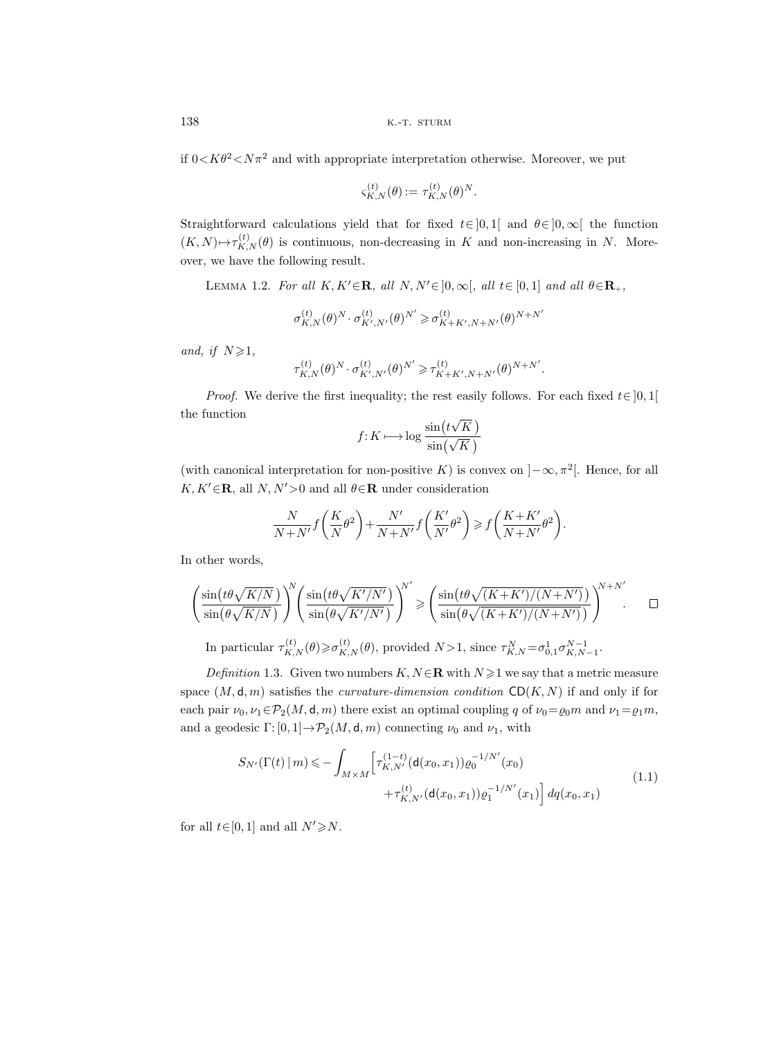if $0<K\theta^2<N\pi^2$ and with appropriate interpretation otherwise. Moreover, we put

$$\varsigma_{K,N}^{(t)}(\theta) := \tau_{K,N}^{(t)}(\theta)^N.$$

Straightforward calculations yield that for fixed $t\in]0,1[$ and $\theta\in]0,\infty[$ the function $(K,N)\mapsto\tau_{K,N}^{(t)}(\theta)$ is continuous, non-decreasing in $K$ and non-increasing in $N$. Moreover, we have the following result.

Lemma 1.2. *For all $K,K'\in\mathbf{R}$, all $N,N'\in]0,\infty[$, all $t\in[0,1]$ and all $\theta\in\mathbf{R}_+$,*

$$\sigma_{K,N}^{(t)}(\theta)^N\cdot\sigma_{K',N'}^{(t)}(\theta)^{N'}\geqslant\sigma_{K+K',N+N'}^{(t)}(\theta)^{N+N'}$$

*and, if $N\geqslant1$,*

$$\tau_{K,N}^{(t)}(\theta)^N\cdot\sigma_{K',N'}^{(t)}(\theta)^{N'}\geqslant\tau_{K+K',N+N'}^{(t)}(\theta)^{N+N'}.$$

*Proof.* We derive the first inequality; the rest easily follows. For each fixed $t\in]0,1[$ the function

$$f\colon K\longmapsto\log\frac{\sin(t\sqrt{K})}{\sin(\sqrt{K})}$$

(with canonical interpretation for non-positive $K$) is convex on $]-\infty,\pi^2[$. Hence, for all $K,K'\in\mathbf{R}$, all $N,N'>0$ and all $\theta\in\mathbf{R}$ under consideration

$$\frac{N}{N+N'}f\left(\frac{K}{N}\theta^2\right)+\frac{N'}{N+N'}f\left(\frac{K'}{N'}\theta^2\right)\geqslant f\left(\frac{K+K'}{N+N'}\theta^2\right).$$

In other words,

$$\left(\frac{\sin(t\theta\sqrt{K/N})}{\sin(\theta\sqrt{K/N})}\right)^N\left(\frac{\sin(t\theta\sqrt{K'/N'})}{\sin(\theta\sqrt{K'/N'})}\right)^{N'}\geqslant\left(\frac{\sin(t\theta\sqrt{(K+K')/(N+N')})}{\sin(\theta\sqrt{(K+K')/(N+N')})}\right)^{N+N'}. \qquad\square$$

In particular $\tau_{K,N}^{(t)}(\theta)\geqslant\sigma_{K,N}^{(t)}(\theta)$, provided $N>1$, since $\tau_{K,N}^N=\sigma_{0,1}^1\sigma_{K,N-1}^{N-1}$.

*Definition* 1.3. Given two numbers $K,N\in\mathbf{R}$ with $N\geqslant1$ we say that a metric measure space $(M,\mathsf{d},m)$ satisfies the *curvature-dimension condition* $\mathsf{CD}(K,N)$ if and only if for each pair $\nu_0,\nu_1\in\mathcal{P}_2(M,\mathsf{d},m)$ there exist an optimal coupling $q$ of $\nu_0=\varrho_0m$ and $\nu_1=\varrho_1m$, and a geodesic $\Gamma\colon[0,1]\to\mathcal{P}_2(M,\mathsf{d},m)$ connecting $\nu_0$ and $\nu_1$, with

$$\begin{aligned}S_{N'}(\Gamma(t)\,|\,m)\leqslant-\int_{M\times M}\Big[&\tau_{K,N'}^{(1-t)}(\mathsf{d}(x_0,x_1))\varrho_0^{-1/N'}(x_0)\\&+\tau_{K,N'}^{(t)}(\mathsf{d}(x_0,x_1))\varrho_1^{-1/N'}(x_1)\Big]\,dq(x_0,x_1)\end{aligned}\tag{1.1}$$

for all $t\in[0,1]$ and all $N'\geqslant N$.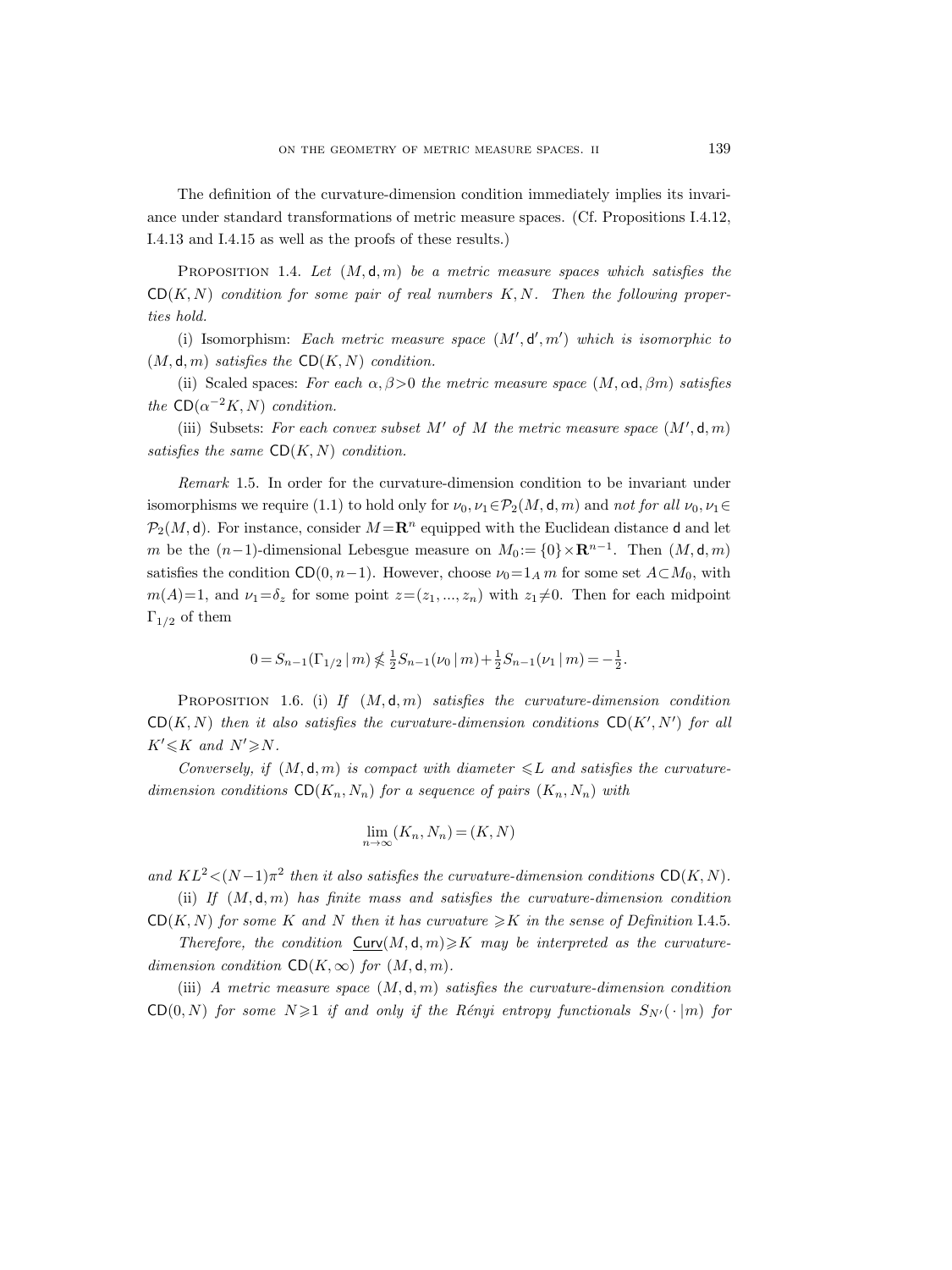The definition of the curvature-dimension condition immediately implies its invariance under standard transformations of metric measure spaces. (Cf. Propositions I.4.12, I.4.13 and I.4.15 as well as the proofs of these results.)

PROPOSITION 1.4. *Let $(M,\mathsf{d},m)$ be a metric measure spaces which satisfies the $\mathsf{CD}(K,N)$ condition for some pair of real numbers $K,N$. Then the following properties hold.*

(i) Isomorphism: *Each metric measure space $(M',\mathsf{d}',m')$ which is isomorphic to $(M,\mathsf{d},m)$ satisfies the $\mathsf{CD}(K,N)$ condition.*

(ii) Scaled spaces: *For each $\alpha,\beta>0$ the metric measure space $(M,\alpha\mathsf{d},\beta m)$ satisfies the $\mathsf{CD}(\alpha^{-2}K,N)$ condition.*

(iii) Subsets: *For each convex subset $M'$ of $M$ the metric measure space $(M',\mathsf{d},m)$ satisfies the same $\mathsf{CD}(K,N)$ condition.*

*Remark* 1.5. In order for the curvature-dimension condition to be invariant under isomorphisms we require (1.1) to hold only for $\nu_0,\nu_1\in\mathcal{P}_2(M,\mathsf{d},m)$ and *not for all* $\nu_0,\nu_1\in\mathcal{P}_2(M,\mathsf{d})$. For instance, consider $M=\mathbf{R}^n$ equipped with the Euclidean distance $\mathsf{d}$ and let $m$ be the $(n-1)$-dimensional Lebesgue measure on $M_0:=\{0\}\times\mathbf{R}^{n-1}$. Then $(M,\mathsf{d},m)$ satisfies the condition $\mathsf{CD}(0,n-1)$. However, choose $\nu_0=1_A\,m$ for some set $A\subset M_0$, with $m(A)=1$, and $\nu_1=\delta_z$ for some point $z=(z_1,...,z_n)$ with $z_1\neq0$. Then for each midpoint $\Gamma_{1/2}$ of them

$$0=S_{n-1}(\Gamma_{1/2}\,|\,m)\nleq\tfrac{1}{2}S_{n-1}(\nu_0\,|\,m)+\tfrac{1}{2}S_{n-1}(\nu_1\,|\,m)=-\tfrac{1}{2}.$$

PROPOSITION 1.6. (i) *If $(M,\mathsf{d},m)$ satisfies the curvature-dimension condition $\mathsf{CD}(K,N)$ then it also satisfies the curvature-dimension conditions $\mathsf{CD}(K',N')$ for all $K'\leqslant K$ and $N'\geqslant N$.*

*Conversely, if $(M,\mathsf{d},m)$ is compact with diameter $\leqslant L$ and satisfies the curvature-dimension conditions $\mathsf{CD}(K_n,N_n)$ for a sequence of pairs $(K_n,N_n)$ with*

$$\lim_{n\to\infty}(K_n,N_n)=(K,N)$$

*and $KL^2<(N-1)\pi^2$ then it also satisfies the curvature-dimension conditions $\mathsf{CD}(K,N)$.*

(ii) *If $(M,\mathsf{d},m)$ has finite mass and satisfies the curvature-dimension condition $\mathsf{CD}(K,N)$ for some $K$ and $N$ then it has curvature $\geqslant K$ in the sense of Definition* I.4.5.

*Therefore, the condition $\underline{\mathsf{Curv}}(M,\mathsf{d},m)\geqslant K$ may be interpreted as the curvature-dimension condition $\mathsf{CD}(K,\infty)$ for $(M,\mathsf{d},m)$.*

(iii) *A metric measure space $(M,\mathsf{d},m)$ satisfies the curvature-dimension condition $\mathsf{CD}(0,N)$ for some $N\geqslant1$ if and only if the Rényi entropy functionals $S_{N'}(\,\cdot\,|m)$ for*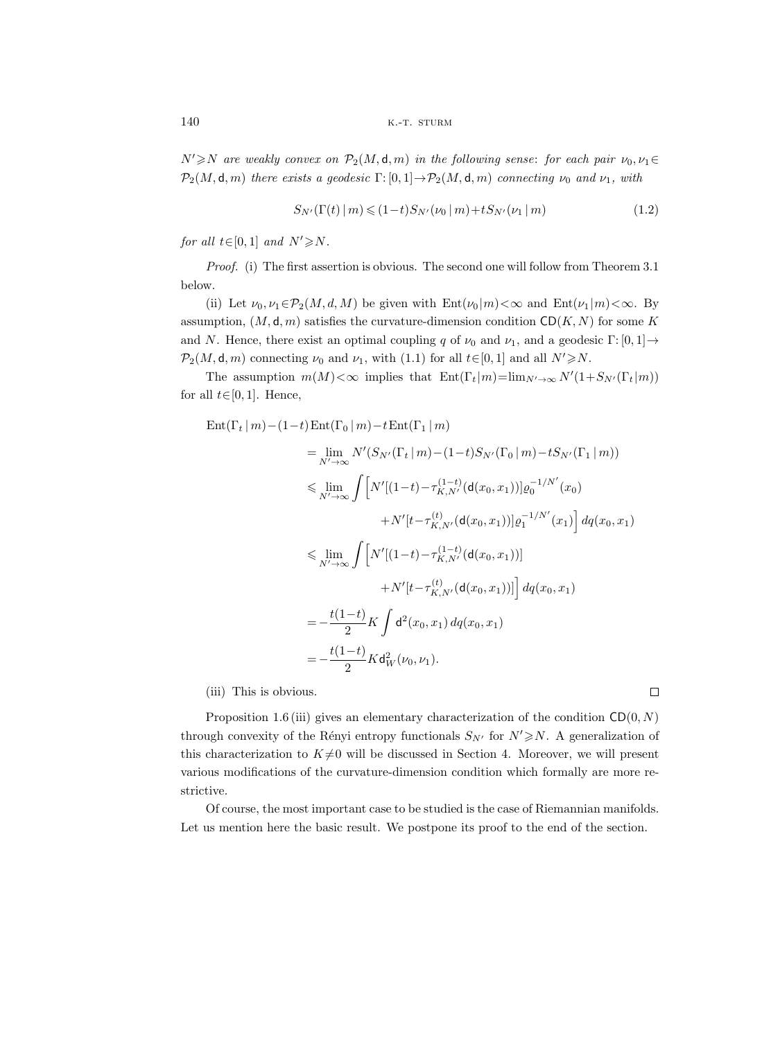*$N'\geqslant N$ are weakly convex on $\mathcal{P}_2(M,\mathsf{d},m)$ in the following sense: for each pair $\nu_0,\nu_1\in\mathcal{P}_2(M,\mathsf{d},m)$ there exists a geodesic $\Gamma\colon[0,1]\to\mathcal{P}_2(M,\mathsf{d},m)$ connecting $\nu_0$ and $\nu_1$, with*

$$S_{N'}(\Gamma(t)\,|\,m)\leqslant(1-t)S_{N'}(\nu_0\,|\,m)+tS_{N'}(\nu_1\,|\,m) \tag{1.2}$$

*for all $t\in[0,1]$ and $N'\geqslant N$.*

*Proof.* (i) The first assertion is obvious. The second one will follow from Theorem 3.1 below.

(ii) Let $\nu_0,\nu_1\in\mathcal{P}_2(M,d,M)$ be given with $\operatorname{Ent}(\nu_0|m)<\infty$ and $\operatorname{Ent}(\nu_1|m)<\infty$. By assumption, $(M,\mathsf{d},m)$ satisfies the curvature-dimension condition $\mathsf{CD}(K,N)$ for some $K$ and $N$. Hence, there exist an optimal coupling $q$ of $\nu_0$ and $\nu_1$, and a geodesic $\Gamma\colon[0,1]\to\mathcal{P}_2(M,\mathsf{d},m)$ connecting $\nu_0$ and $\nu_1$, with (1.1) for all $t\in[0,1]$ and all $N'\geqslant N$.

The assumption $m(M)<\infty$ implies that $\operatorname{Ent}(\Gamma_t|m)=\lim_{N'\to\infty}N'(1+S_{N'}(\Gamma_t|m))$ for all $t\in[0,1]$. Hence,

$$\begin{aligned}
&\operatorname{Ent}(\Gamma_t\,|\,m)-(1-t)\operatorname{Ent}(\Gamma_0\,|\,m)-t\operatorname{Ent}(\Gamma_1\,|\,m)\\
&\qquad=\lim_{N'\to\infty}N'(S_{N'}(\Gamma_t\,|\,m)-(1-t)S_{N'}(\Gamma_0\,|\,m)-tS_{N'}(\Gamma_1\,|\,m))\\
&\qquad\leqslant\lim_{N'\to\infty}\int\Big[N'[(1-t)-\tau^{(1-t)}_{K,N'}(\mathsf{d}(x_0,x_1))]\varrho_0^{-1/N'}(x_0)\\
&\qquad\qquad\qquad+N'[t-\tau^{(t)}_{K,N'}(\mathsf{d}(x_0,x_1))]\varrho_1^{-1/N'}(x_1)\Big]\,dq(x_0,x_1)\\
&\qquad\leqslant\lim_{N'\to\infty}\int\Big[N'[(1-t)-\tau^{(1-t)}_{K,N'}(\mathsf{d}(x_0,x_1))]\\
&\qquad\qquad\qquad+N'[t-\tau^{(t)}_{K,N'}(\mathsf{d}(x_0,x_1))]\Big]\,dq(x_0,x_1)\\
&\qquad=-\frac{t(1-t)}{2}K\int\mathsf{d}^2(x_0,x_1)\,dq(x_0,x_1)\\
&\qquad=-\frac{t(1-t)}{2}K\mathsf{d}_W^2(\nu_0,\nu_1).
\end{aligned}$$

(iii) This is obvious. $\square$

Proposition 1.6 (iii) gives an elementary characterization of the condition $\mathsf{CD}(0,N)$ through convexity of the Rényi entropy functionals $S_{N'}$ for $N'\geqslant N$. A generalization of this characterization to $K\neq 0$ will be discussed in Section 4. Moreover, we will present various modifications of the curvature-dimension condition which formally are more restrictive.

Of course, the most important case to be studied is the case of Riemannian manifolds. Let us mention here the basic result. We postpone its proof to the end of the section.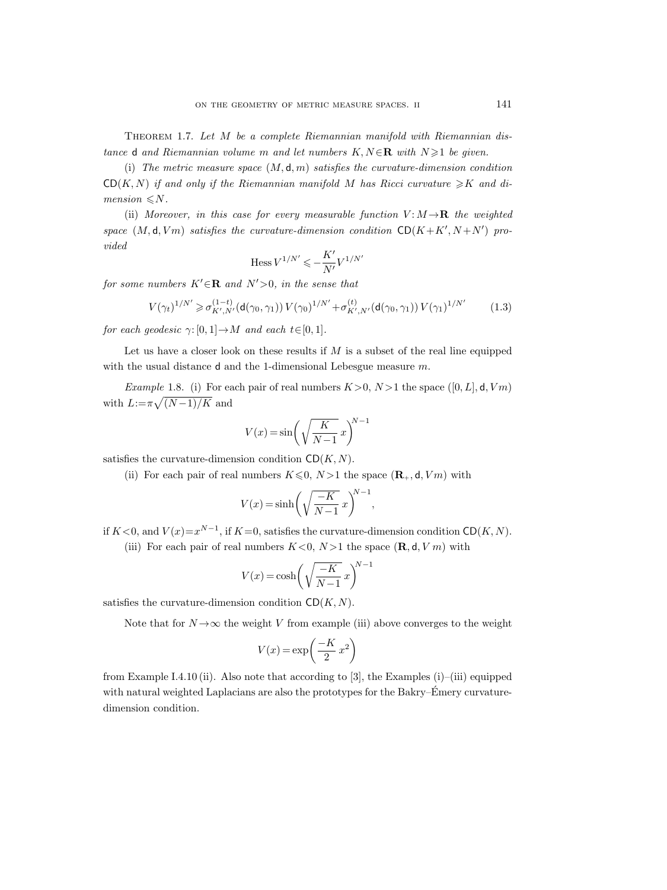Theorem 1.7. *Let $M$ be a complete Riemannian manifold with Riemannian distance $\mathsf{d}$ and Riemannian volume $m$ and let numbers $K, N \in \mathbf{R}$ with $N \geqslant 1$ be given.*

(i) *The metric measure space $(M, \mathsf{d}, m)$ satisfies the curvature-dimension condition $\mathsf{CD}(K, N)$ if and only if the Riemannian manifold $M$ has Ricci curvature $\geqslant K$ and dimension $\leqslant N$.*

(ii) *Moreover, in this case for every measurable function $V: M \to \mathbf{R}$ the weighted space $(M, \mathsf{d}, Vm)$ satisfies the curvature-dimension condition $\mathsf{CD}(K+K', N+N')$ provided*

$$\operatorname{Hess} V^{1/N'} \leqslant -\frac{K'}{N'} V^{1/N'}$$

*for some numbers $K' \in \mathbf{R}$ and $N' > 0$, in the sense that*

$$V(\gamma_t)^{1/N'} \geqslant \sigma_{K',N'}^{(1-t)}(\mathsf{d}(\gamma_0, \gamma_1))\, V(\gamma_0)^{1/N'} + \sigma_{K',N'}^{(t)}(\mathsf{d}(\gamma_0, \gamma_1))\, V(\gamma_1)^{1/N'} \tag{1.3}$$

*for each geodesic $\gamma: [0,1] \to M$ and each $t \in [0,1]$.*

Let us have a closer look on these results if $M$ is a subset of the real line equipped with the usual distance $\mathsf{d}$ and the 1-dimensional Lebesgue measure $m$.

*Example* 1.8. (i) For each pair of real numbers $K > 0$, $N > 1$ the space $([0, L], \mathsf{d}, Vm)$ with $L := \pi\sqrt{(N-1)/K}$ and

$$V(x) = \sin\biggl(\sqrt{\frac{K}{N-1}}\, x\biggr)^{N-1}$$

satisfies the curvature-dimension condition $\mathsf{CD}(K, N)$.

(ii) For each pair of real numbers $K \leqslant 0$, $N > 1$ the space $(\mathbf{R}_+, \mathsf{d}, Vm)$ with

$$V(x) = \sinh\biggl(\sqrt{\frac{-K}{N-1}}\, x\biggr)^{N-1},$$

if $K < 0$, and $V(x) = x^{N-1}$, if $K = 0$, satisfies the curvature-dimension condition $\mathsf{CD}(K, N)$.

(iii) For each pair of real numbers $K < 0$, $N > 1$ the space $(\mathbf{R}, \mathsf{d}, V\, m)$ with

$$V(x) = \cosh\biggl(\sqrt{\frac{-K}{N-1}}\, x\biggr)^{N-1}$$

satisfies the curvature-dimension condition $\mathsf{CD}(K, N)$.

Note that for $N \to \infty$ the weight $V$ from example (iii) above converges to the weight

$$V(x) = \exp\biggl(\frac{-K}{2}\, x^2\biggr)$$

from Example I.4.10 (ii). Also note that according to [3], the Examples (i)–(iii) equipped with natural weighted Laplacians are also the prototypes for the Bakry–Émery curvature-dimension condition.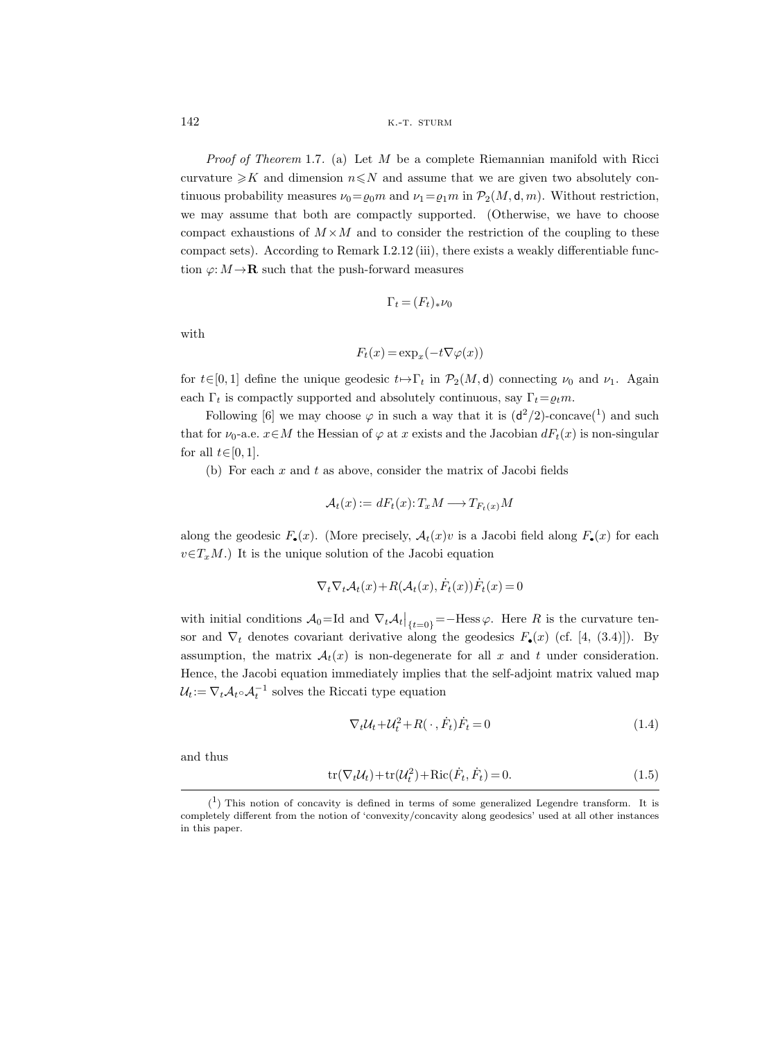*Proof of Theorem* 1.7. (a) Let $M$ be a complete Riemannian manifold with Ricci curvature $\geqslant K$ and dimension $n \leqslant N$ and assume that we are given two absolutely continuous probability measures $\nu_0 = \varrho_0 m$ and $\nu_1 = \varrho_1 m$ in $\mathcal{P}_2(M, \mathsf{d}, m)$. Without restriction, we may assume that both are compactly supported. (Otherwise, we have to choose compact exhaustions of $M \times M$ and to consider the restriction of the coupling to these compact sets). According to Remark I.2.12 (iii), there exists a weakly differentiable function $\varphi: M \to \mathbf{R}$ such that the push-forward measures

$$\Gamma_t = (F_t)_* \nu_0$$

with

$$F_t(x) = \exp_x(-t \nabla \varphi(x))$$

for $t \in [0,1]$ define the unique geodesic $t \mapsto \Gamma_t$ in $\mathcal{P}_2(M, \mathsf{d})$ connecting $\nu_0$ and $\nu_1$. Again each $\Gamma_t$ is compactly supported and absolutely continuous, say $\Gamma_t = \varrho_t m$.

Following [6] we may choose $\varphi$ in such a way that it is $(\mathsf{d}^2/2)$-concave([1]) and such that for $\nu_0$-a.e. $x \in M$ the Hessian of $\varphi$ at $x$ exists and the Jacobian $dF_t(x)$ is non-singular for all $t \in [0,1]$.

(b) For each $x$ and $t$ as above, consider the matrix of Jacobi fields

$$\mathcal{A}_t(x) := dF_t(x): T_x M \longrightarrow T_{F_t(x)} M$$

along the geodesic $F_\bullet(x)$. (More precisely, $\mathcal{A}_t(x)v$ is a Jacobi field along $F_\bullet(x)$ for each $v \in T_x M$.) It is the unique solution of the Jacobi equation

$$\nabla_t \nabla_t \mathcal{A}_t(x) + R(\mathcal{A}_t(x), \dot{F}_t(x)) \dot{F}_t(x) = 0$$

with initial conditions $\mathcal{A}_0 = \mathrm{Id}$ and $\nabla_t \mathcal{A}_t\big|_{\{t=0\}} = -\mathrm{Hess}\,\varphi$. Here $R$ is the curvature tensor and $\nabla_t$ denotes covariant derivative along the geodesics $F_\bullet(x)$ (cf. [4, (3.4)]). By assumption, the matrix $\mathcal{A}_t(x)$ is non-degenerate for all $x$ and $t$ under consideration. Hence, the Jacobi equation immediately implies that the self-adjoint matrix valued map $\mathcal{U}_t := \nabla_t \mathcal{A}_t \circ \mathcal{A}_t^{-1}$ solves the Riccati type equation

$$\nabla_t \mathcal{U}_t + \mathcal{U}_t^2 + R(\,\cdot\,, \dot{F}_t) \dot{F}_t = 0 \tag{1.4}$$

and thus

$$\mathrm{tr}(\nabla_t \mathcal{U}_t) + \mathrm{tr}(\mathcal{U}_t^2) + \mathrm{Ric}(\dot{F}_t, \dot{F}_t) = 0. \tag{1.5}$$

---

([1]) This notion of concavity is defined in terms of some generalized Legendre transform. It is completely different from the notion of 'convexity/concavity along geodesics' used at all other instances in this paper.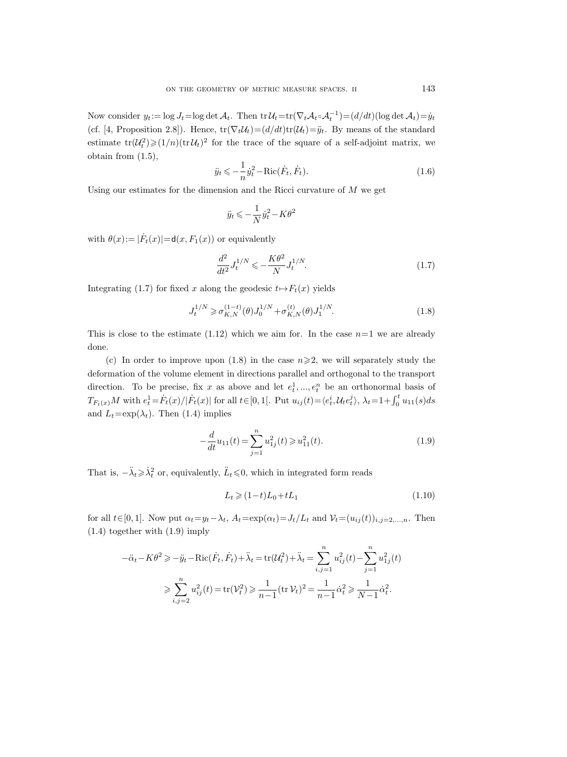Now consider $y_t := \log J_t = \log\det \mathcal{A}_t$. Then $\operatorname{tr}\mathcal{U}_t = \operatorname{tr}(\nabla_t \mathcal{A}_t \circ \mathcal{A}_t^{-1}) = (d/dt)(\log\det\mathcal{A}_t) = \dot{y}_t$ (cf. [4, Proposition 2.8]). Hence, $\operatorname{tr}(\nabla_t \mathcal{U}_t) = (d/dt)\operatorname{tr}(\mathcal{U}_t) = \ddot{y}_t$. By means of the standard estimate $\operatorname{tr}(\mathcal{U}_t^2) \geqslant (1/n)(\operatorname{tr}\mathcal{U}_t)^2$ for the trace of the square of a self-adjoint matrix, we obtain from (1.5),

$$\ddot{y}_t \leqslant -\frac{1}{n}\dot{y}_t^2 - \operatorname{Ric}(\dot{F}_t, \dot{F}_t). \tag{1.6}$$

Using our estimates for the dimension and the Ricci curvature of $M$ we get

$$\ddot{y}_t \leqslant -\frac{1}{N}\dot{y}_t^2 - K\theta^2$$

with $\theta(x) := |\dot{F}_t(x)| = \mathsf{d}(x, F_1(x))$ or equivalently

$$\frac{d^2}{dt^2} J_t^{1/N} \leqslant -\frac{K\theta^2}{N} J_t^{1/N}. \tag{1.7}$$

Integrating (1.7) for fixed $x$ along the geodesic $t \mapsto F_t(x)$ yields

$$J_t^{1/N} \geqslant \sigma_{K,N}^{(1-t)}(\theta) J_0^{1/N} + \sigma_{K,N}^{(t)}(\theta) J_1^{1/N}. \tag{1.8}$$

This is close to the estimate (1.12) which we aim for. In the case $n=1$ we are already done.

(c) In order to improve upon (1.8) in the case $n \geqslant 2$, we will separately study the deformation of the volume element in directions parallel and orthogonal to the transport direction. To be precise, fix $x$ as above and let $e_t^1, ..., e_t^n$ be an orthonormal basis of $T_{F_t(x)}M$ with $e_t^1 = \dot{F}_t(x)/|\dot{F}_t(x)|$ for all $t \in [0,1[$. Put $u_{ij}(t) = \langle e_t^i, \mathcal{U}_t e_t^j \rangle$, $\lambda_t = 1 + \int_0^t u_{11}(s)\,ds$ and $L_t = \exp(\lambda_t)$. Then (1.4) implies

$$-\frac{d}{dt} u_{11}(t) = \sum_{j=1}^n u_{1j}^2(t) \geqslant u_{11}^2(t). \tag{1.9}$$

That is, $-\ddot{\lambda}_t \geqslant \dot{\lambda}_t^2$ or, equivalently, $\ddot{L}_t \leqslant 0$, which in integrated form reads

$$L_t \geqslant (1-t)L_0 + tL_1 \tag{1.10}$$

for all $t \in [0,1]$. Now put $\alpha_t = y_t - \lambda_t$, $A_t = \exp(\alpha_t) = J_t/L_t$ and $\mathcal{V}_t = (u_{ij}(t))_{i,j=2,...,n}$. Then (1.4) together with (1.9) imply

$$\begin{aligned}
-\ddot{\alpha}_t - K\theta^2 &\geqslant -\ddot{y}_t - \operatorname{Ric}(\dot{F}_t, \dot{F}_t) + \ddot{\lambda}_t = \operatorname{tr}(\mathcal{U}_t^2) + \ddot{\lambda}_t = \sum_{i,j=1}^n u_{ij}^2(t) - \sum_{j=1}^n u_{1j}^2(t) \\
&\geqslant \sum_{i,j=2}^n u_{ij}^2(t) = \operatorname{tr}(\mathcal{V}_t^2) \geqslant \frac{1}{n-1}(\operatorname{tr}\mathcal{V}_t)^2 = \frac{1}{n-1}\dot{\alpha}_t^2 \geqslant \frac{1}{N-1}\dot{\alpha}_t^2.
\end{aligned}$$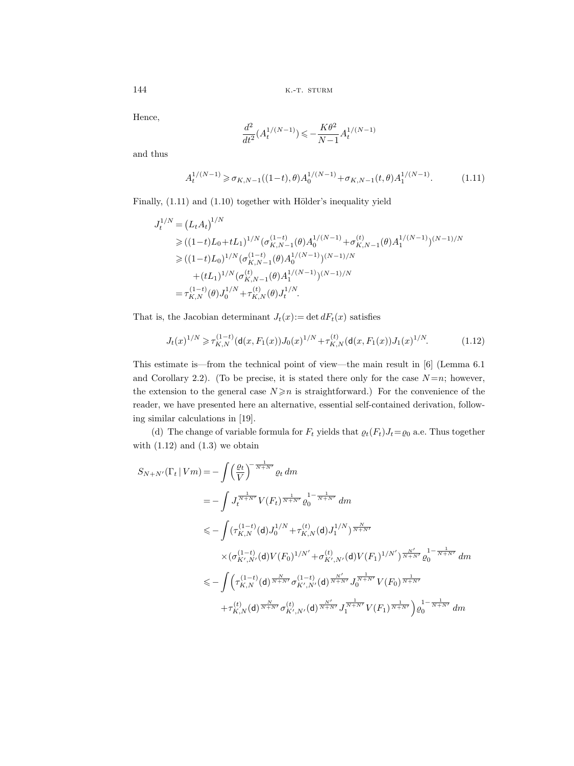Hence,

$$\frac{d^2}{dt^2}(A_t^{1/(N-1)}) \leqslant -\frac{K\theta^2}{N-1} A_t^{1/(N-1)}$$

and thus

$$A_t^{1/(N-1)} \geqslant \sigma_{K,N-1}((1-t),\theta) A_0^{1/(N-1)} + \sigma_{K,N-1}(t,\theta) A_1^{1/(N-1)}. \tag{1.11}$$

Finally, (1.11) and (1.10) together with Hölder's inequality yield

$$\begin{aligned}
J_t^{1/N} &= \left(L_t A_t\right)^{1/N} \\
&\geqslant ((1-t)L_0 + tL_1)^{1/N} (\sigma_{K,N-1}^{(1-t)}(\theta) A_0^{1/(N-1)} + \sigma_{K,N-1}^{(t)}(\theta) A_1^{1/(N-1)})^{(N-1)/N} \\
&\geqslant ((1-t)L_0)^{1/N} (\sigma_{K,N-1}^{(1-t)}(\theta) A_0^{1/(N-1)})^{(N-1)/N} \\
&\quad + (tL_1)^{1/N} (\sigma_{K,N-1}^{(t)}(\theta) A_1^{1/(N-1)})^{(N-1)/N} \\
&= \tau_{K,N}^{(1-t)}(\theta) J_0^{1/N} + \tau_{K,N}^{(t)}(\theta) J_t^{1/N}.
\end{aligned}$$

That is, the Jacobian determinant $J_t(x) := \det dF_t(x)$ satisfies

$$J_t(x)^{1/N} \geqslant \tau_{K,N}^{(1-t)}(\mathsf{d}(x, F_1(x))) J_0(x)^{1/N} + \tau_{K,N}^{(t)}(\mathsf{d}(x, F_1(x))) J_1(x)^{1/N}. \tag{1.12}$$

This estimate is—from the technical point of view—the main result in [6] (Lemma 6.1 and Corollary 2.2). (To be precise, it is stated there only for the case $N=n$; however, the extension to the general case $N \geqslant n$ is straightforward.) For the convenience of the reader, we have presented here an alternative, essential self-contained derivation, following similar calculations in [19].

(d) The change of variable formula for $F_t$ yields that $\varrho_t(F_t) J_t = \varrho_0$ a.e. Thus together with (1.12) and (1.3) we obtain

$$\begin{aligned}
S_{N+N'}(\Gamma_t \,|\, Vm) &= -\int \left(\frac{\varrho_t}{V}\right)^{-\frac{1}{N+N'}} \varrho_t \, dm \\
&= -\int J_t^{\frac{1}{N+N'}} V(F_t)^{\frac{1}{N+N'}} \varrho_0^{1-\frac{1}{N+N'}} \, dm \\
&\leqslant -\int (\tau_{K,N}^{(1-t)}(\mathsf{d}) J_0^{1/N} + \tau_{K,N}^{(t)}(\mathsf{d}) J_1^{1/N})^{\frac{N}{N+N'}} \\
&\qquad \times (\sigma_{K',N'}^{(1-t)}(\mathsf{d}) V(F_0)^{1/N'} + \sigma_{K',N'}^{(t)}(\mathsf{d}) V(F_1)^{1/N'})^{\frac{N'}{N+N'}} \varrho_0^{1-\frac{1}{N+N'}} \, dm \\
&\leqslant -\int \Big( \tau_{K,N}^{(1-t)}(\mathsf{d})^{\frac{N}{N+N'}} \sigma_{K',N'}^{(1-t)}(\mathsf{d})^{\frac{N'}{N+N'}} J_0^{\frac{1}{N+N'}} V(F_0)^{\frac{1}{N+N'}} \\
&\qquad + \tau_{K,N}^{(t)}(\mathsf{d})^{\frac{N}{N+N'}} \sigma_{K',N'}^{(t)}(\mathsf{d})^{\frac{N'}{N+N'}} J_1^{\frac{1}{N+N'}} V(F_1)^{\frac{1}{N+N'}} \Big) \varrho_0^{1-\frac{1}{N+N'}} \, dm
\end{aligned}$$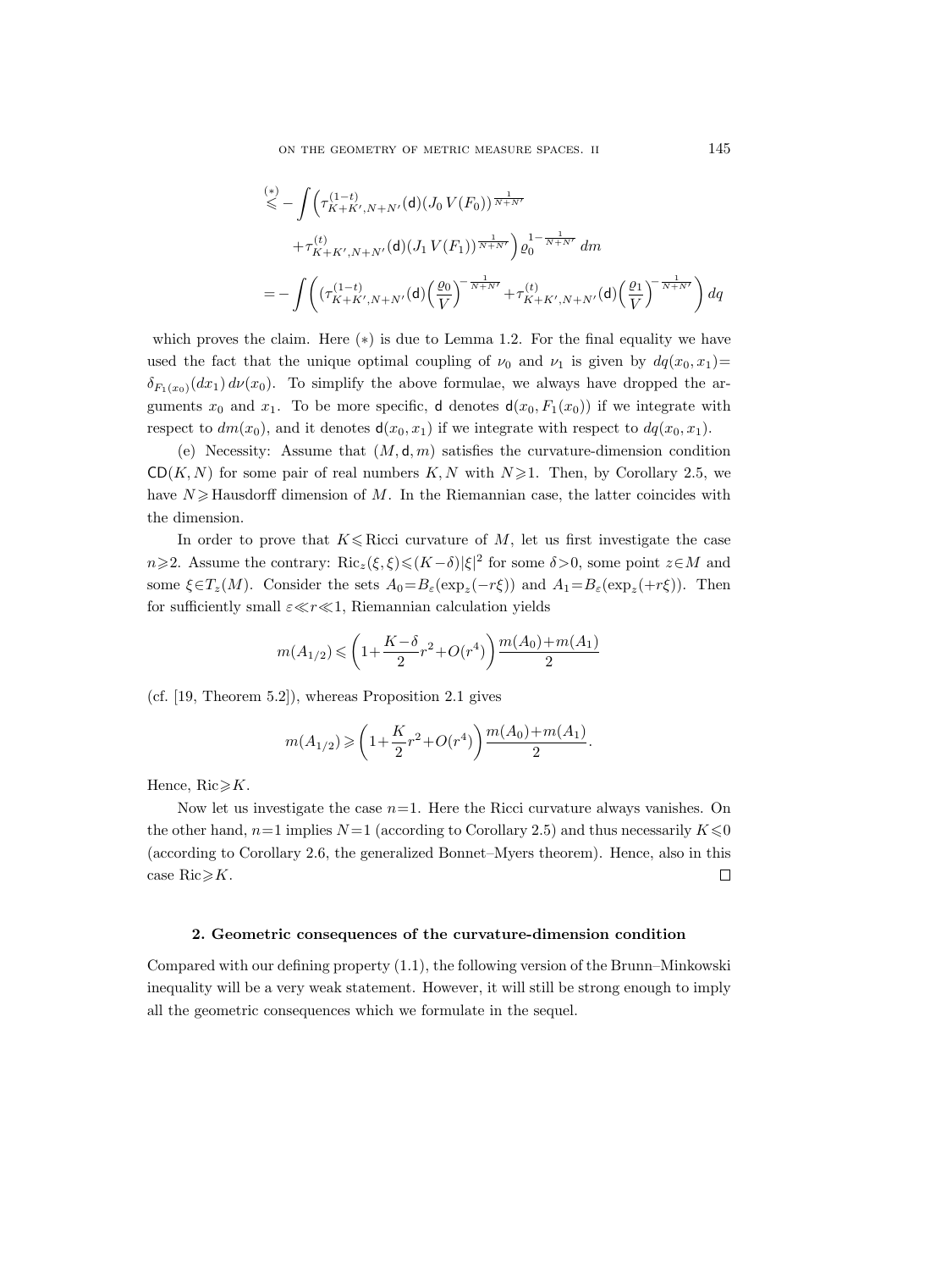$$\overset{(*)}{\leqslant} -\int \Big( \tau^{(1-t)}_{K+K',N+N'}(\mathsf{d})(J_0\,V(F_0))^{\frac{1}{N+N'}}$$

$$+\tau^{(t)}_{K+K',N+N'}(\mathsf{d})(J_1\,V(F_1))^{\frac{1}{N+N'}}\Big)\varrho_0^{1-\frac{1}{N+N'}}\,dm$$

$$= -\int \bigg( (\tau^{(1-t)}_{K+K',N+N'}(\mathsf{d})\Big(\frac{\varrho_0}{V}\Big)^{-\frac{1}{N+N'}} + \tau^{(t)}_{K+K',N+N'}(\mathsf{d})\Big(\frac{\varrho_1}{V}\Big)^{-\frac{1}{N+N'}}\bigg)\,dq$$

which proves the claim. Here $(*)$ is due to Lemma 1.2. For the final equality we have used the fact that the unique optimal coupling of $\nu_0$ and $\nu_1$ is given by $dq(x_0,x_1)=\delta_{F_1(x_0)}(dx_1)\,d\nu(x_0)$. To simplify the above formulae, we always have dropped the arguments $x_0$ and $x_1$. To be more specific, $\mathsf{d}$ denotes $\mathsf{d}(x_0,F_1(x_0))$ if we integrate with respect to $dm(x_0)$, and it denotes $\mathsf{d}(x_0,x_1)$ if we integrate with respect to $dq(x_0,x_1)$.

(e) Necessity: Assume that $(M,\mathsf{d},m)$ satisfies the curvature-dimension condition $\mathsf{CD}(K,N)$ for some pair of real numbers $K,N$ with $N\geqslant 1$. Then, by Corollary 2.5, we have $N\geqslant$ Hausdorff dimension of $M$. In the Riemannian case, the latter coincides with the dimension.

In order to prove that $K\leqslant$ Ricci curvature of $M$, let us first investigate the case $n\geqslant 2$. Assume the contrary: $\mathrm{Ric}_z(\xi,\xi)\leqslant(K-\delta)|\xi|^2$ for some $\delta>0$, some point $z\in M$ and some $\xi\in T_z(M)$. Consider the sets $A_0=B_\varepsilon(\exp_z(-r\xi))$ and $A_1=B_\varepsilon(\exp_z(+r\xi))$. Then for sufficiently small $\varepsilon\ll r\ll 1$, Riemannian calculation yields

$$m(A_{1/2})\leqslant\bigg(1+\frac{K-\delta}{2}r^2+O(r^4)\bigg)\frac{m(A_0)+m(A_1)}{2}$$

(cf. [19, Theorem 5.2]), whereas Proposition 2.1 gives

$$m(A_{1/2})\geqslant\bigg(1+\frac{K}{2}r^2+O(r^4)\bigg)\frac{m(A_0)+m(A_1)}{2}.$$

Hence, $\mathrm{Ric}\geqslant K$.

Now let us investigate the case $n=1$. Here the Ricci curvature always vanishes. On the other hand, $n=1$ implies $N=1$ (according to Corollary 2.5) and thus necessarily $K\leqslant 0$ (according to Corollary 2.6, the generalized Bonnet–Myers theorem). Hence, also in this case $\mathrm{Ric}\geqslant K$. $\square$

## 2. Geometric consequences of the curvature-dimension condition

Compared with our defining property (1.1), the following version of the Brunn–Minkowski inequality will be a very weak statement. However, it will still be strong enough to imply all the geometric consequences which we formulate in the sequel.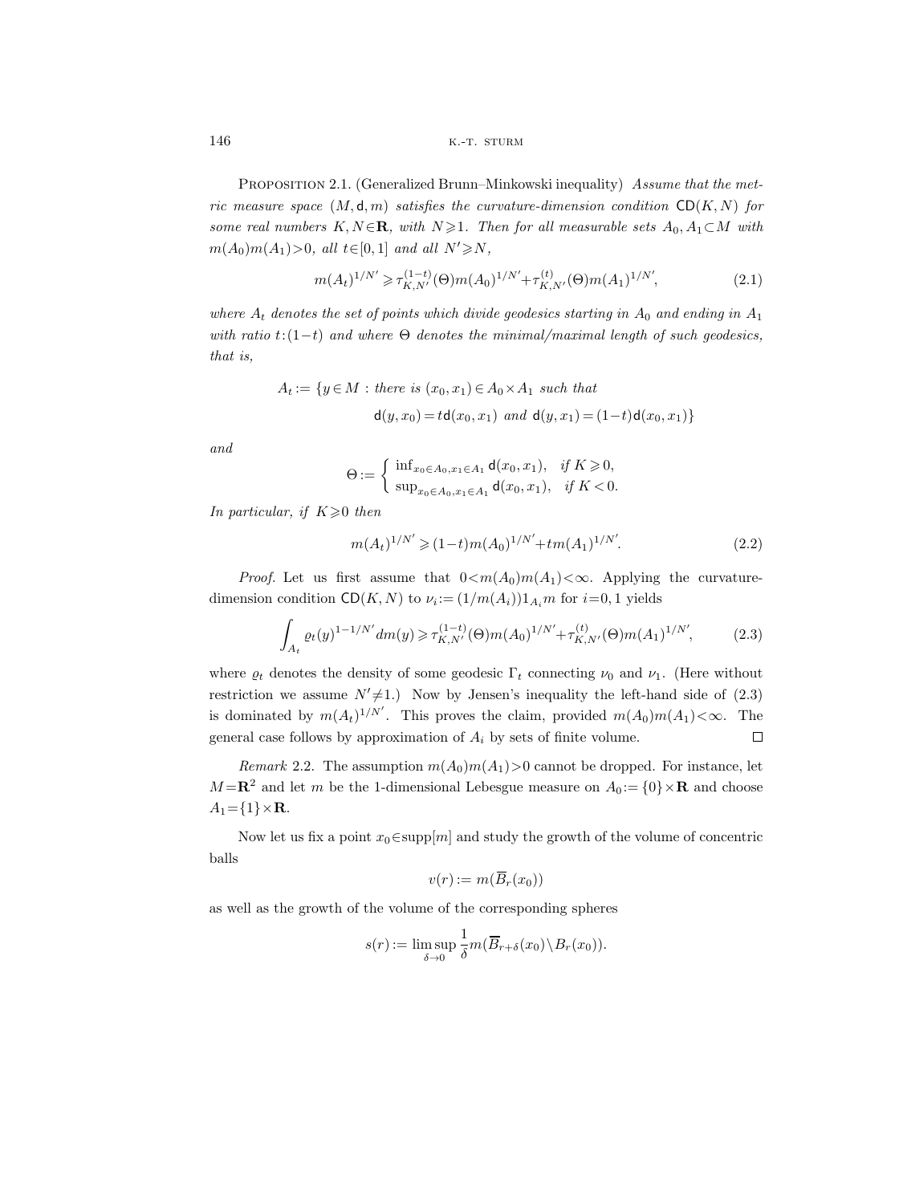Proposition 2.1. (Generalized Brunn–Minkowski inequality) *Assume that the metric measure space $(M, \mathsf{d}, m)$ satisfies the curvature-dimension condition $\mathsf{CD}(K, N)$ for some real numbers $K, N \in \mathbf{R}$, with $N \geqslant 1$. Then for all measurable sets $A_0, A_1 \subset M$ with $m(A_0)m(A_1) > 0$, all $t \in [0, 1]$ and all $N' \geqslant N$,*

$$m(A_t)^{1/N'} \geqslant \tau_{K,N'}^{(1-t)}(\Theta) m(A_0)^{1/N'} + \tau_{K,N'}^{(t)}(\Theta) m(A_1)^{1/N'}, \tag{2.1}$$

*where $A_t$ denotes the set of points which divide geodesics starting in $A_0$ and ending in $A_1$ with ratio $t:(1-t)$ and where $\Theta$ denotes the minimal/maximal length of such geodesics, that is,*

$$A_t := \{y \in M : \text{there is } (x_0, x_1) \in A_0 \times A_1 \text{ such that}$$
$$\mathsf{d}(y, x_0) = t\mathsf{d}(x_0, x_1) \text{ and } \mathsf{d}(y, x_1) = (1-t)\mathsf{d}(x_0, x_1)\}$$

*and*

$$\Theta := \begin{cases} \inf_{x_0 \in A_0, x_1 \in A_1} \mathsf{d}(x_0, x_1), & \text{if } K \geqslant 0, \\ \sup_{x_0 \in A_0, x_1 \in A_1} \mathsf{d}(x_0, x_1), & \text{if } K < 0. \end{cases}$$

*In particular, if $K \geqslant 0$ then*

$$m(A_t)^{1/N'} \geqslant (1-t) m(A_0)^{1/N'} + t m(A_1)^{1/N'}. \tag{2.2}$$

*Proof.* Let us first assume that $0 < m(A_0)m(A_1) < \infty$. Applying the curvature-dimension condition $\mathsf{CD}(K, N)$ to $\nu_i := (1/m(A_i)) 1_{A_i} m$ for $i = 0, 1$ yields

$$\int_{A_t} \varrho_t(y)^{1-1/N'} \, dm(y) \geqslant \tau_{K,N'}^{(1-t)}(\Theta) m(A_0)^{1/N'} + \tau_{K,N'}^{(t)}(\Theta) m(A_1)^{1/N'}, \tag{2.3}$$

where $\varrho_t$ denotes the density of some geodesic $\Gamma_t$ connecting $\nu_0$ and $\nu_1$. (Here without restriction we assume $N' \neq 1$.) Now by Jensen's inequality the left-hand side of (2.3) is dominated by $m(A_t)^{1/N'}$. This proves the claim, provided $m(A_0)m(A_1) < \infty$. The general case follows by approximation of $A_i$ by sets of finite volume. □

*Remark* 2.2. The assumption $m(A_0)m(A_1) > 0$ cannot be dropped. For instance, let $M = \mathbf{R}^2$ and let $m$ be the 1-dimensional Lebesgue measure on $A_0 := \{0\} \times \mathbf{R}$ and choose $A_1 = \{1\} \times \mathbf{R}$.

Now let us fix a point $x_0 \in \operatorname{supp}[m]$ and study the growth of the volume of concentric balls

$$v(r) := m(\overline{B}_r(x_0))$$

as well as the growth of the volume of the corresponding spheres

$$s(r) := \limsup_{\delta \to 0} \frac{1}{\delta} m(\overline{B}_{r+\delta}(x_0) \setminus B_r(x_0)).$$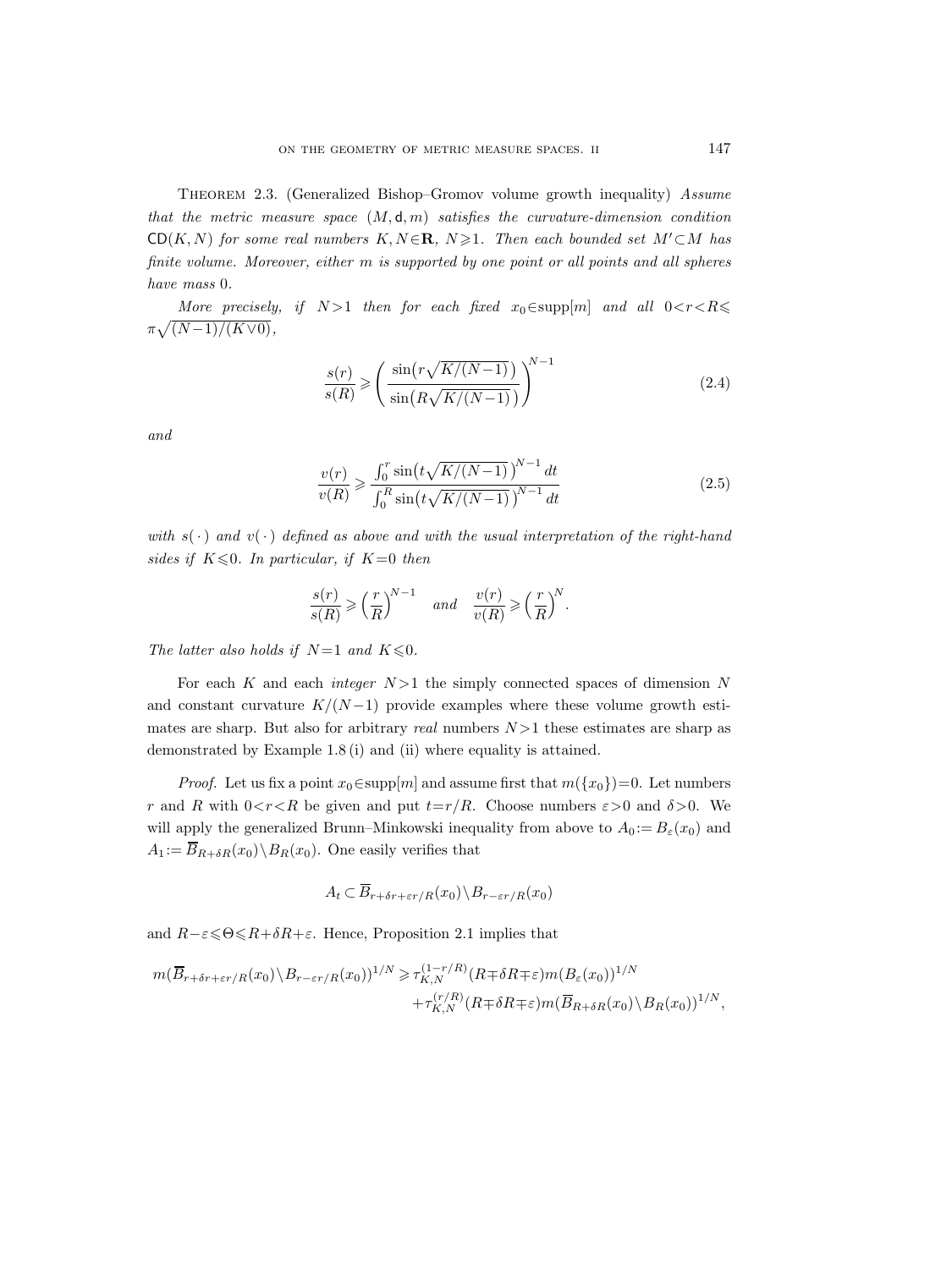Theorem 2.3. (Generalized Bishop–Gromov volume growth inequality) *Assume that the metric measure space* $(M, \mathsf{d}, m)$ *satisfies the curvature-dimension condition* $\mathsf{CD}(K, N)$ *for some real numbers* $K, N \in \mathbf{R}$, $N \geqslant 1$. *Then each bounded set* $M' \subset M$ *has finite volume. Moreover, either* $m$ *is supported by one point or all points and all spheres have mass* 0.

*More precisely, if* $N>1$ *then for each fixed* $x_0 \in \operatorname{supp}[m]$ *and all* $0<r<R \leqslant \pi\sqrt{(N-1)/(K \vee 0)}$,

$$\frac{s(r)}{s(R)} \geqslant \left(\frac{\sin\bigl(r\sqrt{K/(N-1)}\bigr)}{\sin\bigl(R\sqrt{K/(N-1)}\bigr)}\right)^{N-1} \tag{2.4}$$

*and*

$$\frac{v(r)}{v(R)} \geqslant \frac{\int_0^r \sin\bigl(t\sqrt{K/(N-1)}\bigr)^{N-1}\,dt}{\int_0^R \sin\bigl(t\sqrt{K/(N-1)}\bigr)^{N-1}\,dt} \tag{2.5}$$

*with* $s(\,\cdot\,)$ *and* $v(\,\cdot\,)$ *defined as above and with the usual interpretation of the right-hand sides if* $K \leqslant 0$. *In particular, if* $K=0$ *then*

$$\frac{s(r)}{s(R)} \geqslant \Bigl(\frac{r}{R}\Bigr)^{N-1} \quad \text{and} \quad \frac{v(r)}{v(R)} \geqslant \Bigl(\frac{r}{R}\Bigr)^{N}.$$

*The latter also holds if* $N=1$ *and* $K \leqslant 0$.

For each $K$ and each *integer* $N>1$ the simply connected spaces of dimension $N$ and constant curvature $K/(N-1)$ provide examples where these volume growth estimates are sharp. But also for arbitrary *real* numbers $N>1$ these estimates are sharp as demonstrated by Example 1.8 (i) and (ii) where equality is attained.

*Proof.* Let us fix a point $x_0 \in \operatorname{supp}[m]$ and assume first that $m(\{x_0\})=0$. Let numbers $r$ and $R$ with $0<r<R$ be given and put $t=r/R$. Choose numbers $\varepsilon>0$ and $\delta>0$. We will apply the generalized Brunn–Minkowski inequality from above to $A_0 := B_\varepsilon(x_0)$ and $A_1 := \overline{B}_{R+\delta R}(x_0) \setminus B_R(x_0)$. One easily verifies that

$$A_t \subset \overline{B}_{r+\delta r+\varepsilon r/R}(x_0) \setminus B_{r-\varepsilon r/R}(x_0)$$

and $R-\varepsilon \leqslant \Theta \leqslant R+\delta R+\varepsilon$. Hence, Proposition 2.1 implies that

$$\begin{aligned} m(\overline{B}_{r+\delta r+\varepsilon r/R}(x_0) \setminus B_{r-\varepsilon r/R}(x_0))^{1/N} \geqslant\; & \tau_{K,N}^{(1-r/R)}(R \mp \delta R \mp \varepsilon)\, m(B_\varepsilon(x_0))^{1/N} \\ & + \tau_{K,N}^{(r/R)}(R \mp \delta R \mp \varepsilon)\, m(\overline{B}_{R+\delta R}(x_0) \setminus B_R(x_0))^{1/N}, \end{aligned}$$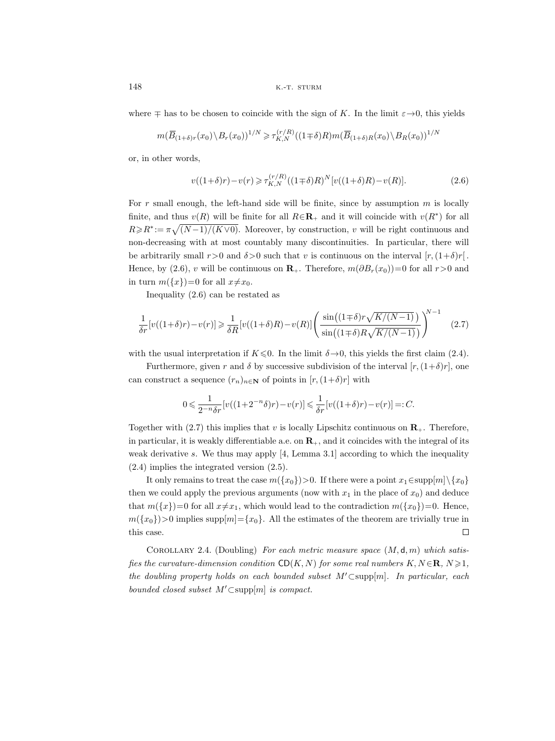where $\mp$ has to be chosen to coincide with the sign of $K$. In the limit $\varepsilon \to 0$, this yields

$$m(\overline{B}_{(1+\delta)r}(x_0) \setminus B_r(x_0))^{1/N} \geqslant \tau_{K,N}^{(r/R)}((1 \mp \delta)R) m(\overline{B}_{(1+\delta)R}(x_0) \setminus B_R(x_0))^{1/N}$$

or, in other words,

$$v((1+\delta)r) - v(r) \geqslant \tau_{K,N}^{(r/R)}((1 \mp \delta)R)^N [v((1+\delta)R) - v(R)]. \tag{2.6}$$

For $r$ small enough, the left-hand side will be finite, since by assumption $m$ is locally finite, and thus $v(R)$ will be finite for all $R \in \mathbf{R}_+$ and it will coincide with $v(R^*)$ for all $R \geqslant R^* := \pi\sqrt{(N-1)/(K \vee 0)}$. Moreover, by construction, $v$ will be right continuous and non-decreasing with at most countably many discontinuities. In particular, there will be arbitrarily small $r > 0$ and $\delta > 0$ such that $v$ is continuous on the interval $[r, (1+\delta)r[$. Hence, by (2.6), $v$ will be continuous on $\mathbf{R}_+$. Therefore, $m(\partial B_r(x_0)) = 0$ for all $r > 0$ and in turn $m(\{x\}) = 0$ for all $x \neq x_0$.

Inequality (2.6) can be restated as

$$\frac{1}{\delta r}[v((1+\delta)r) - v(r)] \geqslant \frac{1}{\delta R}[v((1+\delta)R) - v(R)] \left( \frac{\sin\bigl((1 \mp \delta) r \sqrt{K/(N-1)}\bigr)}{\sin\bigl((1 \mp \delta) R \sqrt{K/(N-1)}\bigr)} \right)^{N-1} \tag{2.7}$$

with the usual interpretation if $K \leqslant 0$. In the limit $\delta \to 0$, this yields the first claim (2.4).

Furthermore, given $r$ and $\delta$ by successive subdivision of the interval $[r, (1+\delta)r]$, one can construct a sequence $(r_n)_{n \in \mathbf{N}}$ of points in $[r, (1+\delta)r]$ with

$$0 \leqslant \frac{1}{2^{-n}\delta r}[v((1+2^{-n}\delta)r) - v(r)] \leqslant \frac{1}{\delta r}[v((1+\delta)r) - v(r)] =: C.$$

Together with (2.7) this implies that $v$ is locally Lipschitz continuous on $\mathbf{R}_+$. Therefore, in particular, it is weakly differentiable a.e. on $\mathbf{R}_+$, and it coincides with the integral of its weak derivative $s$. We thus may apply [4, Lemma 3.1] according to which the inequality (2.4) implies the integrated version (2.5).

It only remains to treat the case $m(\{x_0\}) > 0$. If there were a point $x_1 \in \operatorname{supp}[m] \setminus \{x_0\}$ then we could apply the previous arguments (now with $x_1$ in the place of $x_0$) and deduce that $m(\{x\}) = 0$ for all $x \neq x_1$, which would lead to the contradiction $m(\{x_0\}) = 0$. Hence, $m(\{x_0\}) > 0$ implies $\operatorname{supp}[m] = \{x_0\}$. All the estimates of the theorem are trivially true in this case. $\square$

Corollary 2.4. (Doubling) *For each metric measure space $(M, \mathsf{d}, m)$ which satisfies the curvature-dimension condition $\mathsf{CD}(K, N)$ for some real numbers $K, N \in \mathbf{R}$, $N \geqslant 1$, the doubling property holds on each bounded subset $M' \subset \operatorname{supp}[m]$. In particular, each bounded closed subset $M' \subset \operatorname{supp}[m]$ is compact.*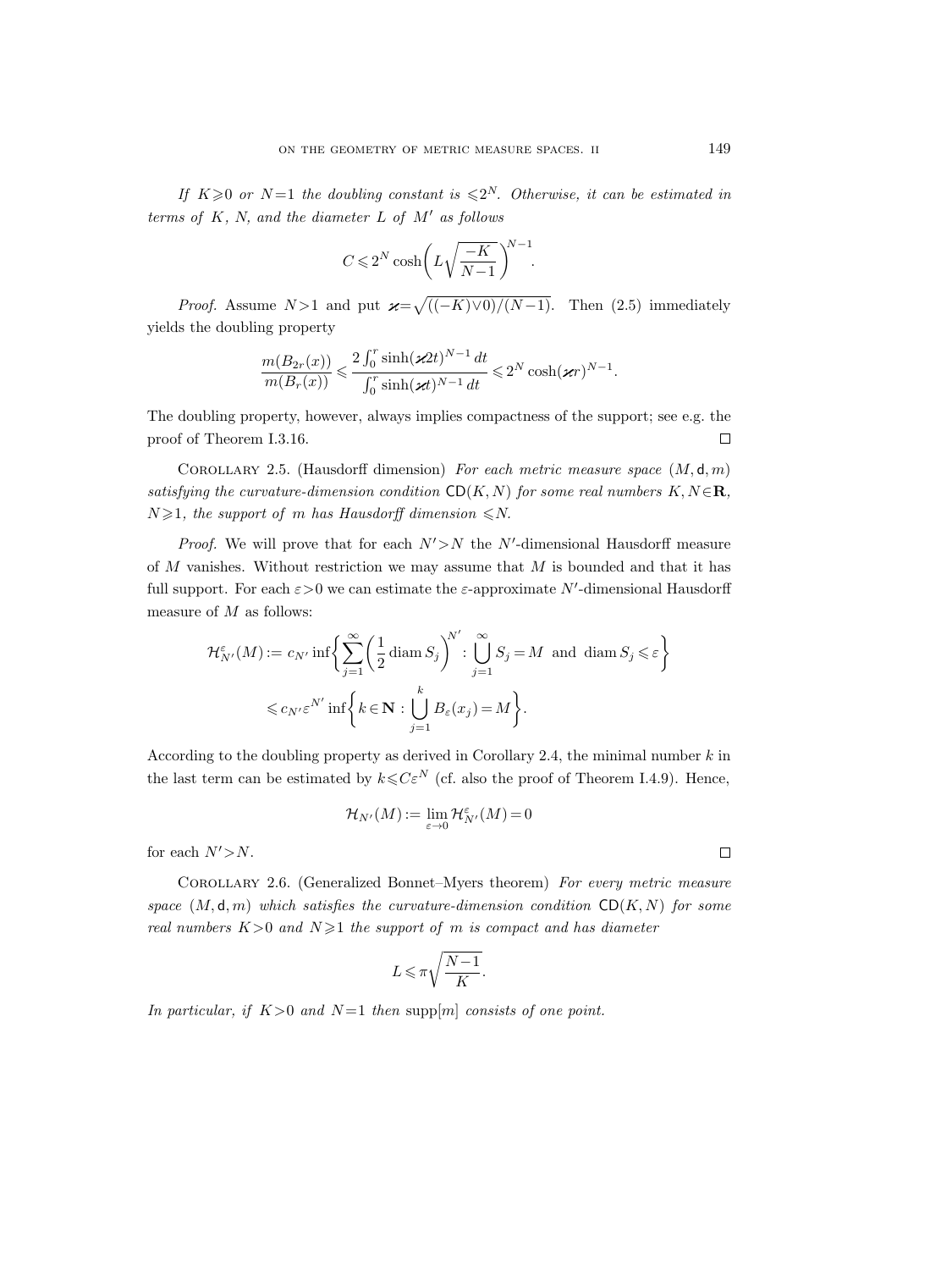*If $K \geqslant 0$ or $N=1$ the doubling constant is $\leqslant 2^N$. Otherwise, it can be estimated in terms of $K$, $N$, and the diameter $L$ of $M'$ as follows*

$$C \leqslant 2^N \cosh\left(L\sqrt{\frac{-K}{N-1}}\right)^{N-1}.$$

*Proof.* Assume $N>1$ and put $\varkappa=\sqrt{((-K)\vee 0)/(N-1)}$. Then (2.5) immediately yields the doubling property

$$\frac{m(B_{2r}(x))}{m(B_r(x))} \leqslant \frac{2\int_0^r \sinh(\varkappa 2t)^{N-1}\,dt}{\int_0^r \sinh(\varkappa t)^{N-1}\,dt} \leqslant 2^N \cosh(\varkappa r)^{N-1}.$$

The doubling property, however, always implies compactness of the support; see e.g. the proof of Theorem I.3.16. □

COROLLARY 2.5. (Hausdorff dimension) *For each metric measure space $(M,\mathsf{d},m)$ satisfying the curvature-dimension condition $\mathsf{CD}(K,N)$ for some real numbers $K,N\in\mathbf{R}$, $N\geqslant 1$, the support of $m$ has Hausdorff dimension $\leqslant N$.*

*Proof.* We will prove that for each $N'>N$ the $N'$-dimensional Hausdorff measure of $M$ vanishes. Without restriction we may assume that $M$ is bounded and that it has full support. For each $\varepsilon>0$ we can estimate the $\varepsilon$-approximate $N'$-dimensional Hausdorff measure of $M$ as follows:

$$\begin{aligned}\mathcal{H}^{\varepsilon}_{N'}(M) &:= c_{N'} \inf\left\{\sum_{j=1}^{\infty}\left(\frac{1}{2}\operatorname{diam} S_j\right)^{N'} : \bigcup_{j=1}^{\infty} S_j = M \text{ and } \operatorname{diam} S_j \leqslant \varepsilon\right\} \\ &\leqslant c_{N'}\varepsilon^{N'} \inf\left\{k\in\mathbf{N} : \bigcup_{j=1}^{k} B_{\varepsilon}(x_j) = M\right\}.\end{aligned}$$

According to the doubling property as derived in Corollary 2.4, the minimal number $k$ in the last term can be estimated by $k\leqslant C\varepsilon^N$ (cf. also the proof of Theorem I.4.9). Hence,

$$\mathcal{H}_{N'}(M) := \lim_{\varepsilon\to 0}\mathcal{H}^{\varepsilon}_{N'}(M) = 0$$

for each $N'>N$. □

COROLLARY 2.6. (Generalized Bonnet–Myers theorem) *For every metric measure space $(M,\mathsf{d},m)$ which satisfies the curvature-dimension condition $\mathsf{CD}(K,N)$ for some real numbers $K>0$ and $N\geqslant 1$ the support of $m$ is compact and has diameter*

$$L \leqslant \pi\sqrt{\frac{N-1}{K}}.$$

*In particular, if $K>0$ and $N=1$ then* $\operatorname{supp}[m]$ *consists of one point.*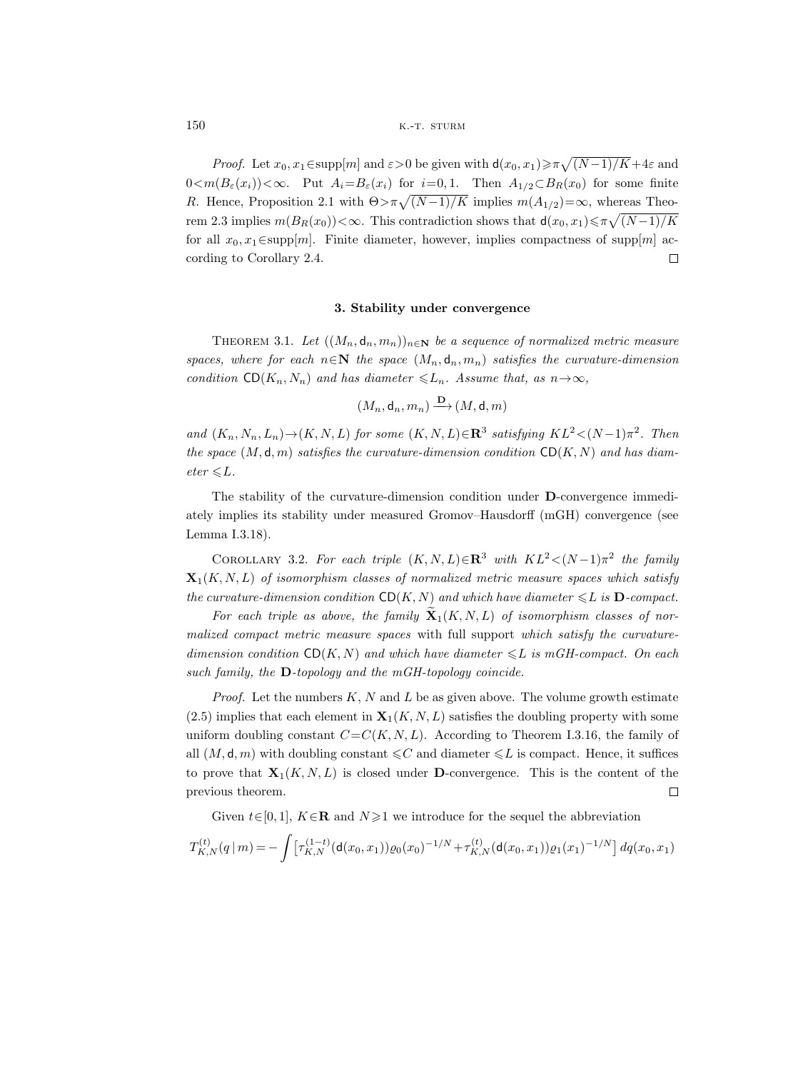*Proof.* Let $x_0, x_1 \in \mathrm{supp}[m]$ and $\varepsilon > 0$ be given with $\mathsf{d}(x_0, x_1) \geqslant \pi\sqrt{(N-1)/K} + 4\varepsilon$ and $0 < m(B_\varepsilon(x_i)) < \infty$. Put $A_i = B_\varepsilon(x_i)$ for $i = 0, 1$. Then $A_{1/2} \subset B_R(x_0)$ for some finite $R$. Hence, Proposition 2.1 with $\Theta > \pi\sqrt{(N-1)/K}$ implies $m(A_{1/2}) = \infty$, whereas Theorem 2.3 implies $m(B_R(x_0)) < \infty$. This contradiction shows that $\mathsf{d}(x_0, x_1) \leqslant \pi\sqrt{(N-1)/K}$ for all $x_0, x_1 \in \mathrm{supp}[m]$. Finite diameter, however, implies compactness of $\mathrm{supp}[m]$ according Corollary 2.4. $\square$

## 3. Stability under convergence

THEOREM 3.1. *Let $((M_n, \mathsf{d}_n, m_n))_{n \in \mathbf{N}}$ be a sequence of normalized metric measure spaces, where for each $n \in \mathbf{N}$ the space $(M_n, \mathsf{d}_n, m_n)$ satisfies the curvature-dimension condition $\mathsf{CD}(K_n, N_n)$ and has diameter $\leqslant L_n$. Assume that, as $n \to \infty$,*

$$(M_n, \mathsf{d}_n, m_n) \xrightarrow{\mathbf{D}} (M, \mathsf{d}, m)$$

*and $(K_n, N_n, L_n) \to (K, N, L)$ for some $(K, N, L) \in \mathbf{R}^3$ satisfying $KL^2 < (N-1)\pi^2$. Then the space $(M, \mathsf{d}, m)$ satisfies the curvature-dimension condition $\mathsf{CD}(K, N)$ and has diameter $\leqslant L$.*

The stability of the curvature-dimension condition under $\mathbf{D}$-convergence immediately implies its stability under measured Gromov–Hausdorff (mGH) convergence (see Lemma I.3.18).

COROLLARY 3.2. *For each triple $(K, N, L) \in \mathbf{R}^3$ with $KL^2 < (N-1)\pi^2$ the family $\mathbf{X}_1(K, N, L)$ of isomorphism classes of normalized metric measure spaces which satisfy the curvature-dimension condition $\mathsf{CD}(K, N)$ and which have diameter $\leqslant L$ is $\mathbf{D}$-compact.*

*For each triple as above, the family $\widetilde{\mathbf{X}}_1(K, N, L)$ of isomorphism classes of normalized compact metric measure spaces* with full support *which satisfy the curvature-dimension condition $\mathsf{CD}(K, N)$ and which have diameter $\leqslant L$ is mGH-compact. On each such family, the $\mathbf{D}$-topology and the mGH-topology coincide.*

*Proof.* Let the numbers $K$, $N$ and $L$ be as given above. The volume growth estimate (2.5) implies that each element in $\mathbf{X}_1(K, N, L)$ satisfies the doubling property with some uniform doubling constant $C = C(K, N, L)$. According to Theorem I.3.16, the family of all $(M, \mathsf{d}, m)$ with doubling constant $\leqslant C$ and diameter $\leqslant L$ is compact. Hence, it suffices to prove that $\mathbf{X}_1(K, N, L)$ is closed under $\mathbf{D}$-convergence. This is the content of the previous theorem. $\square$

Given $t \in [0, 1]$, $K \in \mathbf{R}$ and $N \geqslant 1$ we introduce for the sequel the abbreviation

$$T_{K,N}^{(t)}(q \mid m) = -\int \left[ \tau_{K,N}^{(1-t)}(\mathsf{d}(x_0, x_1)) \varrho_0(x_0)^{-1/N} + \tau_{K,N}^{(t)}(\mathsf{d}(x_0, x_1)) \varrho_1(x_1)^{-1/N} \right] dq(x_0, x_1)$$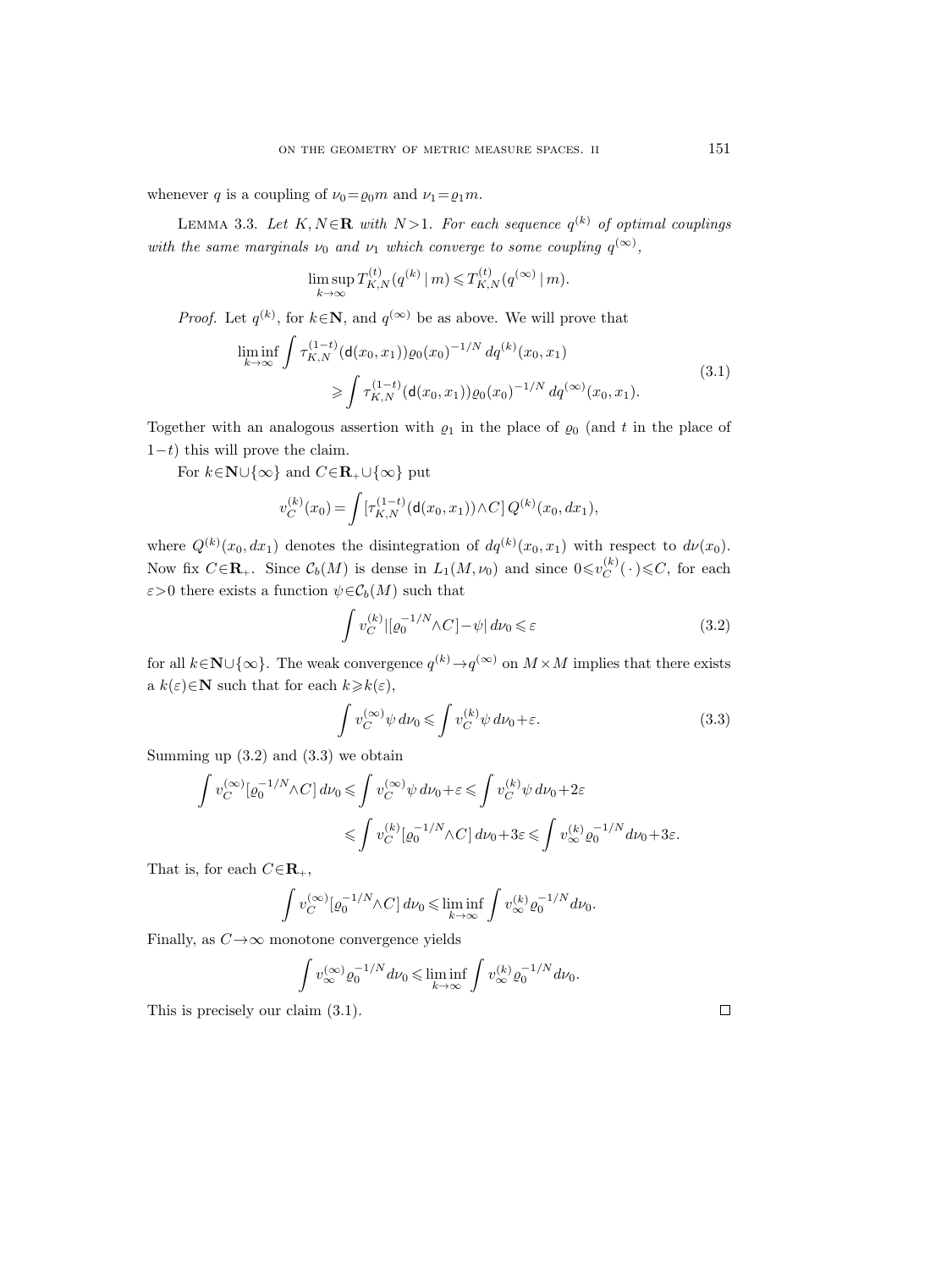whenever $q$ is a coupling of $\nu_0=\varrho_0 m$ and $\nu_1=\varrho_1 m$.

Lemma 3.3. *Let $K,N\in\mathbf{R}$ with $N>1$. For each sequence $q^{(k)}$ of optimal couplings with the same marginals $\nu_0$ and $\nu_1$ which converge to some coupling $q^{(\infty)}$,*

$$\limsup_{k\to\infty} T_{K,N}^{(t)}(q^{(k)}\,|\,m) \leqslant T_{K,N}^{(t)}(q^{(\infty)}\,|\,m).$$

*Proof.* Let $q^{(k)}$, for $k\in\mathbf{N}$, and $q^{(\infty)}$ be as above. We will prove that

$$\begin{aligned}
\liminf_{k\to\infty} \int \tau_{K,N}^{(1-t)}(\mathsf{d}(x_0,x_1))\varrho_0(x_0)^{-1/N}\,dq^{(k)}(x_0,x_1)&\\
\geqslant \int \tau_{K,N}^{(1-t)}(\mathsf{d}(x_0,x_1))\varrho_0(x_0)^{-1/N}\,dq^{(\infty)}(x_0,x_1).&
\end{aligned}\tag{3.1}$$

Together with an analogous assertion with $\varrho_1$ in the place of $\varrho_0$ (and $t$ in the place of $1-t$) this will prove the claim.

For $k\in\mathbf{N}\cup\{\infty\}$ and $C\in\mathbf{R}_+\cup\{\infty\}$ put

$$v_C^{(k)}(x_0)=\int [\tau_{K,N}^{(1-t)}(\mathsf{d}(x_0,x_1))\wedge C]\,Q^{(k)}(x_0,dx_1),$$

where $Q^{(k)}(x_0,dx_1)$ denotes the disintegration of $dq^{(k)}(x_0,x_1)$ with respect to $d\nu(x_0)$. Now fix $C\in\mathbf{R}_+$. Since $\mathcal{C}_b(M)$ is dense in $L_1(M,\nu_0)$ and since $0\leqslant v_C^{(k)}(\,\cdot\,)\leqslant C$, for each $\varepsilon>0$ there exists a function $\psi\in\mathcal{C}_b(M)$ such that

$$\int v_C^{(k)}|[\varrho_0^{-1/N}\wedge C]-\psi|\,d\nu_0\leqslant\varepsilon \tag{3.2}$$

for all $k\in\mathbf{N}\cup\{\infty\}$. The weak convergence $q^{(k)}\to q^{(\infty)}$ on $M\times M$ implies that there exists a $k(\varepsilon)\in\mathbf{N}$ such that for each $k\geqslant k(\varepsilon)$,

$$\int v_C^{(\infty)}\psi\,d\nu_0\leqslant\int v_C^{(k)}\psi\,d\nu_0+\varepsilon. \tag{3.3}$$

Summing up (3.2) and (3.3) we obtain

$$\begin{aligned}
\int v_C^{(\infty)}[\varrho_0^{-1/N}\wedge C]\,d\nu_0 &\leqslant \int v_C^{(\infty)}\psi\,d\nu_0+\varepsilon\leqslant\int v_C^{(k)}\psi\,d\nu_0+2\varepsilon\\
&\leqslant\int v_C^{(k)}[\varrho_0^{-1/N}\wedge C]\,d\nu_0+3\varepsilon\leqslant\int v_\infty^{(k)}\varrho_0^{-1/N}\,d\nu_0+3\varepsilon.
\end{aligned}$$

That is, for each $C\in\mathbf{R}_+$,

$$\int v_C^{(\infty)}[\varrho_0^{-1/N}\wedge C]\,d\nu_0\leqslant\liminf_{k\to\infty}\int v_\infty^{(k)}\varrho_0^{-1/N}d\nu_0.$$

Finally, as $C\to\infty$ monotone convergence yields

$$\int v_\infty^{(\infty)}\varrho_0^{-1/N}d\nu_0\leqslant\liminf_{k\to\infty}\int v_\infty^{(k)}\varrho_0^{-1/N}d\nu_0.$$

This is precisely our claim (3.1). □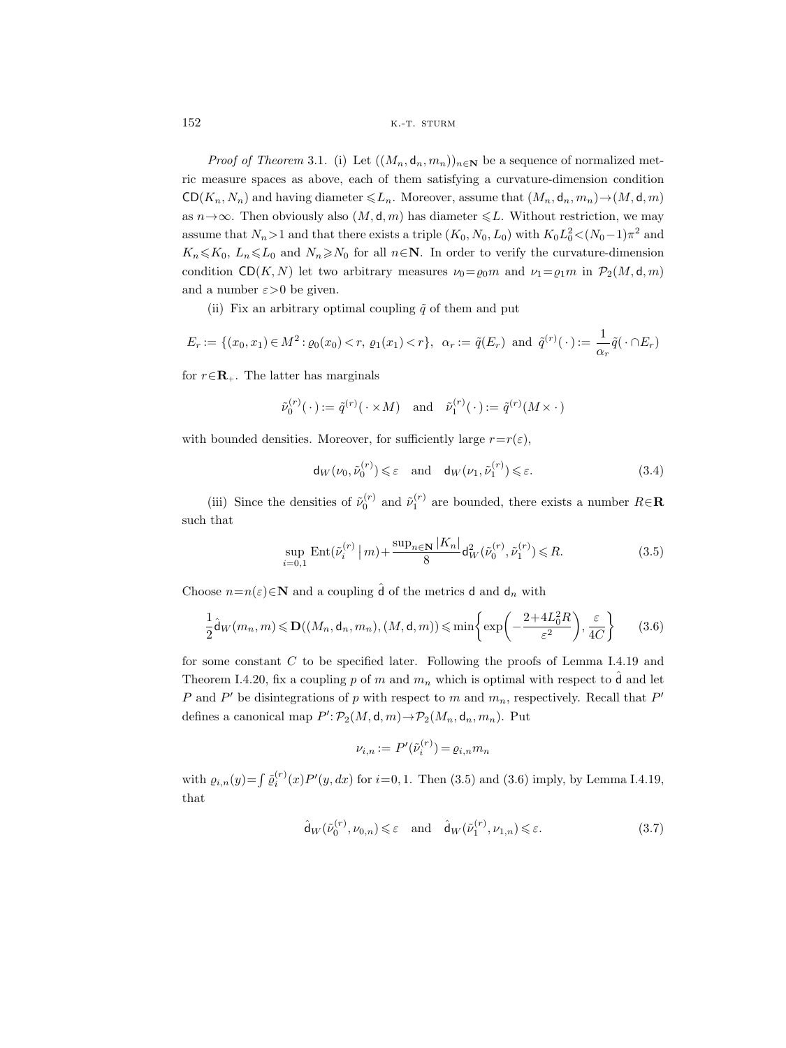*Proof of Theorem* 3.1. (i) Let $((M_n, \mathsf{d}_n, m_n))_{n\in\mathbf{N}}$ be a sequence of normalized metric measure spaces as above, each of them satisfying a curvature-dimension condition $\mathsf{CD}(K_n, N_n)$ and having diameter $\leqslant L_n$. Moreover, assume that $(M_n, \mathsf{d}_n, m_n) \to (M, \mathsf{d}, m)$ as $n\to\infty$. Then obviously also $(M, \mathsf{d}, m)$ has diameter $\leqslant L$. Without restriction, we may assume that $N_n > 1$ and that there exists a triple $(K_0, N_0, L_0)$ with $K_0 L_0^2 < (N_0 - 1)\pi^2$ and $K_n \leqslant K_0$, $L_n \leqslant L_0$ and $N_n \geqslant N_0$ for all $n\in\mathbf{N}$. In order to verify the curvature-dimension condition $\mathsf{CD}(K, N)$ let two arbitrary measures $\nu_0 = \varrho_0 m$ and $\nu_1 = \varrho_1 m$ in $\mathcal{P}_2(M, \mathsf{d}, m)$ and a number $\varepsilon > 0$ be given.

(ii) Fix an arbitrary optimal coupling $\tilde{q}$ of them and put

$$E_r := \{(x_0, x_1) \in M^2 : \varrho_0(x_0) < r,\ \varrho_1(x_1) < r\}, \quad \alpha_r := \tilde{q}(E_r) \quad \text{and} \quad \tilde{q}^{(r)}(\,\cdot\,) := \frac{1}{\alpha_r}\tilde{q}(\,\cdot \cap E_r)$$

for $r \in \mathbf{R}_+$. The latter has marginals

$$\tilde{\nu}_0^{(r)}(\,\cdot\,) := \tilde{q}^{(r)}(\,\cdot \times M) \quad \text{and} \quad \tilde{\nu}_1^{(r)}(\,\cdot\,) := \tilde{q}^{(r)}(M \times \cdot\,)$$

with bounded densities. Moreover, for sufficiently large $r = r(\varepsilon)$,

$$\mathsf{d}_W(\nu_0, \tilde{\nu}_0^{(r)}) \leqslant \varepsilon \quad \text{and} \quad \mathsf{d}_W(\nu_1, \tilde{\nu}_1^{(r)}) \leqslant \varepsilon. \tag{3.4}$$

(iii) Since the densities of $\tilde{\nu}_0^{(r)}$ and $\tilde{\nu}_1^{(r)}$ are bounded, there exists a number $R \in \mathbf{R}$ such that

$$\sup_{i=0,1} \operatorname{Ent}(\tilde{\nu}_i^{(r)} \,|\, m) + \frac{\sup_{n\in\mathbf{N}} |K_n|}{8} \mathsf{d}_W^2(\tilde{\nu}_0^{(r)}, \tilde{\nu}_1^{(r)}) \leqslant R. \tag{3.5}$$

Choose $n = n(\varepsilon) \in \mathbf{N}$ and a coupling $\hat{\mathsf{d}}$ of the metrics $\mathsf{d}$ and $\mathsf{d}_n$ with

$$\frac{1}{2}\hat{\mathsf{d}}_W(m_n, m) \leqslant \mathbf{D}((M_n, \mathsf{d}_n, m_n), (M, \mathsf{d}, m)) \leqslant \min\biggl\{\exp\biggl(-\frac{2 + 4L_0^2 R}{\varepsilon^2}\biggr), \frac{\varepsilon}{4C}\biggr\} \tag{3.6}$$

for some constant $C$ to be specified later. Following the proofs of Lemma I.4.19 and Theorem I.4.20, fix a coupling $p$ of $m$ and $m_n$ which is optimal with respect to $\hat{\mathsf{d}}$ and let $P$ and $P'$ be disintegrations of $p$ with respect to $m$ and $m_n$, respectively. Recall that $P'$ defines a canonical map $P' : \mathcal{P}_2(M, \mathsf{d}, m) \to \mathcal{P}_2(M_n, \mathsf{d}_n, m_n)$. Put

$$\nu_{i,n} := P'(\tilde{\nu}_i^{(r)}) = \varrho_{i,n} m_n$$

with $\varrho_{i,n}(y) = \int \tilde{\varrho}_i^{(r)}(x) P'(y, dx)$ for $i = 0, 1$. Then (3.5) and (3.6) imply, by Lemma I.4.19, that

$$\hat{\mathsf{d}}_W(\tilde{\nu}_0^{(r)}, \nu_{0,n}) \leqslant \varepsilon \quad \text{and} \quad \hat{\mathsf{d}}_W(\tilde{\nu}_1^{(r)}, \nu_{1,n}) \leqslant \varepsilon. \tag{3.7}$$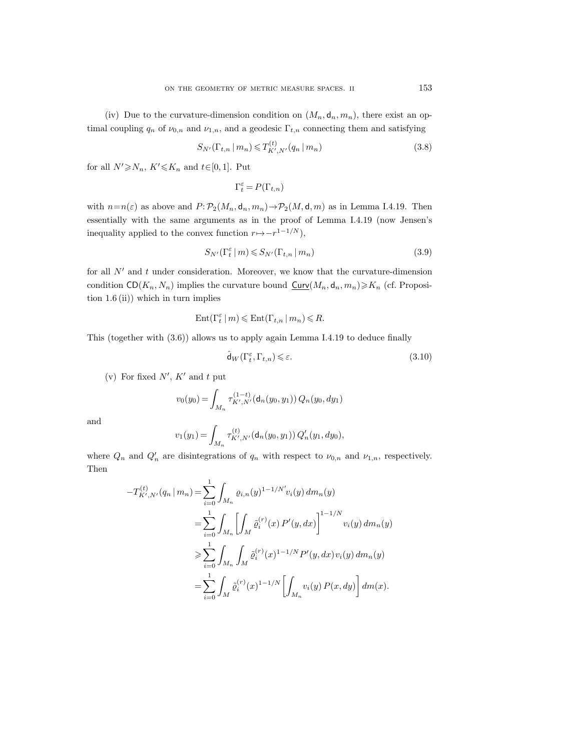(iv) Due to the curvature-dimension condition on $(M_n, \mathsf{d}_n, m_n)$, there exist an optimal coupling $q_n$ of $\nu_{0,n}$ and $\nu_{1,n}$, and a geodesic $\Gamma_{t,n}$ connecting them and satisfying

$$S_{N'}(\Gamma_{t,n} \mid m_n) \leqslant T^{(t)}_{K',N'}(q_n \mid m_n) \tag{3.8}$$

for all $N' \geqslant N_n$, $K' \leqslant K_n$ and $t \in [0,1]$. Put

$$\Gamma^\varepsilon_t = P(\Gamma_{t,n})$$

with $n = n(\varepsilon)$ as above and $P: \mathcal{P}_2(M_n, \mathsf{d}_n, m_n) \to \mathcal{P}_2(M, \mathsf{d}, m)$ as in Lemma I.4.19. Then essentially with the same arguments as in the proof of Lemma I.4.19 (now Jensen's inequality applied to the convex function $r \mapsto -r^{1-1/N}$),

$$S_{N'}(\Gamma^\varepsilon_t \mid m) \leqslant S_{N'}(\Gamma_{t,n} \mid m_n) \tag{3.9}$$

for all $N'$ and $t$ under consideration. Moreover, we know that the curvature-dimension condition $\mathsf{CD}(K_n, N_n)$ implies the curvature bound $\underline{\mathsf{Curv}}(M_n, \mathsf{d}_n, m_n) \geqslant K_n$ (cf. Proposition 1.6 (ii)) which in turn implies

$$\mathrm{Ent}(\Gamma^\varepsilon_t \mid m) \leqslant \mathrm{Ent}(\Gamma_{t,n} \mid m_n) \leqslant R.$$

This (together with (3.6)) allows us to apply again Lemma I.4.19 to deduce finally

$$\hat{\mathsf{d}}_W(\Gamma^\varepsilon_t, \Gamma_{t,n}) \leqslant \varepsilon. \tag{3.10}$$

(v) For fixed $N'$, $K'$ and $t$ put

$$v_0(y_0) = \int_{M_n} \tau^{(1-t)}_{K',N'}(\mathsf{d}_n(y_0, y_1))\, Q_n(y_0, dy_1)$$

and

$$v_1(y_1) = \int_{M_n} \tau^{(t)}_{K',N'}(\mathsf{d}_n(y_0, y_1))\, Q'_n(y_1, dy_0),$$

where $Q_n$ and $Q'_n$ are disintegrations of $q_n$ with respect to $\nu_{0,n}$ and $\nu_{1,n}$, respectively. Then

$$\begin{aligned}
-T^{(t)}_{K',N'}(q_n \mid m_n) &= \sum_{i=0}^{1} \int_{M_n} \varrho_{i,n}(y)^{1-1/N'} v_i(y)\, dm_n(y) \\
&= \sum_{i=0}^{1} \int_{M_n} \left[ \int_M \tilde{\varrho}^{(r)}_i(x)\, P'(y, dx) \right]^{1-1/N} v_i(y)\, dm_n(y) \\
&\geqslant \sum_{i=0}^{1} \int_{M_n} \int_M \tilde{\varrho}^{(r)}_i(x)^{1-1/N} P'(y, dx)\, v_i(y)\, dm_n(y) \\
&= \sum_{i=0}^{1} \int_M \tilde{\varrho}^{(r)}_i(x)^{1-1/N} \left[ \int_{M_n} v_i(y)\, P(x, dy) \right] dm(x).
\end{aligned}$$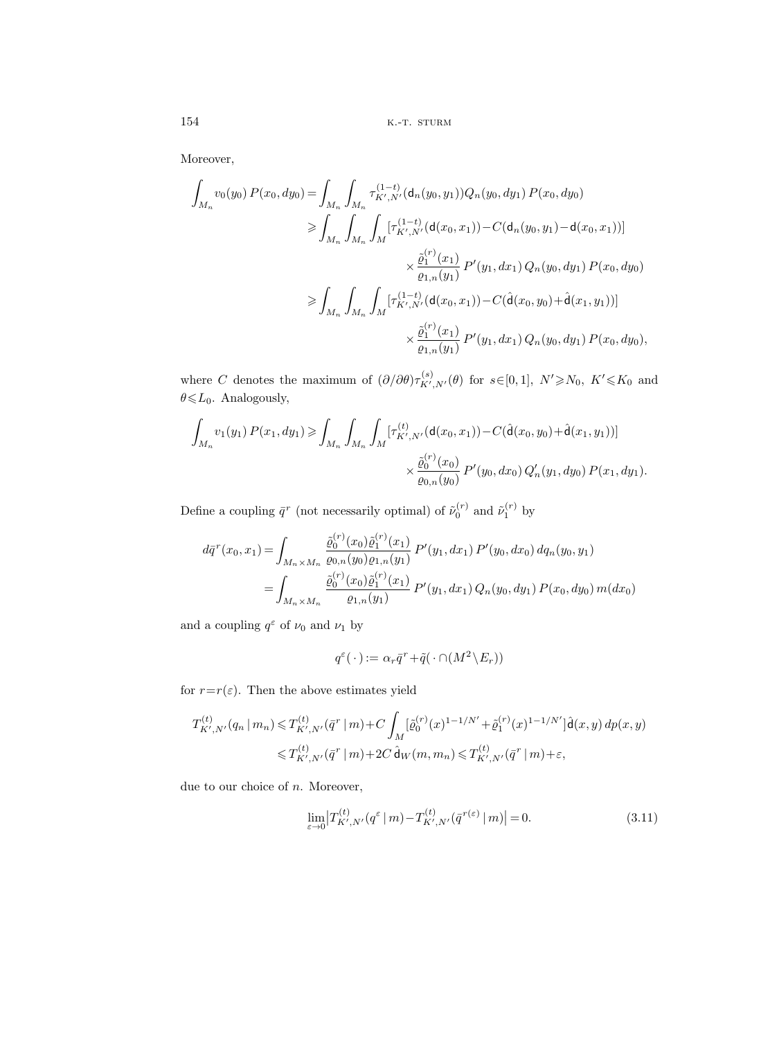Moreover,

$$
\begin{aligned}
\int_{M_n} v_0(y_0)\, P(x_0, dy_0) &= \int_{M_n}\int_{M_n} \tau^{(1-t)}_{K',N'}(\mathsf{d}_n(y_0,y_1)) Q_n(y_0,dy_1)\, P(x_0,dy_0)\\
&\geqslant \int_{M_n}\int_{M_n}\int_M [\tau^{(1-t)}_{K',N'}(\mathsf{d}(x_0,x_1)) - C(\mathsf{d}_n(y_0,y_1)-\mathsf{d}(x_0,x_1))]\\
&\qquad\qquad\qquad \times \frac{\tilde\varrho_1^{(r)}(x_1)}{\varrho_{1,n}(y_1)}\, P'(y_1,dx_1)\, Q_n(y_0,dy_1)\, P(x_0,dy_0)\\
&\geqslant \int_{M_n}\int_{M_n}\int_M [\tau^{(1-t)}_{K',N'}(\mathsf{d}(x_0,x_1)) - C(\hat{\mathsf{d}}(x_0,y_0)+\hat{\mathsf{d}}(x_1,y_1))]\\
&\qquad\qquad\qquad \times \frac{\tilde\varrho_1^{(r)}(x_1)}{\varrho_{1,n}(y_1)}\, P'(y_1,dx_1)\, Q_n(y_0,dy_1)\, P(x_0,dy_0),
\end{aligned}
$$

where $C$ denotes the maximum of $(\partial/\partial\theta)\tau^{(s)}_{K',N'}(\theta)$ for $s\in[0,1]$, $N'\geqslant N_0$, $K'\leqslant K_0$ and $\theta\leqslant L_0$. Analogously,

$$
\begin{aligned}
\int_{M_n} v_1(y_1)\, P(x_1, dy_1) &\geqslant \int_{M_n}\int_{M_n}\int_M [\tau^{(t)}_{K',N'}(\mathsf{d}(x_0,x_1)) - C(\hat{\mathsf{d}}(x_0,y_0)+\hat{\mathsf{d}}(x_1,y_1))]\\
&\qquad\qquad\qquad \times \frac{\tilde\varrho_0^{(r)}(x_0)}{\varrho_{0,n}(y_0)}\, P'(y_0,dx_0)\, Q'_n(y_1,dy_0)\, P(x_1,dy_1).
\end{aligned}
$$

Define a coupling $\bar q^r$ (not necessarily optimal) of $\tilde\nu_0^{(r)}$ and $\tilde\nu_1^{(r)}$ by

$$
\begin{aligned}
d\bar q^r(x_0,x_1) &= \int_{M_n\times M_n} \frac{\tilde\varrho_0^{(r)}(x_0)\tilde\varrho_1^{(r)}(x_1)}{\varrho_{0,n}(y_0)\varrho_{1,n}(y_1)}\, P'(y_1,dx_1)\, P'(y_0,dx_0)\, dq_n(y_0,y_1)\\
&= \int_{M_n\times M_n} \frac{\tilde\varrho_0^{(r)}(x_0)\tilde\varrho_1^{(r)}(x_1)}{\varrho_{1,n}(y_1)}\, P'(y_1,dx_1)\, Q_n(y_0,dy_1)\, P(x_0,dy_0)\, m(dx_0)
\end{aligned}
$$

and a coupling $q^\varepsilon$ of $\nu_0$ and $\nu_1$ by

$$
q^\varepsilon(\,\cdot\,) := \alpha_r \bar q^r + \tilde q(\,\cdot\cap(M^2\setminus E_r))
$$

for $r=r(\varepsilon)$. Then the above estimates yield

$$
\begin{aligned}
T^{(t)}_{K',N'}(q_n\,|\,m_n) &\leqslant T^{(t)}_{K',N'}(\bar q^r\,|\,m) + C\int_M [\tilde\varrho_0^{(r)}(x)^{1-1/N'} + \tilde\varrho_1^{(r)}(x)^{1-1/N'}]\,\hat{\mathsf{d}}(x,y)\, dp(x,y)\\
&\leqslant T^{(t)}_{K',N'}(\bar q^r\,|\,m) + 2C\,\hat{\mathsf{d}}_W(m,m_n) \leqslant T^{(t)}_{K',N'}(\bar q^r\,|\,m)+\varepsilon,
\end{aligned}
$$

due to our choice of $n$. Moreover,

$$
\lim_{\varepsilon\to 0}\big|T^{(t)}_{K',N'}(q^\varepsilon\,|\,m) - T^{(t)}_{K',N'}(\bar q^{r(\varepsilon)}\,|\,m)\big| = 0. \tag{3.11}
$$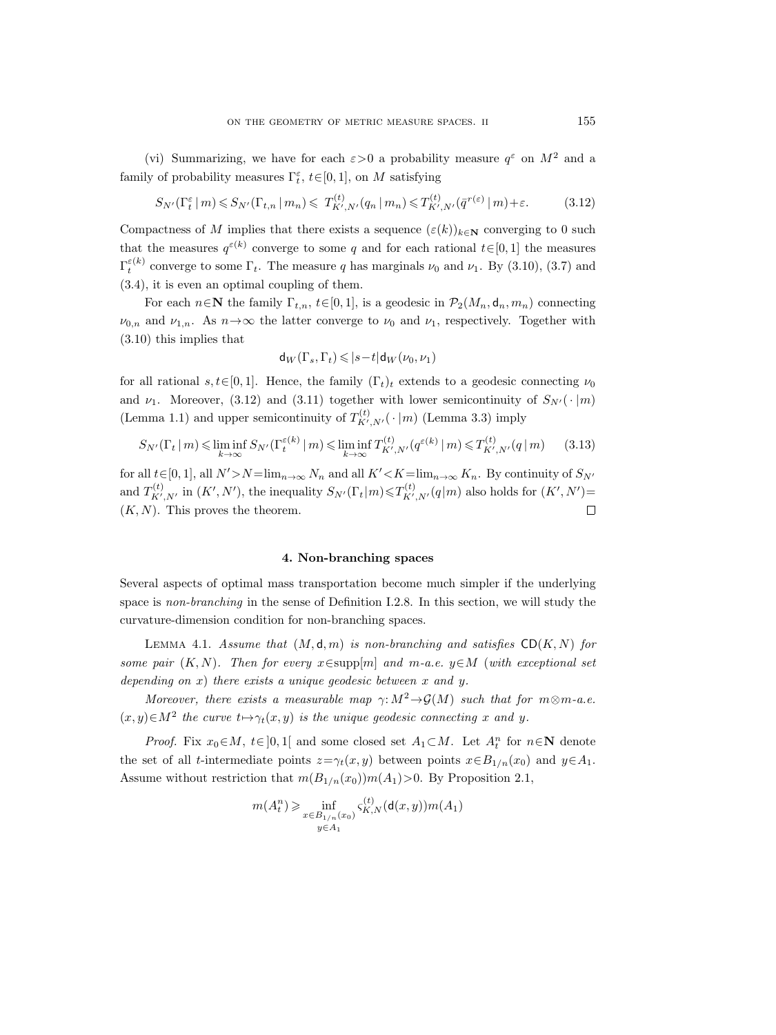(vi) Summarizing, we have for each $\varepsilon>0$ a probability measure $q^\varepsilon$ on $M^2$ and a family of probability measures $\Gamma_t^\varepsilon$, $t\in[0,1]$, on $M$ satisfying

$$S_{N'}(\Gamma_t^\varepsilon \,|\, m) \leqslant S_{N'}(\Gamma_{t,n} \,|\, m_n) \leqslant\; T^{(t)}_{K',N'}(q_n \,|\, m_n) \leqslant T^{(t)}_{K',N'}(\bar{q}^{r(\varepsilon)} \,|\, m)+\varepsilon. \tag{3.12}$$

Compactness of $M$ implies that there exists a sequence $(\varepsilon(k))_{k\in\mathbf{N}}$ converging to 0 such that the measures $q^{\varepsilon(k)}$ converge to some $q$ and for each rational $t\in[0,1]$ the measures $\Gamma_t^{\varepsilon(k)}$ converge to some $\Gamma_t$. The measure $q$ has marginals $\nu_0$ and $\nu_1$. By (3.10), (3.7) and (3.4), it is even an optimal coupling of them.

For each $n\in\mathbf{N}$ the family $\Gamma_{t,n}$, $t\in[0,1]$, is a geodesic in $\mathcal{P}_2(M_n, \mathsf{d}_n, m_n)$ connecting $\nu_{0,n}$ and $\nu_{1,n}$. As $n\to\infty$ the latter converge to $\nu_0$ and $\nu_1$, respectively. Together with (3.10) this implies that

$$\mathsf{d}_W(\Gamma_s, \Gamma_t) \leqslant |s-t|\, \mathsf{d}_W(\nu_0, \nu_1)$$

for all rational $s,t\in[0,1]$. Hence, the family $(\Gamma_t)_t$ extends to a geodesic connecting $\nu_0$ and $\nu_1$. Moreover, (3.12) and (3.11) together with lower semicontinuity of $S_{N'}(\,\cdot\,|m)$ (Lemma 1.1) and upper semicontinuity of $T^{(t)}_{K',N'}(\,\cdot\,|m)$ (Lemma 3.3) imply

$$S_{N'}(\Gamma_t \,|\, m) \leqslant \liminf_{k\to\infty} S_{N'}(\Gamma_t^{\varepsilon(k)} \,|\, m) \leqslant \liminf_{k\to\infty} T^{(t)}_{K',N'}(q^{\varepsilon(k)} \,|\, m) \leqslant T^{(t)}_{K',N'}(q \,|\, m) \tag{3.13}$$

for all $t\in[0,1]$, all $N'>N=\lim_{n\to\infty} N_n$ and all $K'<K=\lim_{n\to\infty} K_n$. By continuity of $S_{N'}$ and $T^{(t)}_{K',N'}$ in $(K',N')$, the inequality $S_{N'}(\Gamma_t|m)\leqslant T^{(t)}_{K',N'}(q|m)$ also holds for $(K',N')=(K,N)$. This proves the theorem. $\square$

## 4. Non-branching spaces

Several aspects of optimal mass transportation become much simpler if the underlying space is *non-branching* in the sense of Definition I.2.8. In this section, we will study the curvature-dimension condition for non-branching spaces.

LEMMA 4.1. *Assume that $(M,\mathsf{d},m)$ is non-branching and satisfies $\mathsf{CD}(K,N)$ for some pair $(K,N)$. Then for every $x\in\operatorname{supp}[m]$ and $m$-a.e. $y\in M$ (with exceptional set depending on $x$) there exists a unique geodesic between $x$ and $y$.*

*Moreover, there exists a measurable map $\gamma\colon M^2\to\mathcal{G}(M)$ such that for $m\otimes m$-a.e. $(x,y)\in M^2$ the curve $t\mapsto\gamma_t(x,y)$ is the unique geodesic connecting $x$ and $y$.*

*Proof.* Fix $x_0\in M$, $t\in\,]0,1[$ and some closed set $A_1\subset M$. Let $A_t^n$ for $n\in\mathbf{N}$ denote the set of all $t$-intermediate points $z=\gamma_t(x,y)$ between points $x\in B_{1/n}(x_0)$ and $y\in A_1$. Assume without restriction that $m(B_{1/n}(x_0))m(A_1)>0$. By Proposition 2.1,

$$m(A_t^n) \geqslant \inf_{\substack{x\in B_{1/n}(x_0)\\ y\in A_1}} \varsigma^{(t)}_{K,N}(\mathsf{d}(x,y))\, m(A_1)$$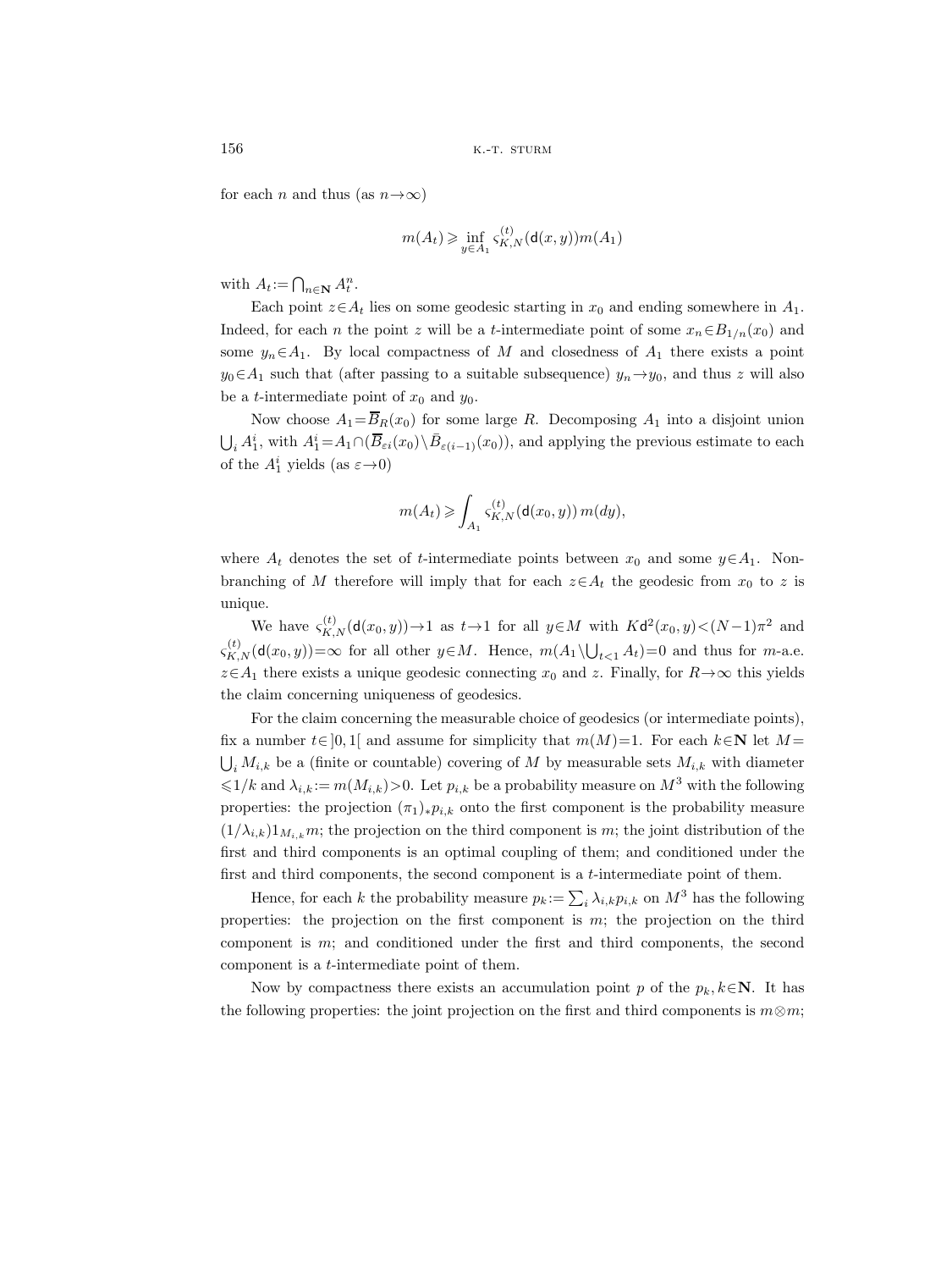for each $n$ and thus (as $n\to\infty$)

$$m(A_t) \geqslant \inf_{y\in A_1} \varsigma_{K,N}^{(t)}(\mathsf{d}(x,y))m(A_1)$$

with $A_t := \bigcap_{n\in\mathbf{N}} A_t^n$.

Each point $z\in A_t$ lies on some geodesic starting in $x_0$ and ending somewhere in $A_1$. Indeed, for each $n$ the point $z$ will be a $t$-intermediate point of some $x_n\in B_{1/n}(x_0)$ and some $y_n\in A_1$. By local compactness of $M$ and closedness of $A_1$ there exists a point $y_0\in A_1$ such that (after passing to a suitable subsequence) $y_n\to y_0$, and thus $z$ will also be a $t$-intermediate point of $x_0$ and $y_0$.

Now choose $A_1=\overline{B}_R(x_0)$ for some large $R$. Decomposing $A_1$ into a disjoint union $\bigcup_i A_1^i$, with $A_1^i = A_1\cap(\overline{B}_{\varepsilon i}(x_0)\setminus\bar{B}_{\varepsilon(i-1)}(x_0))$, and applying the previous estimate to each of the $A_1^i$ yields (as $\varepsilon\to 0$)

$$m(A_t) \geqslant \int_{A_1} \varsigma_{K,N}^{(t)}(\mathsf{d}(x_0,y))\, m(dy),$$

where $A_t$ denotes the set of $t$-intermediate points between $x_0$ and some $y\in A_1$. Non-branching of $M$ therefore will imply that for each $z\in A_t$ the geodesic from $x_0$ to $z$ is unique.

We have $\varsigma_{K,N}^{(t)}(\mathsf{d}(x_0,y))\to 1$ as $t\to 1$ for all $y\in M$ with $K\mathsf{d}^2(x_0,y)<(N-1)\pi^2$ and $\varsigma_{K,N}^{(t)}(\mathsf{d}(x_0,y))=\infty$ for all other $y\in M$. Hence, $m(A_1\setminus\bigcup_{t<1}A_t)=0$ and thus for $m$-a.e. $z\in A_1$ there exists a unique geodesic connecting $x_0$ and $z$. Finally, for $R\to\infty$ this yields the claim concerning uniqueness of geodesics.

For the claim concerning the measurable choice of geodesics (or intermediate points), fix a number $t\in\,]0,1[$ and assume for simplicity that $m(M)=1$. For each $k\in\mathbf{N}$ let $M=\bigcup_i M_{i,k}$ be a (finite or countable) covering of $M$ by measurable sets $M_{i,k}$ with diameter $\leqslant 1/k$ and $\lambda_{i,k}:=m(M_{i,k})>0$. Let $p_{i,k}$ be a probability measure on $M^3$ with the following properties: the projection $(\pi_1)_*p_{i,k}$ onto the first component is the probability measure $(1/\lambda_{i,k})1_{M_{i,k}}m$; the projection on the third component is $m$; the joint distribution of the first and third components is an optimal coupling of them; and conditioned under the first and third components, the second component is a $t$-intermediate point of them.

Hence, for each $k$ the probability measure $p_k:=\sum_i \lambda_{i,k}p_{i,k}$ on $M^3$ has the following properties: the projection on the first component is $m$; the projection on the third component is $m$; and conditioned under the first and third components, the second component is a $t$-intermediate point of them.

Now by compactness there exists an accumulation point $p$ of the $p_k, k\in\mathbf{N}$. It has the following properties: the joint projection on the first and third components is $m\otimes m$;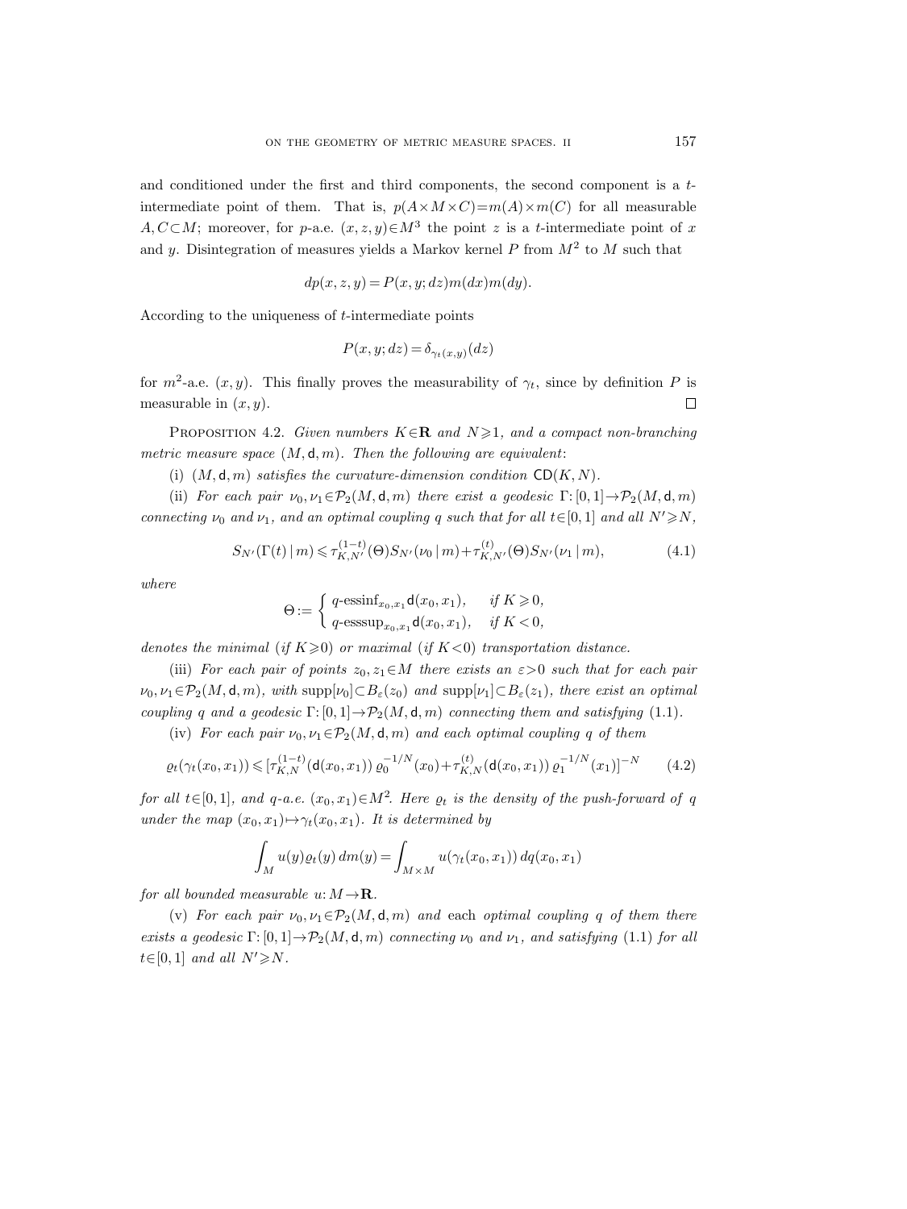and conditioned under the first and third components, the second component is a $t$-intermediate point of them. That is, $p(A\times M\times C)=m(A)\times m(C)$ for all measurable $A,C\subset M$; moreover, for $p$-a.e. $(x,z,y)\in M^3$ the point $z$ is a $t$-intermediate point of $x$ and $y$. Disintegration of measures yields a Markov kernel $P$ from $M^2$ to $M$ such that

$$dp(x,z,y)=P(x,y;dz)m(dx)m(dy).$$

According to the uniqueness of $t$-intermediate points

$$P(x,y;dz)=\delta_{\gamma_t(x,y)}(dz)$$

for $m^2$-a.e. $(x,y)$. This finally proves the measurability of $\gamma_t$, since by definition $P$ is measurable in $(x,y)$. □

Proposition 4.2. *Given numbers $K\in\mathbf{R}$ and $N\geqslant 1$, and a compact non-branching metric measure space $(M,\mathsf{d},m)$. Then the following are equivalent*:

(i) *$(M,\mathsf{d},m)$ satisfies the curvature-dimension condition $\mathsf{CD}(K,N)$.*

(ii) *For each pair $\nu_0,\nu_1\in\mathcal{P}_2(M,\mathsf{d},m)$ there exist a geodesic $\Gamma:[0,1]\to\mathcal{P}_2(M,\mathsf{d},m)$ connecting $\nu_0$ and $\nu_1$, and an optimal coupling $q$ such that for all $t\in[0,1]$ and all $N'\geqslant N$,*

$$S_{N'}(\Gamma(t)\,|\,m)\leqslant\tau_{K,N'}^{(1-t)}(\Theta)S_{N'}(\nu_0\,|\,m)+\tau_{K,N'}^{(t)}(\Theta)S_{N'}(\nu_1\,|\,m),\tag{4.1}$$

*where*

$$\Theta:=\begin{cases} q\text{-essinf}_{x_0,x_1}\mathsf{d}(x_0,x_1), & \text{if } K\geqslant 0,\\ q\text{-esssup}_{x_0,x_1}\mathsf{d}(x_0,x_1), & \text{if } K<0,\end{cases}$$

*denotes the minimal (if $K\geqslant 0$) or maximal (if $K<0$) transportation distance.*

(iii) *For each pair of points $z_0,z_1\in M$ there exists an $\varepsilon>0$ such that for each pair $\nu_0,\nu_1\in\mathcal{P}_2(M,\mathsf{d},m)$, with $\operatorname{supp}[\nu_0]\subset B_\varepsilon(z_0)$ and $\operatorname{supp}[\nu_1]\subset B_\varepsilon(z_1)$, there exist an optimal coupling $q$ and a geodesic $\Gamma:[0,1]\to\mathcal{P}_2(M,\mathsf{d},m)$ connecting them and satisfying (1.1).*

(iv) *For each pair $\nu_0,\nu_1\in\mathcal{P}_2(M,\mathsf{d},m)$ and each optimal coupling $q$ of them*

$$\varrho_t(\gamma_t(x_0,x_1))\leqslant[\tau_{K,N}^{(1-t)}(\mathsf{d}(x_0,x_1))\,\varrho_0^{-1/N}(x_0)+\tau_{K,N}^{(t)}(\mathsf{d}(x_0,x_1))\,\varrho_1^{-1/N}(x_1)]^{-N}\tag{4.2}$$

*for all $t\in[0,1]$, and $q$-a.e. $(x_0,x_1)\in M^2$. Here $\varrho_t$ is the density of the push-forward of $q$ under the map $(x_0,x_1)\mapsto\gamma_t(x_0,x_1)$. It is determined by*

$$\int_M u(y)\varrho_t(y)\,dm(y)=\int_{M\times M}u(\gamma_t(x_0,x_1))\,dq(x_0,x_1)$$

*for all bounded measurable $u:M\to\mathbf{R}$.*

(v) *For each pair $\nu_0,\nu_1\in\mathcal{P}_2(M,\mathsf{d},m)$ and* each *optimal coupling $q$ of them there exists a geodesic $\Gamma:[0,1]\to\mathcal{P}_2(M,\mathsf{d},m)$ connecting $\nu_0$ and $\nu_1$, and satisfying (1.1) for all $t\in[0,1]$ and all $N'\geqslant N$.*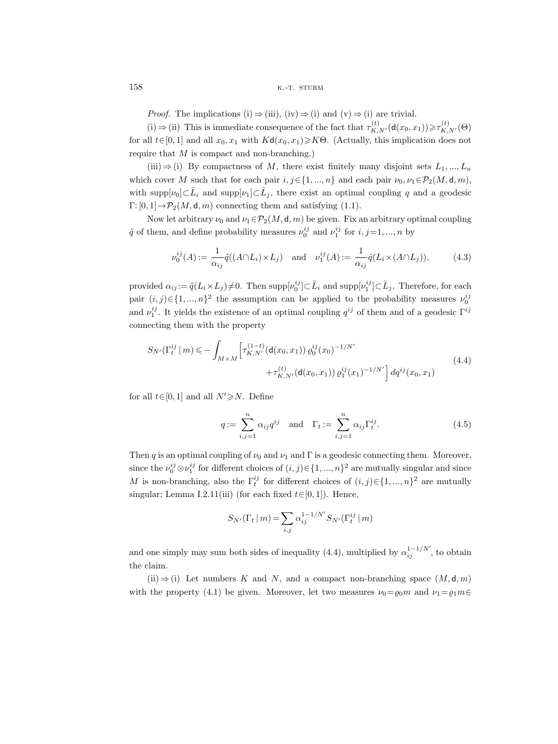*Proof.* The implications (i) ⇒ (iii), (iv) ⇒ (i) and (v) ⇒ (i) are trivial.

(i) ⇒ (ii) This is immediate consequence of the fact that $\tau_{K,N'}^{(t)}(\mathsf{d}(x_0,x_1)) \geqslant \tau_{K,N'}^{(t)}(\Theta)$ for all $t\in[0,1]$ and all $x_0, x_1$ with $K\mathsf{d}(x_0,x_1)\geqslant K\Theta$. (Actually, this implication does not require that $M$ is compact and non-branching.)

(iii) ⇒ (i) By compactness of $M$, there exist finitely many disjoint sets $L_1, ..., L_n$ which cover $M$ such that for each pair $i,j\in\{1,...,n\}$ and each pair $\nu_0,\nu_1\in\mathcal{P}_2(M,\mathsf{d},m)$, with $\operatorname{supp}[\nu_0]\subset \bar{L}_i$ and $\operatorname{supp}[\nu_1]\subset \bar{L}_j$, there exist an optimal coupling $q$ and a geodesic $\Gamma\colon[0,1]\to\mathcal{P}_2(M,\mathsf{d},m)$ connecting them and satisfying (1.1).

Now let arbitrary $\nu_0$ and $\nu_1\in\mathcal{P}_2(M,\mathsf{d},m)$ be given. Fix an arbitrary optimal coupling $\tilde{q}$ of them, and define probability measures $\nu_0^{ij}$ and $\nu_1^{ij}$ for $i,j=1,...,n$ by

$$\nu_0^{ij}(A) := \frac{1}{\alpha_{ij}}\tilde{q}((A\cap L_i)\times L_j) \quad\text{and}\quad \nu_1^{ij}(A) := \frac{1}{\alpha_{ij}}\tilde{q}(L_i\times(A\cap L_j)), \tag{4.3}$$

provided $\alpha_{ij} := \tilde{q}(L_i\times L_j)\neq 0$. Then $\operatorname{supp}[\nu_0^{ij}]\subset\bar{L}_i$ and $\operatorname{supp}[\nu_1^{ij}]\subset\bar{L}_j$. Therefore, for each pair $(i,j)\in\{1,...,n\}^2$ the assumption can be applied to the probability measures $\nu_0^{ij}$ and $\nu_1^{ij}$. It yields the existence of an optimal coupling $q^{ij}$ of them and of a geodesic $\Gamma^{ij}$ connecting them with the property

$$\begin{aligned} S_{N'}(\Gamma_t^{ij}\,|\,m) \leqslant -\int_{M\times M}\Big[&\tau_{K,N'}^{(1-t)}(\mathsf{d}(x_0,x_1))\,\varrho_0^{ij}(x_0)^{-1/N'} \\ &+\tau_{K,N'}^{(t)}(\mathsf{d}(x_0,x_1))\,\varrho_1^{ij}(x_1)^{-1/N'}\Big]\,dq^{ij}(x_0,x_1) \end{aligned} \tag{4.4}$$

for all $t\in[0,1]$ and all $N'\geqslant N$. Define

$$q := \sum_{i,j=1}^n \alpha_{ij}q^{ij} \quad\text{and}\quad \Gamma_t := \sum_{i,j=1}^n \alpha_{ij}\Gamma_t^{ij}. \tag{4.5}$$

Then $q$ is an optimal coupling of $\nu_0$ and $\nu_1$ and $\Gamma$ is a geodesic connecting them. Moreover, since the $\nu_0^{ij}\otimes\nu_1^{ij}$ for different choices of $(i,j)\in\{1,...,n\}^2$ are mutually singular and since $M$ is non-branching, also the $\Gamma_t^{ij}$ for different choices of $(i,j)\in\{1,...,n\}^2$ are mutually singular; Lemma I.2.11(iii) (for each fixed $t\in[0,1]$). Hence,

$$S_{N'}(\Gamma_t\,|\,m) = \sum_{i,j}\alpha_{ij}^{1-1/N'}S_{N'}(\Gamma_t^{ij}\,|\,m)$$

and one simply may sum both sides of inequality (4.4), multiplied by $\alpha_{ij}^{1-1/N'}$, to obtain the claim.

(ii) ⇒ (i) Let numbers $K$ and $N$, and a compact non-branching space $(M,\mathsf{d},m)$ with the property (4.1) be given. Moreover, let two measures $\nu_0=\varrho_0 m$ and $\nu_1=\varrho_1 m\in$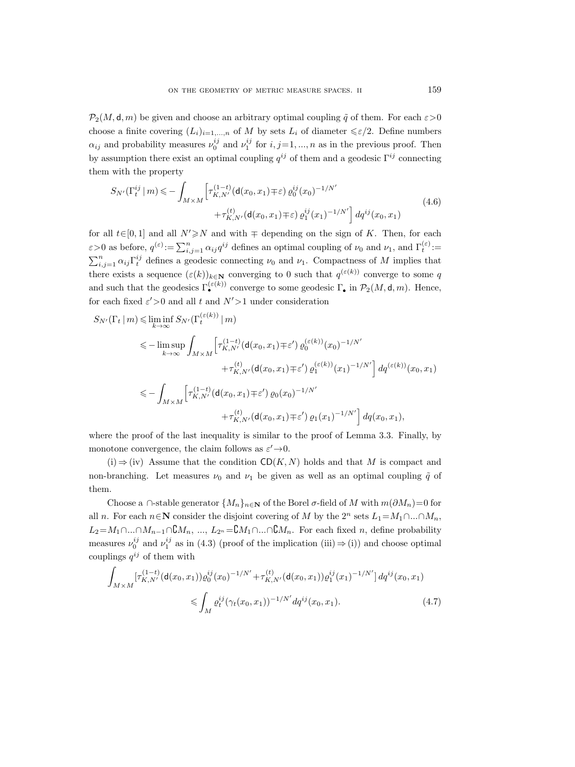$\mathcal{P}_2(M, \mathsf{d}, m)$ be given and choose an arbitrary optimal coupling $\tilde{q}$ of them. For each $\varepsilon > 0$ choose a finite covering $(L_i)_{i=1,\dots,n}$ of $M$ by sets $L_i$ of diameter $\leqslant \varepsilon/2$. Define numbers $\alpha_{ij}$ and probability measures $\nu_0^{ij}$ and $\nu_1^{ij}$ for $i,j=1,\dots,n$ as in the previous proof. Then by assumption there exist an optimal coupling $q^{ij}$ of them and a geodesic $\Gamma^{ij}$ connecting them with the property

$$
\begin{aligned}
S_{N'}(\Gamma_t^{ij} \,|\, m) \leqslant -\int_{M\times M} \Big[ & \tau_{K,N'}^{(1-t)}(\mathsf{d}(x_0,x_1) \mp \varepsilon)\, \varrho_0^{ij}(x_0)^{-1/N'} \\
& + \tau_{K,N'}^{(t)}(\mathsf{d}(x_0,x_1) \mp \varepsilon)\, \varrho_1^{ij}(x_1)^{-1/N'} \Big] \, dq^{ij}(x_0,x_1)
\end{aligned}
\tag{4.6}
$$

for all $t \in [0,1]$ and all $N' \geqslant N$ and with $\mp$ depending on the sign of $K$. Then, for each $\varepsilon > 0$ as before, $q^{(\varepsilon)} := \sum_{i,j=1}^n \alpha_{ij} q^{ij}$ defines an optimal coupling of $\nu_0$ and $\nu_1$, and $\Gamma_t^{(\varepsilon)} := \sum_{i,j=1}^n \alpha_{ij} \Gamma_t^{ij}$ defines a geodesic connecting $\nu_0$ and $\nu_1$. Compactness of $M$ implies that there exists a sequence $(\varepsilon(k))_{k \in \mathbf{N}}$ converging to 0 such that $q^{(\varepsilon(k))}$ converge to some $q$ and such that the geodesics $\Gamma_\bullet^{(\varepsilon(k))}$ converge to some geodesic $\Gamma_\bullet$ in $\mathcal{P}_2(M, \mathsf{d}, m)$. Hence, for each fixed $\varepsilon' > 0$ and all $t$ and $N' > 1$ under consideration

$$
\begin{aligned}
S_{N'}(\Gamma_t \,|\, m) &\leqslant \liminf_{k\to\infty} S_{N'}(\Gamma_t^{(\varepsilon(k))} \,|\, m) \\
&\leqslant -\limsup_{k\to\infty} \int_{M\times M} \Big[ \tau_{K,N'}^{(1-t)}(\mathsf{d}(x_0,x_1) \mp \varepsilon')\, \varrho_0^{(\varepsilon(k))}(x_0)^{-1/N'} \\
&\qquad\qquad + \tau_{K,N'}^{(t)}(\mathsf{d}(x_0,x_1) \mp \varepsilon')\, \varrho_1^{(\varepsilon(k))}(x_1)^{-1/N'} \Big] \, dq^{(\varepsilon(k))}(x_0,x_1) \\
&\leqslant -\int_{M\times M} \Big[ \tau_{K,N'}^{(1-t)}(\mathsf{d}(x_0,x_1) \mp \varepsilon')\, \varrho_0(x_0)^{-1/N'} \\
&\qquad\qquad + \tau_{K,N'}^{(t)}(\mathsf{d}(x_0,x_1) \mp \varepsilon')\, \varrho_1(x_1)^{-1/N'} \Big] \, dq(x_0,x_1),
\end{aligned}
$$

where the proof of the last inequality is similar to the proof of Lemma 3.3. Finally, by monotone convergence, the claim follows as $\varepsilon' \to 0$.

(i) $\Rightarrow$ (iv) Assume that the condition $\mathsf{CD}(K,N)$ holds and that $M$ is compact and non-branching. Let measures $\nu_0$ and $\nu_1$ be given as well as an optimal coupling $\tilde{q}$ of them.

Choose a $\cap$-stable generator $\{M_n\}_{n\in\mathbf{N}}$ of the Borel $\sigma$-field of $M$ with $m(\partial M_n) = 0$ for all $n$. For each $n \in \mathbf{N}$ consider the disjoint covering of $M$ by the $2^n$ sets $L_1 = M_1 \cap \dots \cap M_n$, $L_2 = M_1 \cap \dots \cap M_{n-1} \cap \complement M_n$, ..., $L_{2^n} = \complement M_1 \cap \dots \cap \complement M_n$. For each fixed $n$, define probability measures $\nu_0^{ij}$ and $\nu_1^{ij}$ as in (4.3) (proof of the implication (iii) $\Rightarrow$ (i)) and choose optimal couplings $q^{ij}$ of them with

$$
\begin{aligned}
\int_{M\times M} [\tau_{K,N'}^{(1-t)}(\mathsf{d}(x_0,x_1)) \varrho_0^{ij}(x_0)^{-1/N'} + \tau_{K,N'}^{(t)}(\mathsf{d}(x_0,x_1)) \varrho_1^{ij}(x_1)^{-1/N'}] \, dq^{ij}(x_0,x_1) \\
\leqslant \int_M \varrho_t^{ij}(\gamma_t(x_0,x_1))^{-1/N'} dq^{ij}(x_0,x_1).
\end{aligned}
\tag{4.7}
$$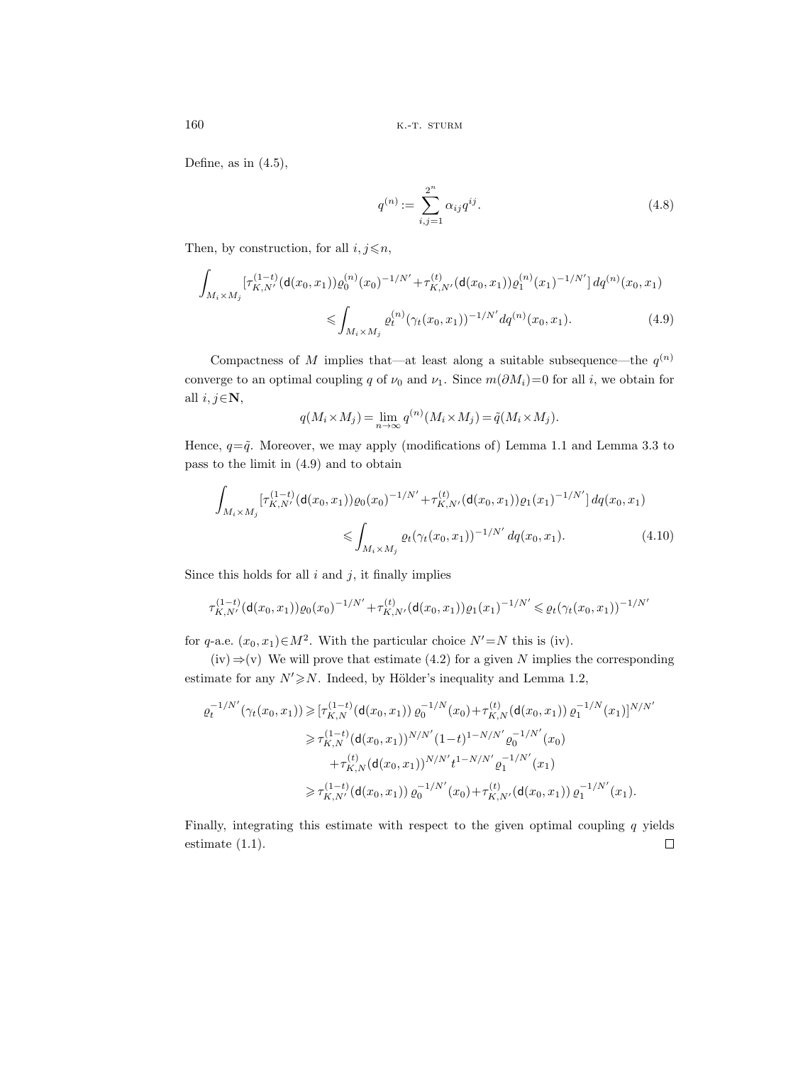Define, as in (4.5),

$$q^{(n)} := \sum_{i,j=1}^{2^n} \alpha_{ij} q^{ij}. \tag{4.8}$$

Then, by construction, for all $i, j \leqslant n$,

$$\int_{M_i \times M_j} [\tau_{K,N'}^{(1-t)}(\mathsf{d}(x_0,x_1)) \varrho_0^{(n)}(x_0)^{-1/N'} + \tau_{K,N'}^{(t)}(\mathsf{d}(x_0,x_1)) \varrho_1^{(n)}(x_1)^{-1/N'}]\, dq^{(n)}(x_0,x_1) \\ \leqslant \int_{M_i \times M_j} \varrho_t^{(n)}(\gamma_t(x_0,x_1))^{-1/N'} dq^{(n)}(x_0,x_1). \tag{4.9}$$

Compactness of $M$ implies that—at least along a suitable subsequence—the $q^{(n)}$ converge to an optimal coupling $q$ of $\nu_0$ and $\nu_1$. Since $m(\partial M_i)=0$ for all $i$, we obtain for all $i, j \in \mathbf{N}$,

$$q(M_i \times M_j) = \lim_{n\to\infty} q^{(n)}(M_i \times M_j) = \tilde{q}(M_i \times M_j).$$

Hence, $q = \tilde{q}$. Moreover, we may apply (modifications of) Lemma 1.1 and Lemma 3.3 to pass to the limit in (4.9) and to obtain

$$\int_{M_i \times M_j} [\tau_{K,N'}^{(1-t)}(\mathsf{d}(x_0,x_1)) \varrho_0(x_0)^{-1/N'} + \tau_{K,N'}^{(t)}(\mathsf{d}(x_0,x_1)) \varrho_1(x_1)^{-1/N'}]\, dq(x_0,x_1) \\ \leqslant \int_{M_i \times M_j} \varrho_t(\gamma_t(x_0,x_1))^{-1/N'}\, dq(x_0,x_1). \tag{4.10}$$

Since this holds for all $i$ and $j$, it finally implies

$$\tau_{K,N'}^{(1-t)}(\mathsf{d}(x_0,x_1)) \varrho_0(x_0)^{-1/N'} + \tau_{K,N'}^{(t)}(\mathsf{d}(x_0,x_1)) \varrho_1(x_1)^{-1/N'} \leqslant \varrho_t(\gamma_t(x_0,x_1))^{-1/N'}$$

for $q$-a.e. $(x_0,x_1) \in M^2$. With the particular choice $N'=N$ this is (iv).

(iv) $\Rightarrow$ (v) We will prove that estimate (4.2) for a given $N$ implies the corresponding estimate for any $N' \geqslant N$. Indeed, by Hölder's inequality and Lemma 1.2,

$$\begin{aligned}
\varrho_t^{-1/N'}(\gamma_t(x_0,x_1)) &\geqslant [\tau_{K,N}^{(1-t)}(\mathsf{d}(x_0,x_1))\, \varrho_0^{-1/N}(x_0) + \tau_{K,N}^{(t)}(\mathsf{d}(x_0,x_1))\, \varrho_1^{-1/N}(x_1)]^{N/N'} \\
&\geqslant \tau_{K,N}^{(1-t)}(\mathsf{d}(x_0,x_1))^{N/N'} (1-t)^{1-N/N'} \varrho_0^{-1/N'}(x_0) \\
&\quad + \tau_{K,N}^{(t)}(\mathsf{d}(x_0,x_1))^{N/N'} t^{1-N/N'} \varrho_1^{-1/N'}(x_1) \\
&\geqslant \tau_{K,N'}^{(1-t)}(\mathsf{d}(x_0,x_1))\, \varrho_0^{-1/N'}(x_0) + \tau_{K,N'}^{(t)}(\mathsf{d}(x_0,x_1))\, \varrho_1^{-1/N'}(x_1).
\end{aligned}$$

Finally, integrating this estimate with respect to the given optimal coupling $q$ yields estimate (1.1). □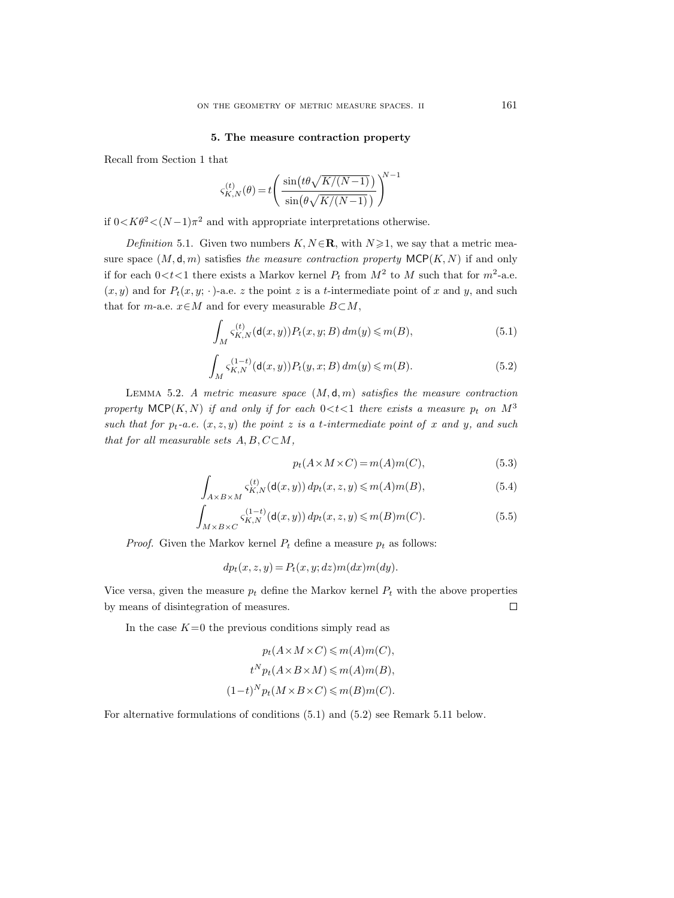## 5. The measure contraction property

Recall from Section 1 that

$$\varsigma_{K,N}^{(t)}(\theta) = t\left(\frac{\sin\big(t\theta\sqrt{K/(N-1)}\,\big)}{\sin\big(\theta\sqrt{K/(N-1)}\,\big)}\right)^{N-1}$$

if $0<K\theta^2<(N-1)\pi^2$ and with appropriate interpretations otherwise.

*Definition* 5.1. Given two numbers $K,N\in\mathbf{R}$, with $N\geqslant 1$, we say that a metric measure space $(M,\mathsf{d},m)$ satisfies *the measure contraction property* $\mathsf{MCP}(K,N)$ if and only if for each $0<t<1$ there exists a Markov kernel $P_t$ from $M^2$ to $M$ such that for $m^2$-a.e. $(x,y)$ and for $P_t(x,y;\,\cdot\,)$-a.e. $z$ the point $z$ is a $t$-intermediate point of $x$ and $y$, and such that for $m$-a.e. $x\in M$ and for every measurable $B\subset M$,

$$\int_M \varsigma_{K,N}^{(t)}(\mathsf{d}(x,y))P_t(x,y;B)\,dm(y)\leqslant m(B), \tag{5.1}$$

$$\int_M \varsigma_{K,N}^{(1-t)}(\mathsf{d}(x,y))P_t(y,x;B)\,dm(y)\leqslant m(B). \tag{5.2}$$

Lemma 5.2. *A metric measure space $(M,\mathsf{d},m)$ satisfies the measure contraction property $\mathsf{MCP}(K,N)$ if and only if for each $0<t<1$ there exists a measure $p_t$ on $M^3$ such that for $p_t$-a.e. $(x,z,y)$ the point $z$ is a $t$-intermediate point of $x$ and $y$, and such that for all measurable sets $A,B,C\subset M$,*

$$p_t(A\times M\times C) = m(A)m(C), \tag{5.3}$$

$$\int_{A\times B\times M} \varsigma_{K,N}^{(t)}(\mathsf{d}(x,y))\,dp_t(x,z,y)\leqslant m(A)m(B), \tag{5.4}$$

$$\int_{M\times B\times C} \varsigma_{K,N}^{(1-t)}(\mathsf{d}(x,y))\,dp_t(x,z,y)\leqslant m(B)m(C). \tag{5.5}$$

*Proof.* Given the Markov kernel $P_t$ define a measure $p_t$ as follows:

$$dp_t(x,z,y) = P_t(x,y;dz)m(dx)m(dy).$$

Vice versa, given the measure $p_t$ define the Markov kernel $P_t$ with the above properties by means of disintegration of measures. $\square$

In the case $K=0$ the previous conditions simply read as

$$p_t(A\times M\times C)\leqslant m(A)m(C),$$

$$t^N p_t(A\times B\times M)\leqslant m(A)m(B),$$

$$(1-t)^N p_t(M\times B\times C)\leqslant m(B)m(C).$$

For alternative formulations of conditions (5.1) and (5.2) see Remark 5.11 below.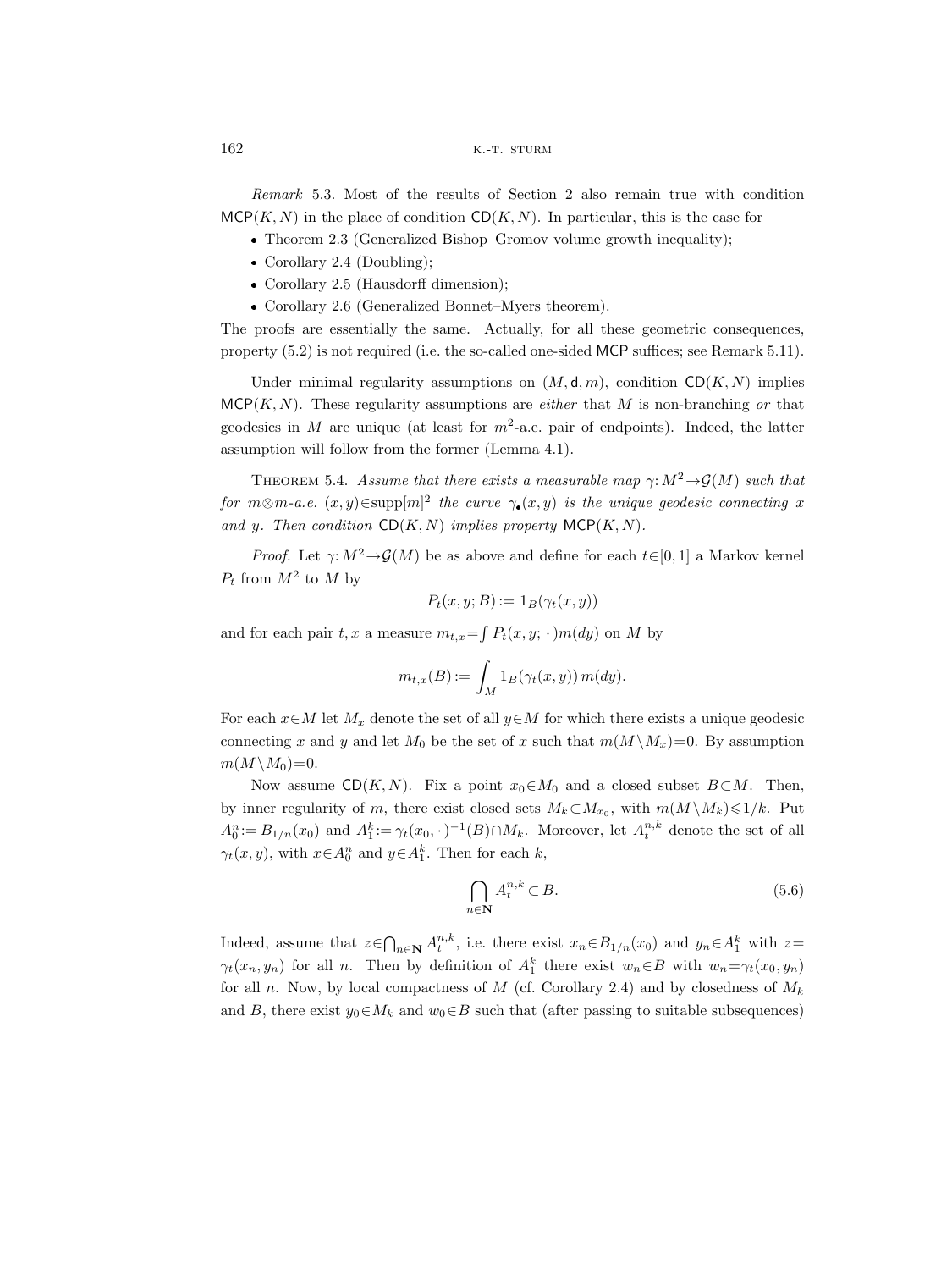*Remark* 5.3. Most of the results of Section 2 also remain true with condition $\mathsf{MCP}(K,N)$ in the place of condition $\mathsf{CD}(K,N)$. In particular, this is the case for

- Theorem 2.3 (Generalized Bishop–Gromov volume growth inequality);
- Corollary 2.4 (Doubling);
- Corollary 2.5 (Hausdorff dimension);
- Corollary 2.6 (Generalized Bonnet–Myers theorem).

The proofs are essentially the same. Actually, for all these geometric consequences, property (5.2) is not required (i.e. the so-called one-sided $\mathsf{MCP}$ suffices; see Remark 5.11).

Under minimal regularity assumptions on $(M,\mathsf{d},m)$, condition $\mathsf{CD}(K,N)$ implies $\mathsf{MCP}(K,N)$. These regularity assumptions are *either* that $M$ is non-branching *or* that geodesics in $M$ are unique (at least for $m^2$-a.e. pair of endpoints). Indeed, the latter assumption will follow from the former (Lemma 4.1).

Theorem 5.4. *Assume that there exists a measurable map $\gamma: M^2 \to \mathcal{G}(M)$ such that for $m\otimes m$-a.e. $(x,y)\in\operatorname{supp}[m]^2$ the curve $\gamma_\bullet(x,y)$ is the unique geodesic connecting $x$ and $y$. Then condition $\mathsf{CD}(K,N)$ implies property $\mathsf{MCP}(K,N)$.*

*Proof.* Let $\gamma: M^2\to\mathcal{G}(M)$ be as above and define for each $t\in[0,1]$ a Markov kernel $P_t$ from $M^2$ to $M$ by

$$P_t(x,y;B) := 1_B(\gamma_t(x,y))$$

and for each pair $t,x$ a measure $m_{t,x}=\int P_t(x,y;\,\cdot\,)m(dy)$ on $M$ by

$$m_{t,x}(B) := \int_M 1_B(\gamma_t(x,y))\,m(dy).$$

For each $x\in M$ let $M_x$ denote the set of all $y\in M$ for which there exists a unique geodesic connecting $x$ and $y$ and let $M_0$ be the set of $x$ such that $m(M\setminus M_x)=0$. By assumption $m(M\setminus M_0)=0$.

Now assume $\mathsf{CD}(K,N)$. Fix a point $x_0\in M_0$ and a closed subset $B\subset M$. Then, by inner regularity of $m$, there exist closed sets $M_k\subset M_{x_0}$, with $m(M\setminus M_k)\leqslant 1/k$. Put $A_0^n := B_{1/n}(x_0)$ and $A_1^k := \gamma_t(x_0,\cdot\,)^{-1}(B)\cap M_k$. Moreover, let $A_t^{n,k}$ denote the set of all $\gamma_t(x,y)$, with $x\in A_0^n$ and $y\in A_1^k$. Then for each $k$,

$$\bigcap_{n\in\mathbf{N}} A_t^{n,k} \subset B. \tag{5.6}$$

Indeed, assume that $z\in\bigcap_{n\in\mathbf{N}} A_t^{n,k}$, i.e. there exist $x_n\in B_{1/n}(x_0)$ and $y_n\in A_1^k$ with $z=\gamma_t(x_n,y_n)$ for all $n$. Then by definition of $A_1^k$ there exist $w_n\in B$ with $w_n=\gamma_t(x_0,y_n)$ for all $n$. Now, by local compactness of $M$ (cf. Corollary 2.4) and by closedness of $M_k$ and $B$, there exist $y_0\in M_k$ and $w_0\in B$ such that (after passing to suitable subsequences)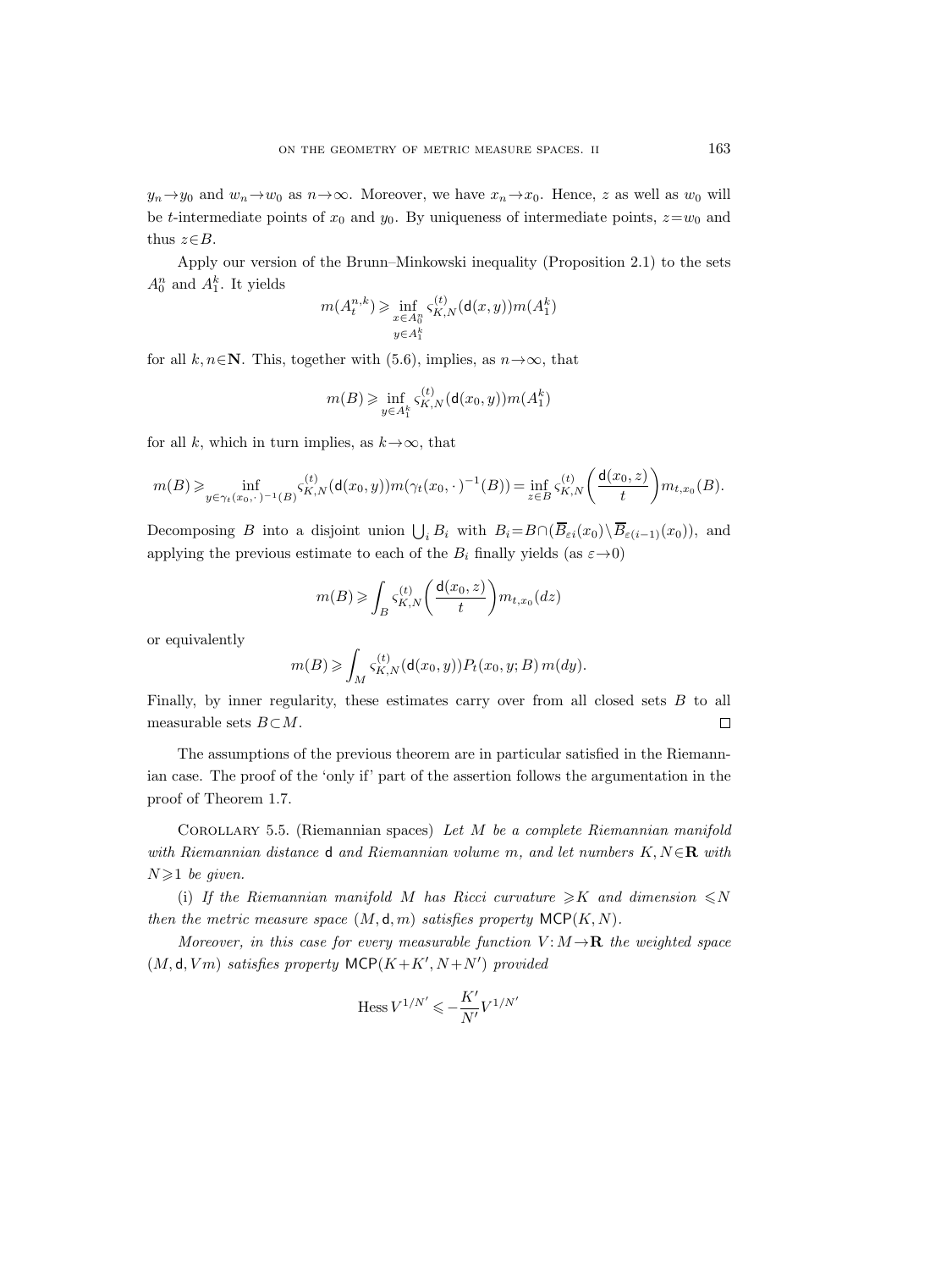$y_n \to y_0$ and $w_n \to w_0$ as $n \to \infty$. Moreover, we have $x_n \to x_0$. Hence, $z$ as well as $w_0$ will be $t$-intermediate points of $x_0$ and $y_0$. By uniqueness of intermediate points, $z = w_0$ and thus $z \in B$.

Apply our version of the Brunn–Minkowski inequality (Proposition 2.1) to the sets $A_0^n$ and $A_1^k$. It yields

$$m(A_t^{n,k}) \geqslant \inf_{\substack{x \in A_0^n \\ y \in A_1^k}} \varsigma_{K,N}^{(t)}(\mathsf{d}(x,y)) m(A_1^k)$$

for all $k, n \in \mathbf{N}$. This, together with (5.6), implies, as $n \to \infty$, that

$$m(B) \geqslant \inf_{y \in A_1^k} \varsigma_{K,N}^{(t)}(\mathsf{d}(x_0,y)) m(A_1^k)$$

for all $k$, which in turn implies, as $k \to \infty$, that

$$m(B) \geqslant \inf_{y \in \gamma_t(x_0,\cdot\,)^{-1}(B)} \varsigma_{K,N}^{(t)}(\mathsf{d}(x_0,y)) m(\gamma_t(x_0,\cdot\,)^{-1}(B)) = \inf_{z \in B} \varsigma_{K,N}^{(t)}\biggl(\frac{\mathsf{d}(x_0,z)}{t}\biggr) m_{t,x_0}(B).$$

Decomposing $B$ into a disjoint union $\bigcup_i B_i$ with $B_i = B \cap (\overline{B}_{\varepsilon i}(x_0) \setminus \overline{B}_{\varepsilon(i-1)}(x_0))$, and applying the previous estimate to each of the $B_i$ finally yields (as $\varepsilon \to 0$)

$$m(B) \geqslant \int_B \varsigma_{K,N}^{(t)}\biggl(\frac{\mathsf{d}(x_0,z)}{t}\biggr) m_{t,x_0}(dz)$$

or equivalently

$$m(B) \geqslant \int_M \varsigma_{K,N}^{(t)}(\mathsf{d}(x_0,y)) P_t(x_0,y;B)\, m(dy).$$

Finally, by inner regularity, these estimates carry over from all closed sets $B$ to all measurable sets $B \subset M$. $\square$

The assumptions of the previous theorem are in particular satisfied in the Riemannian case. The proof of the 'only if' part of the assertion follows the argumentation in the proof of Theorem 1.7.

Corollary 5.5. (Riemannian spaces) *Let $M$ be a complete Riemannian manifold with Riemannian distance $\mathsf{d}$ and Riemannian volume $m$, and let numbers $K, N \in \mathbf{R}$ with $N \geqslant 1$ be given.*

(i) *If the Riemannian manifold $M$ has Ricci curvature $\geqslant K$ and dimension $\leqslant N$ then the metric measure space $(M, \mathsf{d}, m)$ satisfies property $\mathsf{MCP}(K,N)$.*

*Moreover, in this case for every measurable function $V: M \to \mathbf{R}$ the weighted space $(M, \mathsf{d}, Vm)$ satisfies property $\mathsf{MCP}(K+K', N+N')$ provided*

$$\operatorname{Hess} V^{1/N'} \leqslant -\frac{K'}{N'} V^{1/N'}$$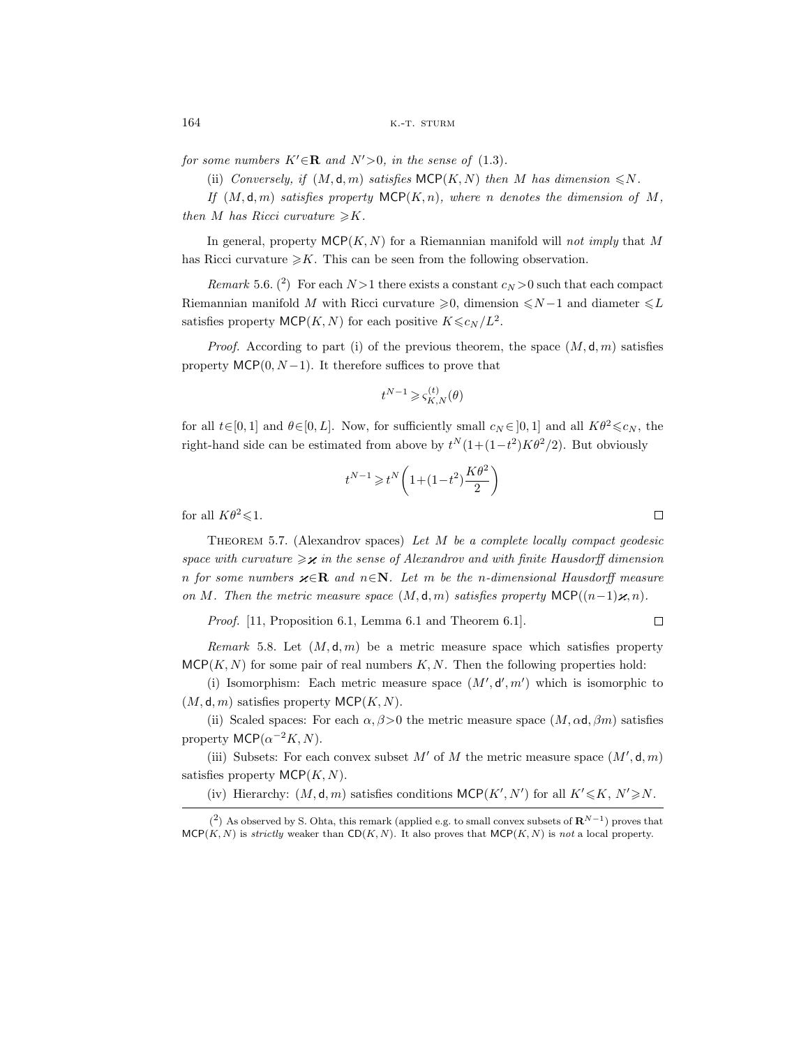*for some numbers $K' \in \mathbf{R}$ and $N' > 0$, in the sense of* (1.3).

(ii) *Conversely, if $(M, \mathsf{d}, m)$ satisfies $\mathsf{MCP}(K, N)$ then $M$ has dimension $\leqslant N$.*

*If $(M, \mathsf{d}, m)$ satisfies property $\mathsf{MCP}(K, n)$, where $n$ denotes the dimension of $M$, then $M$ has Ricci curvature $\geqslant K$.*

In general, property $\mathsf{MCP}(K, N)$ for a Riemannian manifold will *not imply* that $M$ has Ricci curvature $\geqslant K$. This can be seen from the following observation.

*Remark* 5.6. ([2]) For each $N > 1$ there exists a constant $c_N > 0$ such that each compact Riemannian manifold $M$ with Ricci curvature $\geqslant 0$, dimension $\leqslant N-1$ and diameter $\leqslant L$ satisfies property $\mathsf{MCP}(K, N)$ for each positive $K \leqslant c_N / L^2$.

*Proof.* According to part (i) of the previous theorem, the space $(M, \mathsf{d}, m)$ satisfies property $\mathsf{MCP}(0, N-1)$. It therefore suffices to prove that

$$t^{N-1} \geqslant \varsigma_{K,N}^{(t)}(\theta)$$

for all $t \in [0, 1]$ and $\theta \in [0, L]$. Now, for sufficiently small $c_N \in ]0, 1]$ and all $K\theta^2 \leqslant c_N$, the right-hand side can be estimated from above by $t^N (1 + (1-t^2) K\theta^2 / 2)$. But obviously

$$t^{N-1} \geqslant t^N \left( 1 + (1-t^2) \frac{K\theta^2}{2} \right)$$

for all $K\theta^2 \leqslant 1$. $\square$

THEOREM 5.7. (Alexandrov spaces) *Let $M$ be a complete locally compact geodesic space with curvature $\geqslant \varkappa$ in the sense of Alexandrov and with finite Hausdorff dimension $n$ for some numbers $\varkappa \in \mathbf{R}$ and $n \in \mathbf{N}$. Let $m$ be the $n$-dimensional Hausdorff measure on $M$. Then the metric measure space $(M, \mathsf{d}, m)$ satisfies property $\mathsf{MCP}((n-1)\varkappa, n)$.*

*Proof.* [11, Proposition 6.1, Lemma 6.1 and Theorem 6.1]. $\square$

*Remark* 5.8. Let $(M, \mathsf{d}, m)$ be a metric measure space which satisfies property $\mathsf{MCP}(K, N)$ for some pair of real numbers $K, N$. Then the following properties hold:

(i) Isomorphism: Each metric measure space $(M', \mathsf{d}', m')$ which is isomorphic to $(M, \mathsf{d}, m)$ satisfies property $\mathsf{MCP}(K, N)$.

(ii) Scaled spaces: For each $\alpha, \beta > 0$ the metric measure space $(M, \alpha\mathsf{d}, \beta m)$ satisfies property $\mathsf{MCP}(\alpha^{-2} K, N)$.

(iii) Subsets: For each convex subset $M'$ of $M$ the metric measure space $(M', \mathsf{d}, m)$ satisfies property $\mathsf{MCP}(K, N)$.

(iv) Hierarchy: $(M, \mathsf{d}, m)$ satisfies conditions $\mathsf{MCP}(K', N')$ for all $K' \leqslant K$, $N' \geqslant N$.

---

([2]) As observed by S. Ohta, this remark (applied e.g. to small convex subsets of $\mathbf{R}^{N-1}$) proves that $\mathsf{MCP}(K, N)$ is *strictly* weaker than $\mathsf{CD}(K, N)$. It also proves that $\mathsf{MCP}(K, N)$ is *not* a local property.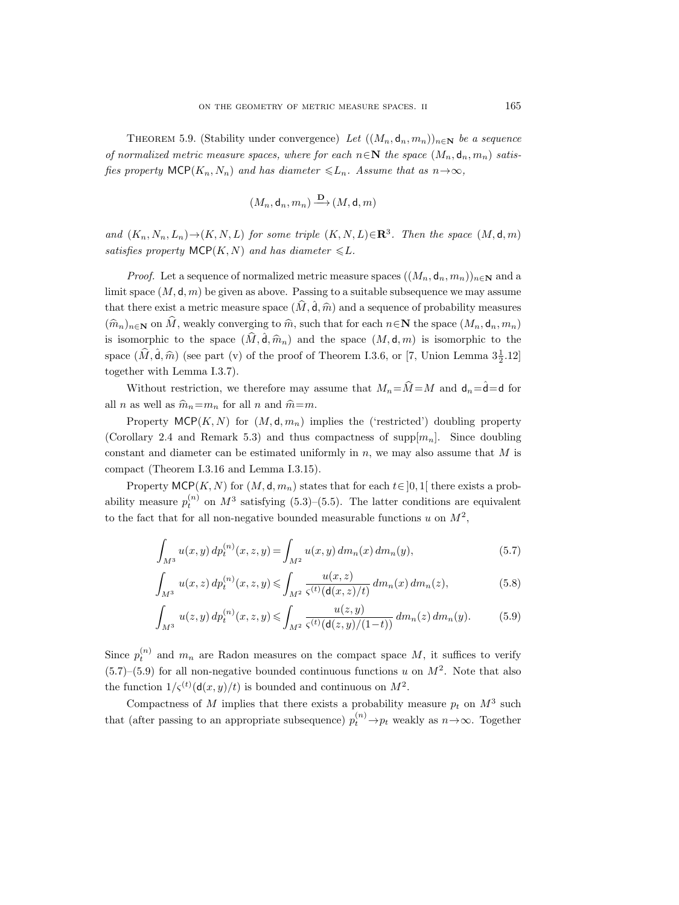THEOREM 5.9. (Stability under convergence) *Let $((M_n, \mathsf{d}_n, m_n))_{n\in\mathbf{N}}$ be a sequence of normalized metric measure spaces, where for each $n\in\mathbf{N}$ the space $(M_n, \mathsf{d}_n, m_n)$ satisfies property $\mathsf{MCP}(K_n, N_n)$ and has diameter $\leqslant L_n$. Assume that as $n\to\infty$,*

$$(M_n, \mathsf{d}_n, m_n) \xrightarrow{\mathbf{D}} (M, \mathsf{d}, m)$$

*and $(K_n, N_n, L_n)\to(K, N, L)$ for some triple $(K, N, L)\in\mathbf{R}^3$. Then the space $(M, \mathsf{d}, m)$ satisfies property $\mathsf{MCP}(K, N)$ and has diameter $\leqslant L$.*

*Proof.* Let a sequence of normalized metric measure spaces $((M_n, \mathsf{d}_n, m_n))_{n\in\mathbf{N}}$ and a limit space $(M, \mathsf{d}, m)$ be given as above. Passing to a suitable subsequence we may assume that there exist a metric measure space $(\widehat{M}, \hat{\mathsf{d}}, \widehat{m})$ and a sequence of probability measures $(\widehat{m}_n)_{n\in\mathbf{N}}$ on $\widehat{M}$, weakly converging to $\widehat{m}$, such that for each $n\in\mathbf{N}$ the space $(M_n, \mathsf{d}_n, m_n)$ is isomorphic to the space $(\widehat{M}, \hat{\mathsf{d}}, \widehat{m}_n)$ and the space $(M, \mathsf{d}, m)$ is isomorphic to the space $(\widehat{M}, \hat{\mathsf{d}}, \widehat{m})$ (see part (v) of the proof of Theorem I.3.6, or [7, Union Lemma $3\frac{1}{2}$.12] together with Lemma I.3.7).

Without restriction, we therefore may assume that $M_n=\widehat{M}=M$ and $\mathsf{d}_n=\hat{\mathsf{d}}=\mathsf{d}$ for all $n$ as well as $\widehat{m}_n=m_n$ for all $n$ and $\widehat{m}=m$.

Property $\mathsf{MCP}(K, N)$ for $(M, \mathsf{d}, m_n)$ implies the ('restricted') doubling property (Corollary 2.4 and Remark 5.3) and thus compactness of $\operatorname{supp}[m_n]$. Since doubling constant and diameter can be estimated uniformly in $n$, we may also assume that $M$ is compact (Theorem I.3.16 and Lemma I.3.15).

Property $\mathsf{MCP}(K, N)$ for $(M, \mathsf{d}, m_n)$ states that for each $t\in\,]0,1[$ there exists a probability measure $p_t^{(n)}$ on $M^3$ satisfying (5.3)–(5.5). The latter conditions are equivalent to the fact that for all non-negative bounded measurable functions $u$ on $M^2$,

$$\int_{M^3} u(x,y)\,dp_t^{(n)}(x,z,y) = \int_{M^2} u(x,y)\,dm_n(x)\,dm_n(y), \tag{5.7}$$

$$\int_{M^3} u(x,z)\,dp_t^{(n)}(x,z,y) \leqslant \int_{M^2} \frac{u(x,z)}{\varsigma^{(t)}(\mathsf{d}(x,z)/t)}\,dm_n(x)\,dm_n(z), \tag{5.8}$$

$$\int_{M^3} u(z,y)\,dp_t^{(n)}(x,z,y) \leqslant \int_{M^2} \frac{u(z,y)}{\varsigma^{(t)}(\mathsf{d}(z,y)/(1-t))}\,dm_n(z)\,dm_n(y). \tag{5.9}$$

Since $p_t^{(n)}$ and $m_n$ are Radon measures on the compact space $M$, it suffices to verify (5.7)–(5.9) for all non-negative bounded continuous functions $u$ on $M^2$. Note that also the function $1/\varsigma^{(t)}(\mathsf{d}(x,y)/t)$ is bounded and continuous on $M^2$.

Compactness of $M$ implies that there exists a probability measure $p_t$ on $M^3$ such that (after passing to an appropriate subsequence) $p_t^{(n)}\to p_t$ weakly as $n\to\infty$. Together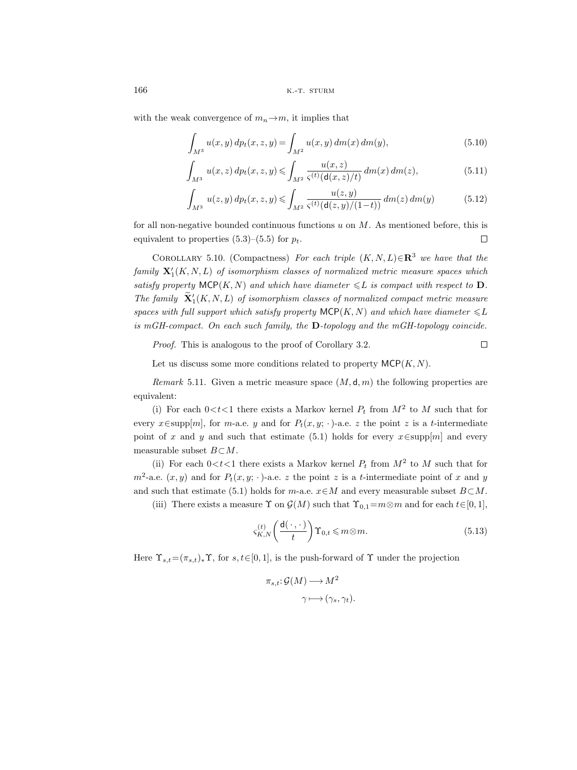with the weak convergence of $m_n \to m$, it implies that

$$\int_{M^3} u(x,y)\, dp_t(x,z,y) = \int_{M^2} u(x,y)\, dm(x)\, dm(y), \tag{5.10}$$

$$\int_{M^3} u(x,z)\, dp_t(x,z,y) \leqslant \int_{M^2} \frac{u(x,z)}{\varsigma^{(t)}(\mathsf{d}(x,z)/t)}\, dm(x)\, dm(z), \tag{5.11}$$

$$\int_{M^3} u(z,y)\, dp_t(x,z,y) \leqslant \int_{M^2} \frac{u(z,y)}{\varsigma^{(t)}(\mathsf{d}(z,y)/(1-t))}\, dm(z)\, dm(y) \tag{5.12}$$

for all non-negative bounded continuous functions $u$ on $M$. As mentioned before, this is equivalent to properties (5.3)–(5.5) for $p_t$. $\square$

Corollary 5.10. (Compactness) *For each triple $(K,N,L)\in\mathbf{R}^3$ we have that the family $\mathbf{X}_1'(K,N,L)$ of isomorphism classes of normalized metric measure spaces which satisfy property $\mathsf{MCP}(K,N)$ and which have diameter $\leqslant L$ is compact with respect to $\mathbf{D}$. The family $\widetilde{\mathbf{X}}_1'(K,N,L)$ of isomorphism classes of normalized compact metric measure spaces with full support which satisfy property $\mathsf{MCP}(K,N)$ and which have diameter $\leqslant L$ is mGH-compact. On each such family, the $\mathbf{D}$-topology and the mGH-topology coincide.*

*Proof.* This is analogous to the proof of Corollary 3.2. $\square$

Let us discuss some more conditions related to property $\mathsf{MCP}(K,N)$.

*Remark* 5.11. Given a metric measure space $(M,\mathsf{d},m)$ the following properties are equivalent:

(i) For each $0<t<1$ there exists a Markov kernel $P_t$ from $M^2$ to $M$ such that for every $x\in\operatorname{supp}[m]$, for $m$-a.e. $y$ and for $P_t(x,y;\,\cdot\,)$-a.e. $z$ the point $z$ is a $t$-intermediate point of $x$ and $y$ and such that estimate (5.1) holds for every $x\in\operatorname{supp}[m]$ and every measurable subset $B\subset M$.

(ii) For each $0<t<1$ there exists a Markov kernel $P_t$ from $M^2$ to $M$ such that for $m^2$-a.e. $(x,y)$ and for $P_t(x,y;\,\cdot\,)$-a.e. $z$ the point $z$ is a $t$-intermediate point of $x$ and $y$ and such that estimate (5.1) holds for $m$-a.e. $x\in M$ and every measurable subset $B\subset M$.

(iii) There exists a measure $\Upsilon$ on $\mathcal{G}(M)$ such that $\Upsilon_{0,1}=m\otimes m$ and for each $t\in[0,1]$,

$$\varsigma_{K,N}^{(t)}\left(\frac{\mathsf{d}(\,\cdot\,,\,\cdot\,)}{t}\right)\Upsilon_{0,t} \leqslant m\otimes m. \tag{5.13}$$

Here $\Upsilon_{s,t}=(\pi_{s,t})_*\Upsilon$, for $s,t\in[0,1]$, is the push-forward of $\Upsilon$ under the projection

$$\begin{aligned}\pi_{s,t}\colon \mathcal{G}(M) &\longrightarrow M^2\\ \gamma &\longmapsto (\gamma_s,\gamma_t).\end{aligned}$$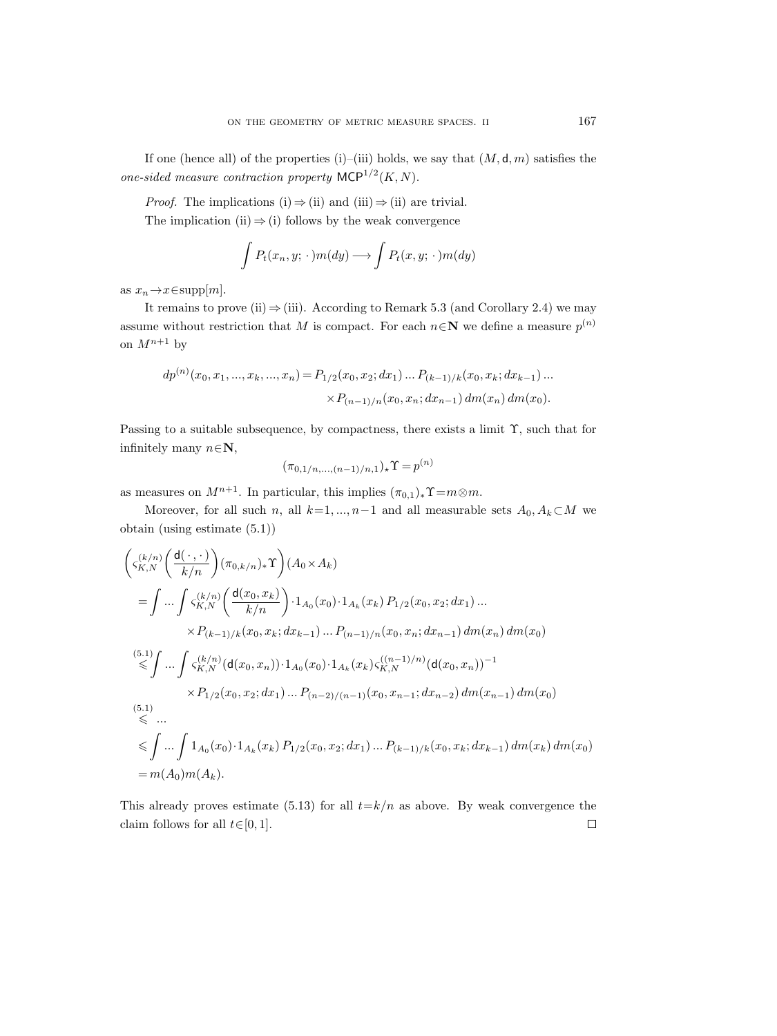If one (hence all) of the properties (i)–(iii) holds, we say that $(M, \mathsf{d}, m)$ satisfies the *one-sided measure contraction property* $\mathsf{MCP}^{1/2}(K,N)$.

*Proof.* The implications (i) $\Rightarrow$ (ii) and (iii) $\Rightarrow$ (ii) are trivial.

The implication (ii) $\Rightarrow$ (i) follows by the weak convergence

$$\int P_t(x_n, y;\,\cdot\,)m(dy) \longrightarrow \int P_t(x, y;\,\cdot\,)m(dy)$$

as $x_n \to x \in \mathrm{supp}[m]$.

It remains to prove (ii) $\Rightarrow$ (iii). According to Remark 5.3 (and Corollary 2.4) we may assume without restriction that $M$ is compact. For each $n \in \mathbf{N}$ we define a measure $p^{(n)}$ on $M^{n+1}$ by

$$\begin{aligned} dp^{(n)}(x_0, x_1, ..., x_k, ..., x_n) = P_{1/2}(x_0, x_2; dx_1) \dots P_{(k-1)/k}(x_0, x_k; dx_{k-1}) \dots \\ \times P_{(n-1)/n}(x_0, x_n; dx_{n-1})\, dm(x_n)\, dm(x_0). \end{aligned}$$

Passing to a suitable subsequence, by compactness, there exists a limit $\Upsilon$, such that for infinitely many $n \in \mathbf{N}$,

$$(\pi_{0,1/n,...,(n-1)/n,1})_* \Upsilon = p^{(n)}$$

as measures on $M^{n+1}$. In particular, this implies $(\pi_{0,1})_* \Upsilon = m \otimes m$.

Moreover, for all such $n$, all $k = 1, ..., n-1$ and all measurable sets $A_0, A_k \subset M$ we obtain (using estimate (5.1))

$$\begin{aligned}
&\left( \varsigma_{K,N}^{(k/n)} \left( \frac{\mathsf{d}(\,\cdot\,,\,\cdot\,)}{k/n} \right) (\pi_{0,k/n})_* \Upsilon \right) (A_0 \times A_k) \\
&= \int \dots \int \varsigma_{K,N}^{(k/n)} \left( \frac{\mathsf{d}(x_0, x_k)}{k/n} \right) \cdot 1_{A_0}(x_0) \cdot 1_{A_k}(x_k)\, P_{1/2}(x_0, x_2; dx_1) \dots \\
&\qquad \times P_{(k-1)/k}(x_0, x_k; dx_{k-1}) \dots P_{(n-1)/n}(x_0, x_n; dx_{n-1})\, dm(x_n)\, dm(x_0) \\
&\overset{(5.1)}{\leqslant} \int \dots \int \varsigma_{K,N}^{(k/n)}(\mathsf{d}(x_0, x_n)) \cdot 1_{A_0}(x_0) \cdot 1_{A_k}(x_k) \varsigma_{K,N}^{((n-1)/n)}(\mathsf{d}(x_0, x_n))^{-1} \\
&\qquad \times P_{1/2}(x_0, x_2; dx_1) \dots P_{(n-2)/(n-1)}(x_0, x_{n-1}; dx_{n-2})\, dm(x_{n-1})\, dm(x_0) \\
&\overset{(5.1)}{\leqslant} \dots \\
&\leqslant \int \dots \int 1_{A_0}(x_0) \cdot 1_{A_k}(x_k)\, P_{1/2}(x_0, x_2; dx_1) \dots P_{(k-1)/k}(x_0, x_k; dx_{k-1})\, dm(x_k)\, dm(x_0) \\
&= m(A_0) m(A_k).
\end{aligned}$$

This already proves estimate (5.13) for all $t = k/n$ as above. By weak convergence the claim follows for all $t \in [0,1]$. $\square$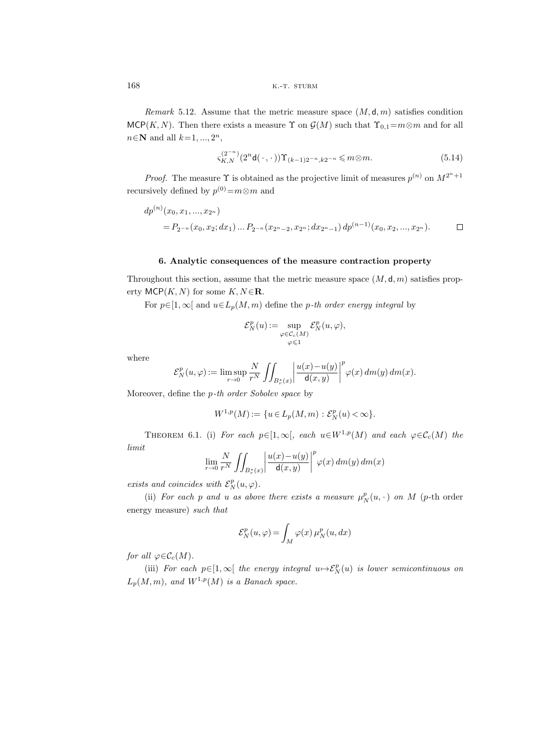*Remark* 5.12. Assume that the metric measure space $(M, \mathsf{d}, m)$ satisfies condition $\mathsf{MCP}(K, N)$. Then there exists a measure $\Upsilon$ on $\mathcal{G}(M)$ such that $\Upsilon_{0,1} = m \otimes m$ and for all $n \in \mathbf{N}$ and all $k = 1, ..., 2^n$,

$$\varsigma_{K,N}^{(2^{-n})}(2^n \mathsf{d}(\,\cdot\,,\,\cdot\,)) \Upsilon_{(k-1)2^{-n}, k2^{-n}} \leqslant m \otimes m. \tag{5.14}$$

*Proof.* The measure $\Upsilon$ is obtained as the projective limit of measures $p^{(n)}$ on $M^{2^n+1}$ recursively defined by $p^{(0)} = m \otimes m$ and

$$\begin{aligned} dp^{(n)}&(x_0, x_1, ..., x_{2^n}) \\ &= P_{2^{-n}}(x_0, x_2; dx_1) \dots P_{2^{-n}}(x_{2^n-2}, x_{2^n}; dx_{2^n-1})\, dp^{(n-1)}(x_0, x_2, ..., x_{2^n}). \end{aligned}$$

□

### 6. Analytic consequences of the measure contraction property

Throughout this section, assume that the metric measure space $(M, \mathsf{d}, m)$ satisfies property $\mathsf{MCP}(K, N)$ for some $K, N \in \mathbf{R}$.

For $p \in [1, \infty[$ and $u \in L_p(M, m)$ define the *p-th order energy integral* by

$$\mathcal{E}_N^p(u) := \sup_{\substack{\varphi \in \mathcal{C}_c(M) \\ \varphi \leqslant 1}} \mathcal{E}_N^p(u, \varphi),$$

where

$$\mathcal{E}_N^p(u, \varphi) := \limsup_{r \to 0} \frac{N}{r^N} \iint_{B_r^*(x)} \left| \frac{u(x) - u(y)}{\mathsf{d}(x, y)} \right|^p \varphi(x)\, dm(y)\, dm(x).$$

Moreover, define the *p-th order Sobolev space* by

$$W^{1,p}(M) := \{u \in L_p(M, m) : \mathcal{E}_N^p(u) < \infty\}.$$

Theorem 6.1. (i) *For each* $p \in [1, \infty[$, *each* $u \in W^{1,p}(M)$ *and each* $\varphi \in \mathcal{C}_c(M)$ *the limit*

$$\lim_{r \to 0} \frac{N}{r^N} \iint_{B_r^*(x)} \left| \frac{u(x) - u(y)}{\mathsf{d}(x, y)} \right|^p \varphi(x)\, dm(y)\, dm(x)$$

*exists and coincides with* $\mathcal{E}_N^p(u, \varphi)$.

(ii) *For each $p$ and $u$ as above there exists a measure* $\mu_N^p(u, \cdot\,)$ *on $M$* (*p*-th order energy measure) *such that*

$$\mathcal{E}_N^p(u, \varphi) = \int_M \varphi(x)\, \mu_N^p(u, dx)$$

*for all* $\varphi \in \mathcal{C}_c(M)$.

(iii) *For each* $p \in [1, \infty[$ *the energy integral* $u \mapsto \mathcal{E}_N^p(u)$ *is lower semicontinuous on* $L_p(M, m)$, *and* $W^{1,p}(M)$ *is a Banach space.*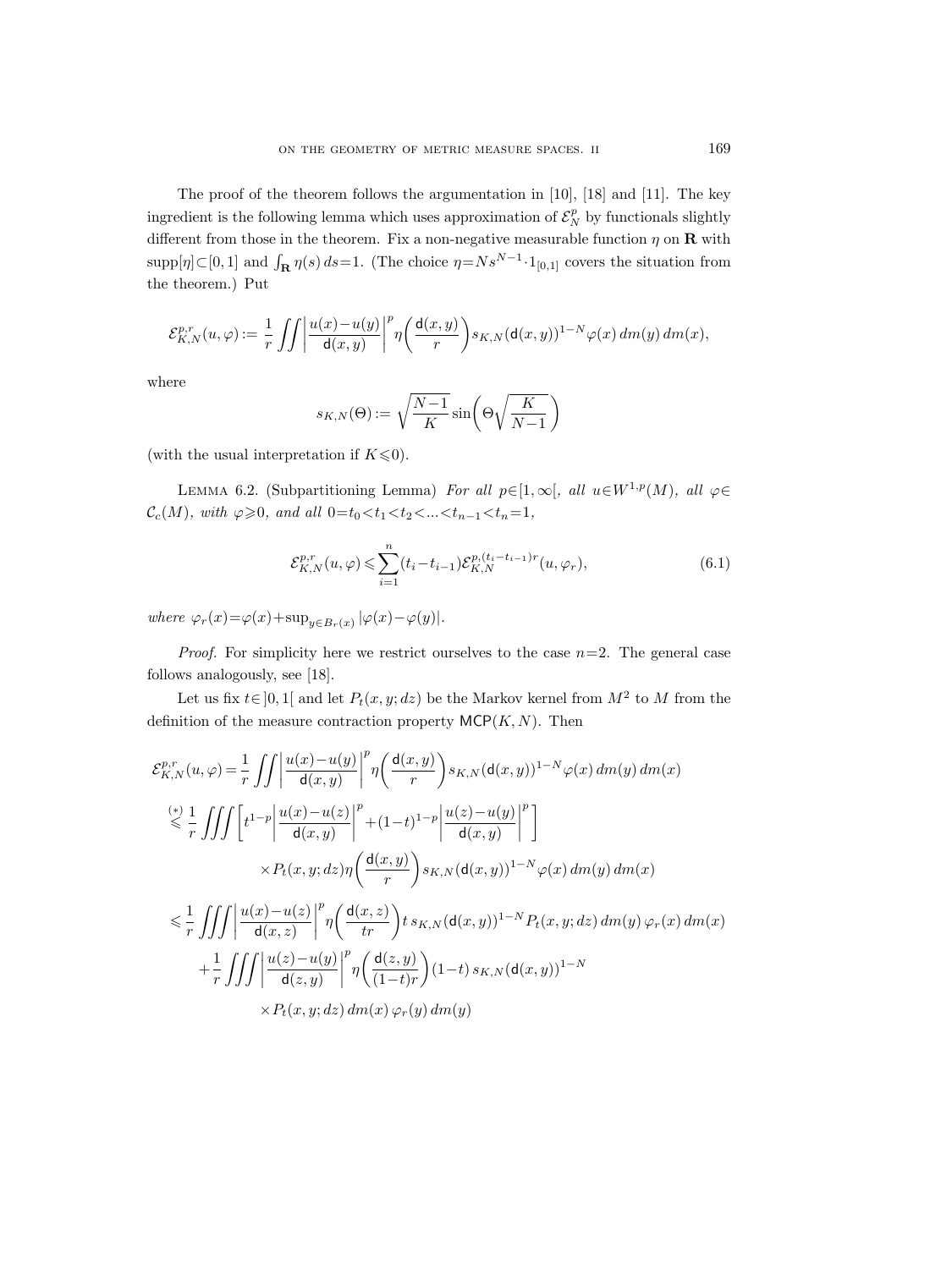The proof of the theorem follows the argumentation in [10], [18] and [11]. The key ingredient is the following lemma which uses approximation of $\mathcal{E}^p_N$ by functionals slightly different from those in the theorem. Fix a non-negative measurable function $\eta$ on $\mathbf{R}$ with $\operatorname{supp}[\eta]\subset[0,1]$ and $\int_{\mathbf{R}}\eta(s)\,ds=1$. (The choice $\eta=Ns^{N-1}\cdot 1_{[0,1]}$ covers the situation from the theorem.) Put

$$\mathcal{E}^{p,r}_{K,N}(u,\varphi):=\frac{1}{r}\iint\left|\frac{u(x)-u(y)}{\mathsf{d}(x,y)}\right|^p\eta\bigg(\frac{\mathsf{d}(x,y)}{r}\bigg)s_{K,N}(\mathsf{d}(x,y))^{1-N}\varphi(x)\,dm(y)\,dm(x),$$

where

$$s_{K,N}(\Theta):=\sqrt{\frac{N-1}{K}}\sin\bigg(\Theta\sqrt{\frac{K}{N-1}}\bigg)$$

(with the usual interpretation if $K\leqslant 0$).

Lemma 6.2. (Subpartitioning Lemma) *For all $p\in[1,\infty[$, all $u\in W^{1,p}(M)$, all $\varphi\in\mathcal{C}_c(M)$, with $\varphi\geqslant 0$, and all $0=t_0<t_1<t_2<...<t_{n-1}<t_n=1$,*

$$\mathcal{E}^{p,r}_{K,N}(u,\varphi)\leqslant\sum_{i=1}^n(t_i-t_{i-1})\mathcal{E}^{p,(t_i-t_{i-1})r}_{K,N}(u,\varphi_r),\tag{6.1}$$

*where $\varphi_r(x)=\varphi(x)+\sup_{y\in B_r(x)}|\varphi(x)-\varphi(y)|$.*

*Proof.* For simplicity here we restrict ourselves to the case $n=2$. The general case follows analogously, see [18].

Let us fix $t\in]0,1[$ and let $P_t(x,y;dz)$ be the Markov kernel from $M^2$ to $M$ from the definition of the measure contraction property $\mathsf{MCP}(K,N)$. Then

$$\begin{aligned}
\mathcal{E}^{p,r}_{K,N}(u,\varphi)&=\frac{1}{r}\iint\left|\frac{u(x)-u(y)}{\mathsf{d}(x,y)}\right|^p\eta\bigg(\frac{\mathsf{d}(x,y)}{r}\bigg)s_{K,N}(\mathsf{d}(x,y))^{1-N}\varphi(x)\,dm(y)\,dm(x)\\
&\overset{(*)}{\leqslant}\frac{1}{r}\iiint\bigg[t^{1-p}\left|\frac{u(x)-u(z)}{\mathsf{d}(x,y)}\right|^p+(1-t)^{1-p}\left|\frac{u(z)-u(y)}{\mathsf{d}(x,y)}\right|^p\bigg]\\
&\qquad\qquad\times P_t(x,y;dz)\eta\bigg(\frac{\mathsf{d}(x,y)}{r}\bigg)s_{K,N}(\mathsf{d}(x,y))^{1-N}\varphi(x)\,dm(y)\,dm(x)\\
&\leqslant\frac{1}{r}\iiint\left|\frac{u(x)-u(z)}{\mathsf{d}(x,z)}\right|^p\eta\bigg(\frac{\mathsf{d}(x,z)}{tr}\bigg)t\,s_{K,N}(\mathsf{d}(x,y))^{1-N}P_t(x,y;dz)\,dm(y)\,\varphi_r(x)\,dm(x)\\
&\quad+\frac{1}{r}\iiint\left|\frac{u(z)-u(y)}{\mathsf{d}(z,y)}\right|^p\eta\bigg(\frac{\mathsf{d}(z,y)}{(1-t)r}\bigg)(1-t)\,s_{K,N}(\mathsf{d}(x,y))^{1-N}\\
&\qquad\qquad\times P_t(x,y;dz)\,dm(x)\,\varphi_r(y)\,dm(y)
\end{aligned}$$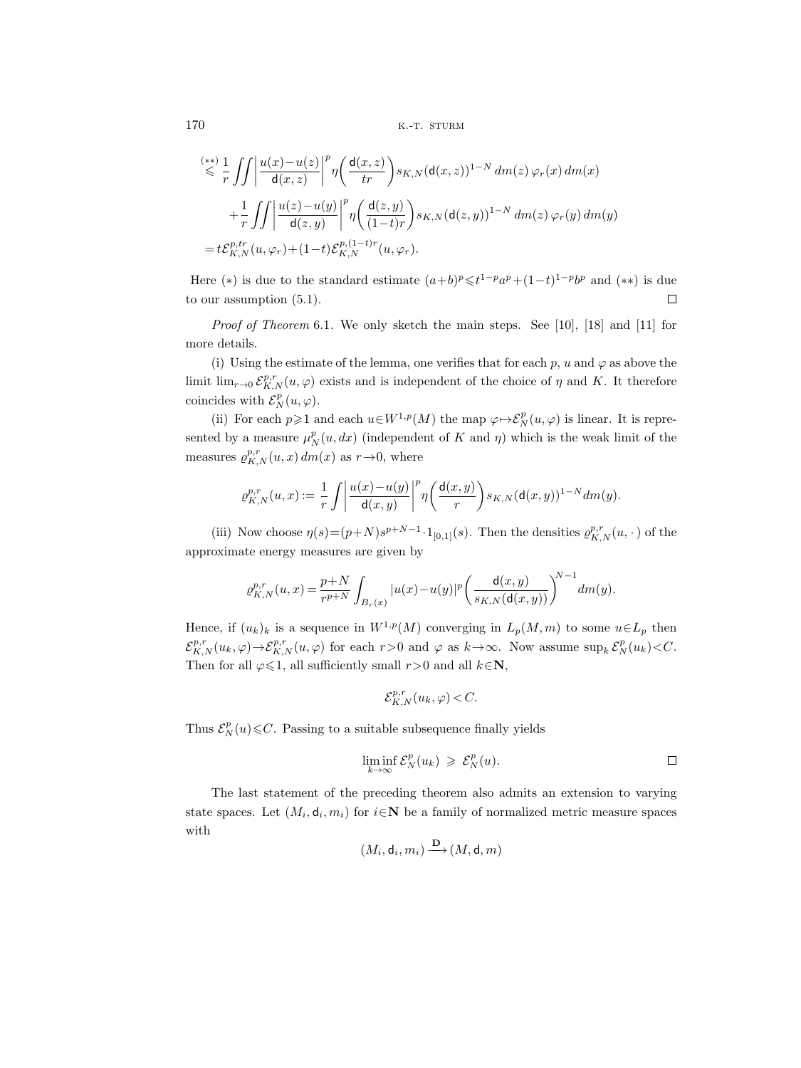$$\stackrel{(**)}{\leqslant} \frac{1}{r} \iint \left| \frac{u(x)-u(z)}{\mathsf{d}(x,z)} \right|^p \eta\!\left( \frac{\mathsf{d}(x,z)}{tr} \right) s_{K,N}(\mathsf{d}(x,z))^{1-N} \, dm(z) \, \varphi_r(x) \, dm(x)$$

$$+ \frac{1}{r} \iint \left| \frac{u(z)-u(y)}{\mathsf{d}(z,y)} \right|^p \eta\!\left( \frac{\mathsf{d}(z,y)}{(1-t)r} \right) s_{K,N}(\mathsf{d}(z,y))^{1-N} \, dm(z) \, \varphi_r(y) \, dm(y)$$

$$= t\mathcal{E}_{K,N}^{p,tr}(u,\varphi_r) + (1-t)\mathcal{E}_{K,N}^{p,(1-t)r}(u,\varphi_r).$$

Here $(*)$ is due to the standard estimate $(a+b)^p \leqslant t^{1-p}a^p + (1-t)^{1-p}b^p$ and $(**)$ is due to our assumption (5.1). $\square$

*Proof of Theorem* 6.1. We only sketch the main steps. See [10], [18] and [11] for more details.

(i) Using the estimate of the lemma, one verifies that for each $p$, $u$ and $\varphi$ as above the limit $\lim_{r\to 0} \mathcal{E}_{K,N}^{p,r}(u,\varphi)$ exists and is independent of the choice of $\eta$ and $K$. It therefore coincides with $\mathcal{E}_N^p(u,\varphi)$.

(ii) For each $p \geqslant 1$ and each $u \in W^{1,p}(M)$ the map $\varphi \mapsto \mathcal{E}_N^p(u,\varphi)$ is linear. It is represented by a measure $\mu_N^p(u,dx)$ (independent of $K$ and $\eta$) which is the weak limit of the measures $\varrho_{K,N}^{p,r}(u,x)\, dm(x)$ as $r \to 0$, where

$$\varrho_{K,N}^{p,r}(u,x) := \frac{1}{r} \int \left| \frac{u(x)-u(y)}{\mathsf{d}(x,y)} \right|^p \eta\!\left( \frac{\mathsf{d}(x,y)}{r} \right) s_{K,N}(\mathsf{d}(x,y))^{1-N} dm(y).$$

(iii) Now choose $\eta(s) = (p+N)s^{p+N-1} \cdot 1_{[0,1]}(s)$. Then the densities $\varrho_{K,N}^{p,r}(u,\cdot\,)$ of the approximate energy measures are given by

$$\varrho_{K,N}^{p,r}(u,x) = \frac{p+N}{r^{p+N}} \int_{B_r(x)} |u(x)-u(y)|^p \left( \frac{\mathsf{d}(x,y)}{s_{K,N}(\mathsf{d}(x,y))} \right)^{N-1} dm(y).$$

Hence, if $(u_k)_k$ is a sequence in $W^{1,p}(M)$ converging in $L_p(M,m)$ to some $u \in L_p$ then $\mathcal{E}_{K,N}^{p,r}(u_k,\varphi) \to \mathcal{E}_{K,N}^{p,r}(u,\varphi)$ for each $r>0$ and $\varphi$ as $k\to\infty$. Now assume $\sup_k \mathcal{E}_N^p(u_k) < C$. Then for all $\varphi \leqslant 1$, all sufficiently small $r>0$ and all $k \in \mathbf{N}$,

$$\mathcal{E}_{K,N}^{p,r}(u_k,\varphi) < C.$$

Thus $\mathcal{E}_N^p(u) \leqslant C$. Passing to a suitable subsequence finally yields

$$\liminf_{k\to\infty} \mathcal{E}_N^p(u_k) \;\geqslant\; \mathcal{E}_N^p(u). \qquad \square$$

The last statement of the preceding theorem also admits an extension to varying state spaces. Let $(M_i, \mathsf{d}_i, m_i)$ for $i \in \mathbf{N}$ be a family of normalized metric measure spaces with

$$(M_i, \mathsf{d}_i, m_i) \xrightarrow{\mathbf{D}} (M, \mathsf{d}, m)$$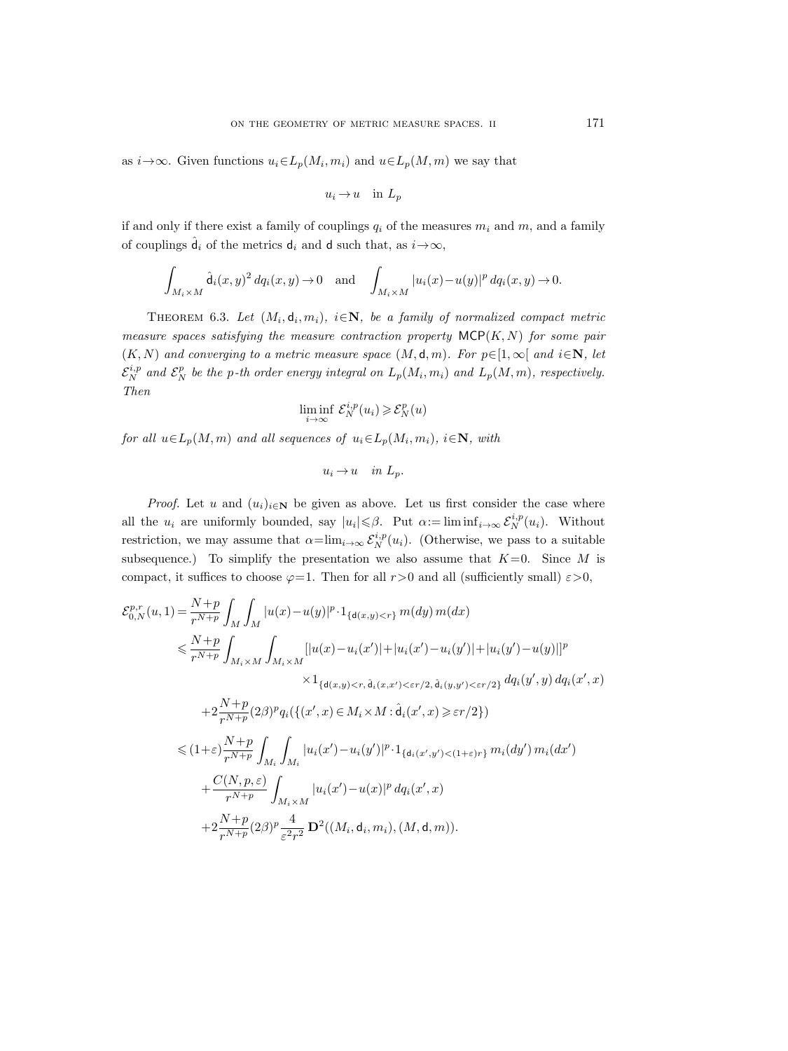as $i\to\infty$. Given functions $u_i\in L_p(M_i,m_i)$ and $u\in L_p(M,m)$ we say that

$$u_i\to u \quad \text{in } L_p$$

if and only if there exist a family of couplings $q_i$ of the measures $m_i$ and $m$, and a family of couplings $\hat{\mathsf{d}}_i$ of the metrics $\mathsf{d}_i$ and $\mathsf{d}$ such that, as $i\to\infty$,

$$\int_{M_i\times M}\hat{\mathsf{d}}_i(x,y)^2\,dq_i(x,y)\to 0 \quad\text{and}\quad \int_{M_i\times M}|u_i(x)-u(y)|^p\,dq_i(x,y)\to 0.$$

THEOREM 6.3. *Let $(M_i,\mathsf{d}_i,m_i)$, $i\in\mathbf{N}$, be a family of normalized compact metric measure spaces satisfying the measure contraction property $\mathsf{MCP}(K,N)$ for some pair $(K,N)$ and converging to a metric measure space $(M,\mathsf{d},m)$. For $p\in[1,\infty[$ and $i\in\mathbf{N}$, let $\mathcal{E}_N^{i,p}$ and $\mathcal{E}_N^p$ be the $p$-th order energy integral on $L_p(M_i,m_i)$ and $L_p(M,m)$, respectively. Then*

$$\liminf_{i\to\infty}\,\mathcal{E}_N^{i,p}(u_i)\geqslant\mathcal{E}_N^p(u)$$

*for all $u\in L_p(M,m)$ and all sequences of $u_i\in L_p(M_i,m_i)$, $i\in\mathbf{N}$, with*

$$u_i\to u \quad \textit{in } L_p.$$

*Proof.* Let $u$ and $(u_i)_{i\in\mathbf{N}}$ be given as above. Let us first consider the case where all the $u_i$ are uniformly bounded, say $|u_i|\leqslant\beta$. Put $\alpha:=\liminf_{i\to\infty}\mathcal{E}_N^{i,p}(u_i)$. Without restriction, we may assume that $\alpha=\lim_{i\to\infty}\mathcal{E}_N^{i,p}(u_i)$. (Otherwise, we pass to a suitable subsequence.) To simplify the presentation we also assume that $K=0$. Since $M$ is compact, it suffices to choose $\varphi=1$. Then for all $r>0$ and all (sufficiently small) $\varepsilon>0$,

$$\begin{aligned}
\mathcal{E}_{0,N}^{p,r}(u,1)&=\frac{N+p}{r^{N+p}}\int_M\int_M|u(x)-u(y)|^p\cdot 1_{\{\mathsf{d}(x,y)<r\}}\,m(dy)\,m(dx)\\
&\leqslant\frac{N+p}{r^{N+p}}\int_{M_i\times M}\int_{M_i\times M}[|u(x)-u_i(x')|+|u_i(x')-u_i(y')|+|u_i(y')-u(y)|]^p\\
&\qquad\qquad\times 1_{\{\mathsf{d}(x,y)<r,\,\hat{\mathsf{d}}_i(x,x')<\varepsilon r/2,\,\hat{\mathsf{d}}_i(y,y')<\varepsilon r/2\}}\,dq_i(y',y)\,dq_i(x',x)\\
&\quad+2\frac{N+p}{r^{N+p}}(2\beta)^p q_i(\{(x',x)\in M_i\times M:\hat{\mathsf{d}}_i(x',x)\geqslant\varepsilon r/2\})\\
&\leqslant(1+\varepsilon)\frac{N+p}{r^{N+p}}\int_{M_i}\int_{M_i}|u_i(x')-u_i(y')|^p\cdot 1_{\{\mathsf{d}_i(x',y')<(1+\varepsilon)r\}}\,m_i(dy')\,m_i(dx')\\
&\quad+\frac{C(N,p,\varepsilon)}{r^{N+p}}\int_{M_i\times M}|u_i(x')-u(x)|^p\,dq_i(x',x)\\
&\quad+2\frac{N+p}{r^{N+p}}(2\beta)^p\frac{4}{\varepsilon^2r^2}\,\mathbf{D}^2((M_i,\mathsf{d}_i,m_i),(M,\mathsf{d},m)).
\end{aligned}$$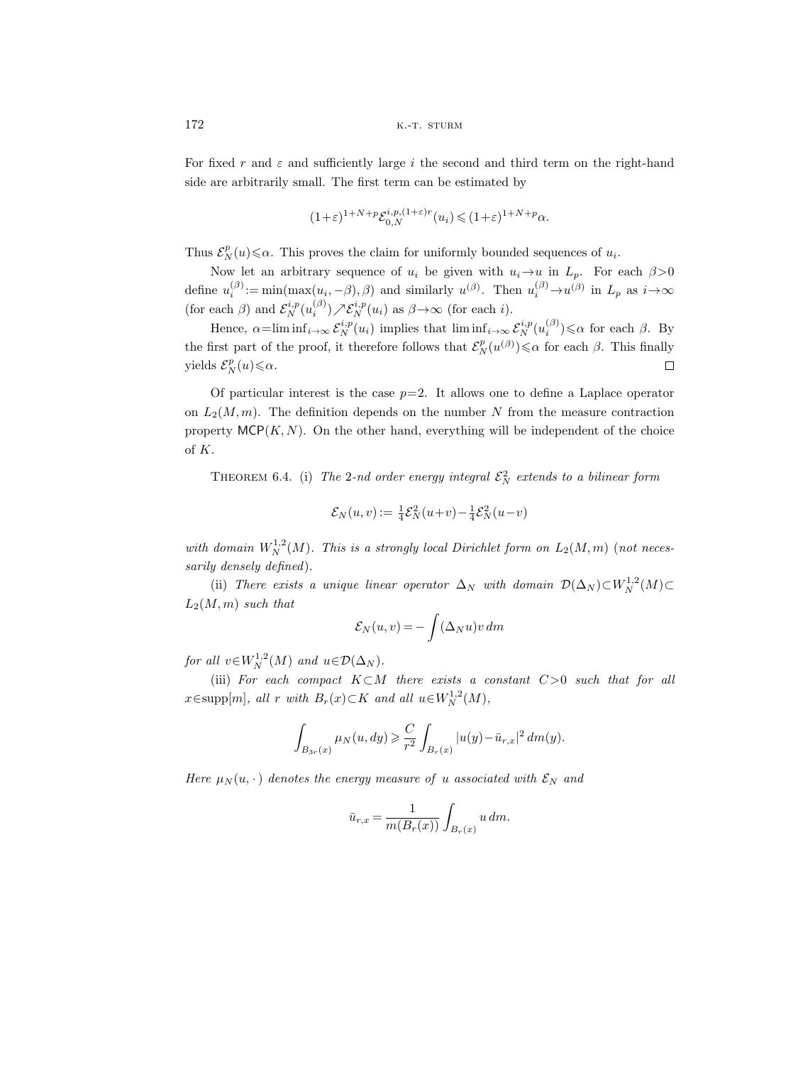For fixed $r$ and $\varepsilon$ and sufficiently large $i$ the second and third term on the right-hand side are arbitrarily small. The first term can be estimated by

$$(1+\varepsilon)^{1+N+p}\mathcal{E}_{0,N}^{i,p,(1+\varepsilon)r}(u_i) \leqslant (1+\varepsilon)^{1+N+p}\alpha.$$

Thus $\mathcal{E}_N^p(u)\leqslant\alpha$. This proves the claim for uniformly bounded sequences of $u_i$.

Now let an arbitrary sequence of $u_i$ be given with $u_i\to u$ in $L_p$. For each $\beta>0$ define $u_i^{(\beta)} := \min(\max(u_i,-\beta),\beta)$ and similarly $u^{(\beta)}$. Then $u_i^{(\beta)}\to u^{(\beta)}$ in $L_p$ as $i\to\infty$ (for each $\beta$) and $\mathcal{E}_N^{i,p}(u_i^{(\beta)})\nearrow\mathcal{E}_N^{i,p}(u_i)$ as $\beta\to\infty$ (for each $i$).

Hence, $\alpha=\liminf_{i\to\infty}\mathcal{E}_N^{i,p}(u_i)$ implies that $\liminf_{i\to\infty}\mathcal{E}_N^{i,p}(u_i^{(\beta)})\leqslant\alpha$ for each $\beta$. By the first part of the proof, it therefore follows that $\mathcal{E}_N^p(u^{(\beta)})\leqslant\alpha$ for each $\beta$. This finally yields $\mathcal{E}_N^p(u)\leqslant\alpha$. $\square$

Of particular interest is the case $p=2$. It allows one to define a Laplace operator on $L_2(M,m)$. The definition depends on the number $N$ from the measure contraction property $\mathsf{MCP}(K,N)$. On the other hand, everything will be independent of the choice of $K$.

THEOREM 6.4. (i) *The 2-nd order energy integral $\mathcal{E}_N^2$ extends to a bilinear form*

$$\mathcal{E}_N(u,v) := \tfrac{1}{4}\mathcal{E}_N^2(u+v)-\tfrac{1}{4}\mathcal{E}_N^2(u-v)$$

*with domain $W_N^{1,2}(M)$. This is a strongly local Dirichlet form on $L_2(M,m)$ (not necessarily densely defined).*

(ii) *There exists a unique linear operator $\Delta_N$ with domain $\mathcal{D}(\Delta_N)\subset W_N^{1,2}(M)\subset L_2(M,m)$ such that*

$$\mathcal{E}_N(u,v) = -\int(\Delta_N u)v\,dm$$

*for all $v\in W_N^{1,2}(M)$ and $u\in\mathcal{D}(\Delta_N)$.*

(iii) *For each compact $K\subset M$ there exists a constant $C>0$ such that for all $x\in\operatorname{supp}[m]$, all $r$ with $B_r(x)\subset K$ and all $u\in W_N^{1,2}(M)$,*

$$\int_{B_{3r}(x)}\mu_N(u,dy) \geqslant \frac{C}{r^2}\int_{B_r(x)}|u(y)-\bar{u}_{r,x}|^2\,dm(y).$$

*Here $\mu_N(u,\cdot\,)$ denotes the energy measure of $u$ associated with $\mathcal{E}_N$ and*

$$\bar{u}_{r,x} = \frac{1}{m(B_r(x))}\int_{B_r(x)}u\,dm.$$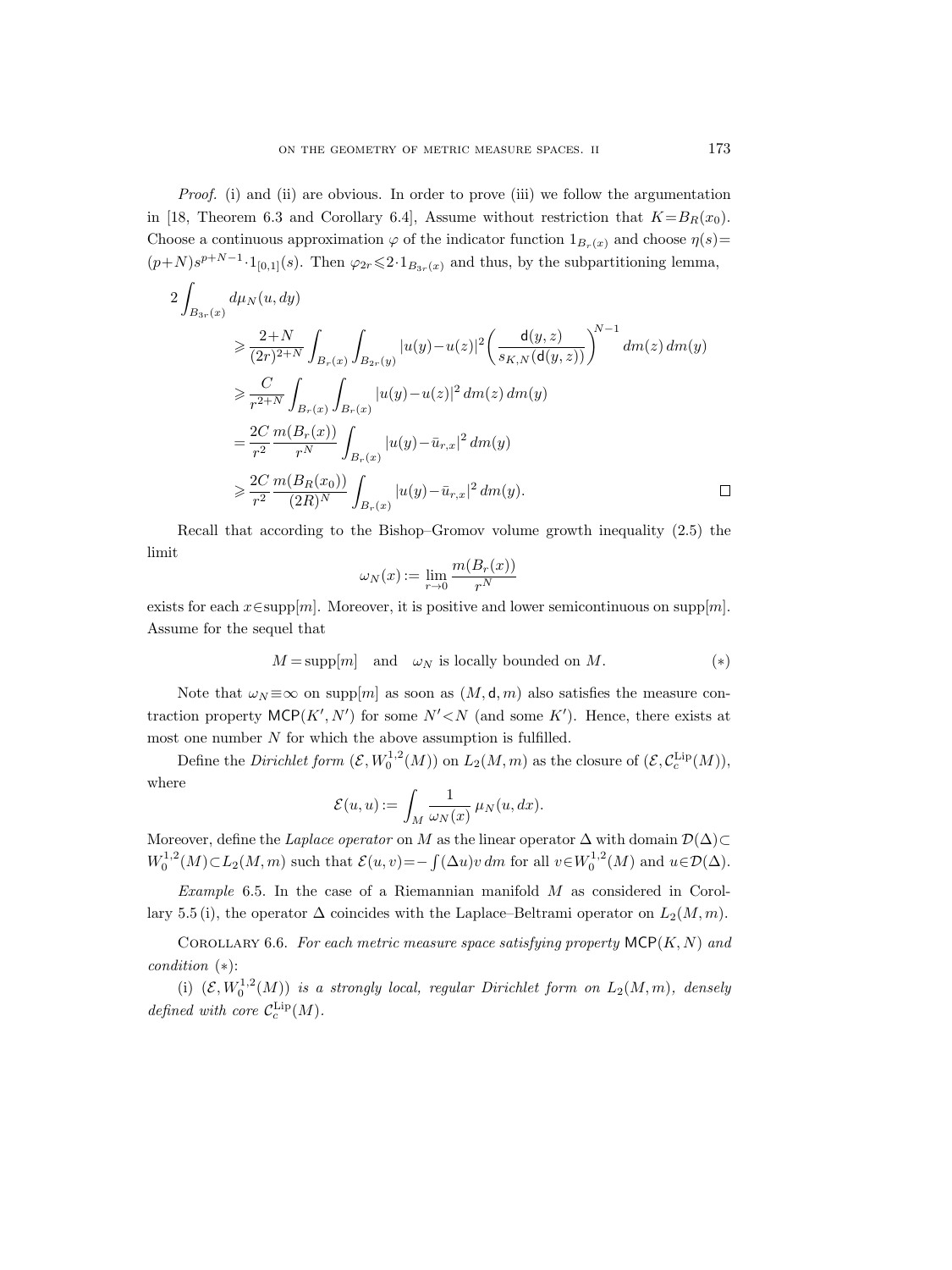*Proof.* (i) and (ii) are obvious. In order to prove (iii) we follow the argumentation in [18, Theorem 6.3 and Corollary 6.4], Assume without restriction that $K = B_R(x_0)$. Choose a continuous approximation $\varphi$ of the indicator function $1_{B_r(x)}$ and choose $\eta(s) = (p+N)s^{p+N-1} \cdot 1_{[0,1]}(s)$. Then $\varphi_{2r} \leqslant 2 \cdot 1_{B_{3r}(x)}$ and thus, by the subpartitioning lemma,

$$
\begin{aligned}
2 \int_{B_{3r}(x)} & d\mu_N(u, dy) \\
&\geqslant \frac{2+N}{(2r)^{2+N}} \int_{B_r(x)} \int_{B_{2r}(y)} |u(y) - u(z)|^2 \left( \frac{\mathsf{d}(y,z)}{s_{K,N}(\mathsf{d}(y,z))} \right)^{N-1} dm(z)\, dm(y) \\
&\geqslant \frac{C}{r^{2+N}} \int_{B_r(x)} \int_{B_r(x)} |u(y) - u(z)|^2 \, dm(z)\, dm(y) \\
&= \frac{2C}{r^2} \frac{m(B_r(x))}{r^N} \int_{B_r(x)} |u(y) - \bar{u}_{r,x}|^2 \, dm(y) \\
&\geqslant \frac{2C}{r^2} \frac{m(B_R(x_0))}{(2R)^N} \int_{B_r(x)} |u(y) - \bar{u}_{r,x}|^2 \, dm(y). \qquad \square
\end{aligned}
$$

Recall that according to the Bishop–Gromov volume growth inequality (2.5) the limit

$$
\omega_N(x) := \lim_{r \to 0} \frac{m(B_r(x))}{r^N}
$$

exists for each $x \in \mathrm{supp}[m]$. Moreover, it is positive and lower semicontinuous on $\mathrm{supp}[m]$. Assume for the sequel that

$$
M = \mathrm{supp}[m] \quad \text{and} \quad \omega_N \text{ is locally bounded on } M. \tag{$*$}
$$

Note that $\omega_N \equiv \infty$ on $\mathrm{supp}[m]$ as soon as $(M, \mathsf{d}, m)$ also satisfies the measure contraction property $\mathsf{MCP}(K', N')$ for some $N' < N$ (and some $K'$). Hence, there exists at most one number $N$ for which the above assumption is fulfilled.

Define the *Dirichlet form* $(\mathcal{E}, W_0^{1,2}(M))$ on $L_2(M, m)$ as the closure of $(\mathcal{E}, \mathcal{C}_c^{\mathrm{Lip}}(M))$, where

$$
\mathcal{E}(u, u) := \int_M \frac{1}{\omega_N(x)} \, \mu_N(u, dx).
$$

Moreover, define the *Laplace operator* on $M$ as the linear operator $\Delta$ with domain $\mathcal{D}(\Delta) \subset W_0^{1,2}(M) \subset L_2(M, m)$ such that $\mathcal{E}(u, v) = -\int (\Delta u) v \, dm$ for all $v \in W_0^{1,2}(M)$ and $u \in \mathcal{D}(\Delta)$.

*Example* 6.5. In the case of a Riemannian manifold $M$ as considered in Corollary 5.5 (i), the operator $\Delta$ coincides with the Laplace–Beltrami operator on $L_2(M, m)$.

Corollary 6.6. *For each metric measure space satisfying property* $\mathsf{MCP}(K, N)$ *and condition* $(*)$:

(i) $(\mathcal{E}, W_0^{1,2}(M))$ *is a strongly local, regular Dirichlet form on* $L_2(M, m)$, *densely defined with core* $\mathcal{C}_c^{\mathrm{Lip}}(M)$.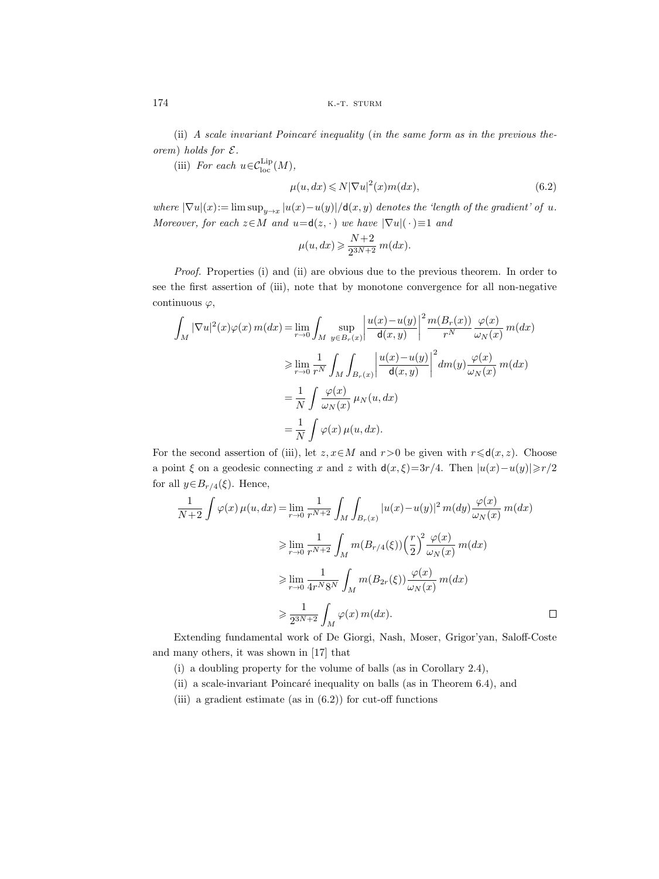(ii) *A scale invariant Poincaré inequality* (*in the same form as in the previous theorem*) *holds for* $\mathcal{E}$.

(iii) *For each* $u\in\mathcal{C}^{\mathrm{Lip}}_{\mathrm{loc}}(M)$,

$$\mu(u,dx)\leqslant N|\nabla u|^2(x)m(dx), \tag{6.2}$$

*where* $|\nabla u|(x):=\limsup_{y\to x}|u(x)-u(y)|/\mathsf{d}(x,y)$ *denotes the 'length of the gradient' of* $u$. *Moreover, for each* $z\in M$ *and* $u=\mathsf{d}(z,\cdot\,)$ *we have* $|\nabla u|(\,\cdot\,)\equiv 1$ *and*

$$\mu(u,dx)\geqslant\frac{N+2}{2^{3N+2}}\,m(dx).$$

*Proof.* Properties (i) and (ii) are obvious due to the previous theorem. In order to see the first assertion of (iii), note that by monotone convergence for all non-negative continuous $\varphi$,

$$\begin{aligned}
\int_M|\nabla u|^2(x)\varphi(x)\,m(dx)&=\lim_{r\to 0}\int_M\sup_{y\in B_r(x)}\left|\frac{u(x)-u(y)}{\mathsf{d}(x,y)}\right|^2\frac{m(B_r(x))}{r^N}\,\frac{\varphi(x)}{\omega_N(x)}\,m(dx)\\
&\geqslant\lim_{r\to 0}\frac{1}{r^N}\int_M\int_{B_r(x)}\left|\frac{u(x)-u(y)}{\mathsf{d}(x,y)}\right|^2dm(y)\frac{\varphi(x)}{\omega_N(x)}\,m(dx)\\
&=\frac{1}{N}\int\frac{\varphi(x)}{\omega_N(x)}\,\mu_N(u,dx)\\
&=\frac{1}{N}\int\varphi(x)\,\mu(u,dx).
\end{aligned}$$

For the second assertion of (iii), let $z,x\in M$ and $r>0$ be given with $r\leqslant\mathsf{d}(x,z)$. Choose a point $\xi$ on a geodesic connecting $x$ and $z$ with $\mathsf{d}(x,\xi)=3r/4$. Then $|u(x)-u(y)|\geqslant r/2$ for all $y\in B_{r/4}(\xi)$. Hence,

$$\begin{aligned}
\frac{1}{N+2}\int\varphi(x)\,\mu(u,dx)&=\lim_{r\to 0}\frac{1}{r^{N+2}}\int_M\int_{B_r(x)}|u(x)-u(y)|^2\,m(dy)\frac{\varphi(x)}{\omega_N(x)}\,m(dx)\\
&\geqslant\lim_{r\to 0}\frac{1}{r^{N+2}}\int_M m(B_{r/4}(\xi))\Big(\frac{r}{2}\Big)^2\frac{\varphi(x)}{\omega_N(x)}\,m(dx)\\
&\geqslant\lim_{r\to 0}\frac{1}{4r^N8^N}\int_M m(B_{2r}(\xi))\frac{\varphi(x)}{\omega_N(x)}\,m(dx)\\
&\geqslant\frac{1}{2^{3N+2}}\int_M\varphi(x)\,m(dx).
\end{aligned}$$

□

Extending fundamental work of De Giorgi, Nash, Moser, Grigor'yan, Saloff-Coste and many others, it was shown in [17] that

(i) a doubling property for the volume of balls (as in Corollary 2.4),

(ii) a scale-invariant Poincaré inequality on balls (as in Theorem 6.4), and

(iii) a gradient estimate (as in (6.2)) for cut-off functions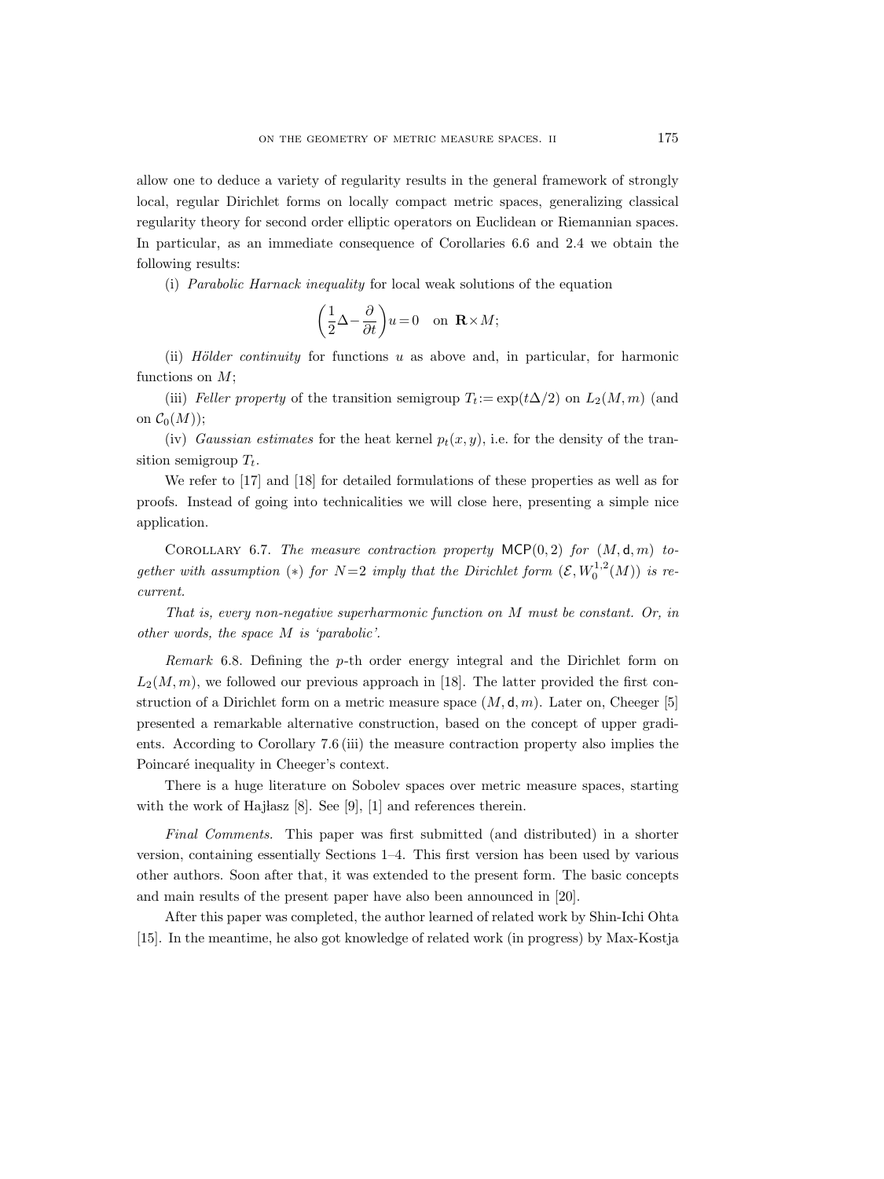allow one to deduce a variety of regularity results in the general framework of strongly local, regular Dirichlet forms on locally compact metric spaces, generalizing classical regularity theory for second order elliptic operators on Euclidean or Riemannian spaces. In particular, as an immediate consequence of Corollaries 6.6 and 2.4 we obtain the following results:

(i) *Parabolic Harnack inequality* for local weak solutions of the equation

$$\left(\frac{1}{2}\Delta - \frac{\partial}{\partial t}\right)u = 0 \quad \text{on } \mathbf{R}\times M;$$

(ii) *Hölder continuity* for functions $u$ as above and, in particular, for harmonic functions on $M$;

(iii) *Feller property* of the transition semigroup $T_t := \exp(t\Delta/2)$ on $L_2(M,m)$ (and on $\mathcal{C}_0(M)$);

(iv) *Gaussian estimates* for the heat kernel $p_t(x,y)$, i.e. for the density of the transition semigroup $T_t$.

We refer to [17] and [18] for detailed formulations of these properties as well as for proofs. Instead of going into technicalities we will close here, presenting a simple nice application.

Corollary 6.7. *The measure contraction property* $\mathsf{MCP}(0,2)$ *for* $(M,\mathsf{d},m)$ *together with assumption* $(*)$ *for* $N=2$ *imply that the Dirichlet form* $(\mathcal{E}, W_0^{1,2}(M))$ *is recurrent.*

*That is, every non-negative superharmonic function on* $M$ *must be constant. Or, in other words, the space* $M$ *is 'parabolic'.*

*Remark* 6.8. Defining the $p$-th order energy integral and the Dirichlet form on $L_2(M,m)$, we followed our previous approach in [18]. The latter provided the first construction of a Dirichlet form on a metric measure space $(M,\mathsf{d},m)$. Later on, Cheeger [5] presented a remarkable alternative construction, based on the concept of upper gradients. According to Corollary 7.6 (iii) the measure contraction property also implies the Poincaré inequality in Cheeger's context.

There is a huge literature on Sobolev spaces over metric measure spaces, starting with the work of Hajłasz [8]. See [9], [1] and references therein.

*Final Comments.* This paper was first submitted (and distributed) in a shorter version, containing essentially Sections 1–4. This first version has been used by various other authors. Soon after that, it was extended to the present form. The basic concepts and main results of the present paper have also been announced in [20].

After this paper was completed, the author learned of related work by Shin-Ichi Ohta [15]. In the meantime, he also got knowledge of related work (in progress) by Max-Kostja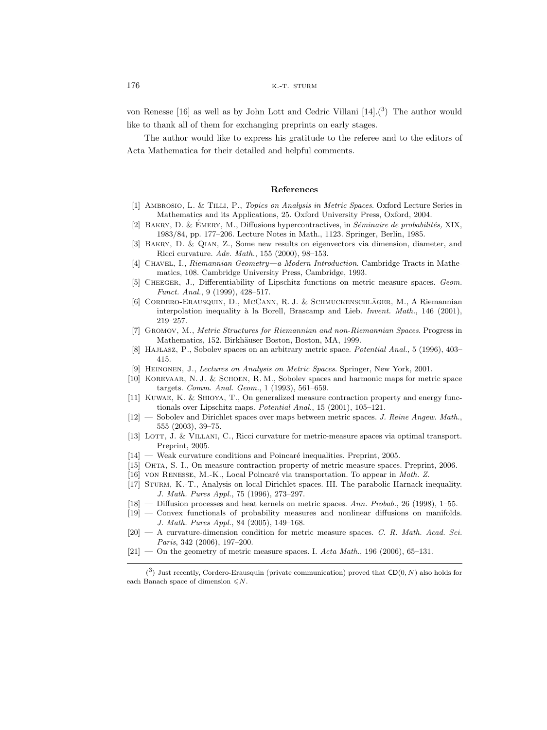von Renesse [16] as well as by John Lott and Cedric Villani [14].([3]) The author would like to thank all of them for exchanging preprints on early stages.

The author would like to express his gratitude to the referee and to the editors of Acta Mathematica for their detailed and helpful comments.

## References

- [1] Ambrosio, L. & Tilli, P., *Topics on Analysis in Metric Spaces*. Oxford Lecture Series in Mathematics and its Applications, 25. Oxford University Press, Oxford, 2004.
- [2] Bakry, D. & Émery, M., Diffusions hypercontractives, in *Séminaire de probabilités,* XIX, 1983/84, pp. 177–206. Lecture Notes in Math., 1123. Springer, Berlin, 1985.
- [3] Bakry, D. & Qian, Z., Some new results on eigenvectors via dimension, diameter, and Ricci curvature. *Adv. Math.*, 155 (2000), 98–153.
- [4] Chavel, I., *Riemannian Geometry—a Modern Introduction*. Cambridge Tracts in Mathematics, 108. Cambridge University Press, Cambridge, 1993.
- [5] Cheeger, J., Differentiability of Lipschitz functions on metric measure spaces. *Geom. Funct. Anal.*, 9 (1999), 428–517.
- [6] Cordero-Erausquin, D., McCann, R. J. & Schmuckenschläger, M., A Riemannian interpolation inequality à la Borell, Brascamp and Lieb. *Invent. Math.*, 146 (2001), 219–257.
- [7] Gromov, M., *Metric Structures for Riemannian and non-Riemannian Spaces*. Progress in Mathematics, 152. Birkhäuser Boston, Boston, MA, 1999.
- [8] Hajłasz, P., Sobolev spaces on an arbitrary metric space. *Potential Anal.*, 5 (1996), 403–415.
- [9] Heinonen, J., *Lectures on Analysis on Metric Spaces*. Springer, New York, 2001.
- [10] Korevaar, N. J. & Schoen, R. M., Sobolev spaces and harmonic maps for metric space targets. *Comm. Anal. Geom.*, 1 (1993), 561–659.
- [11] Kuwae, K. & Shioya, T., On generalized measure contraction property and energy functionals over Lipschitz maps. *Potential Anal.*, 15 (2001), 105–121.
- [12] — Sobolev and Dirichlet spaces over maps between metric spaces. *J. Reine Angew. Math.*, 555 (2003), 39–75.
- [13] Lott, J. & Villani, C., Ricci curvature for metric-measure spaces via optimal transport. Preprint, 2005.
- [14] — Weak curvature conditions and Poincaré inequalities. Preprint, 2005.
- [15] Ohta, S.-I., On measure contraction property of metric measure spaces. Preprint, 2006.
- [16] von Renesse, M.-K., Local Poincaré via transportation. To appear in *Math. Z.*
- [17] Sturm, K.-T., Analysis on local Dirichlet spaces. III. The parabolic Harnack inequality. *J. Math. Pures Appl.*, 75 (1996), 273–297.
- [18] — Diffusion processes and heat kernels on metric spaces. *Ann. Probab.*, 26 (1998), 1–55.
- [19] — Convex functionals of probability measures and nonlinear diffusions on manifolds. *J. Math. Pures Appl.*, 84 (2005), 149–168.
- [20] — A curvature-dimension condition for metric measure spaces. *C. R. Math. Acad. Sci. Paris*, 342 (2006), 197–200.
- [21] — On the geometry of metric measure spaces. I. *Acta Math.*, 196 (2006), 65–131.

([3]) Just recently, Cordero-Erausquin (private communication) proved that $\mathsf{CD}(0, N)$ also holds for each Banach space of dimension $\leqslant N$.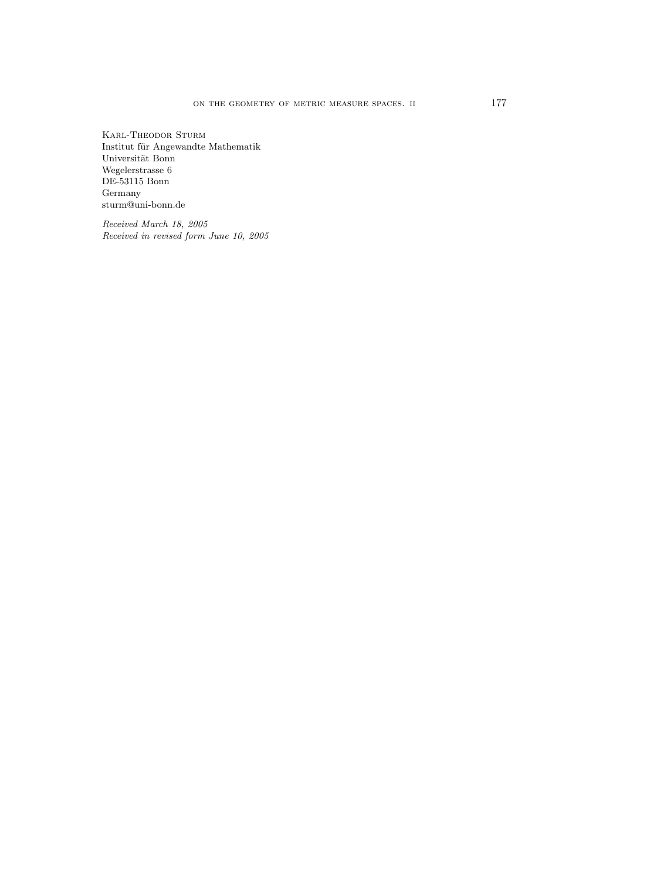Karl-Theodor Sturm
Institut für Angewandte Mathematik
Universität Bonn
Wegelerstrasse 6
DE-53115 Bonn
Germany
sturm@uni-bonn.de

*Received March 18, 2005*
*Received in revised form June 10, 2005*